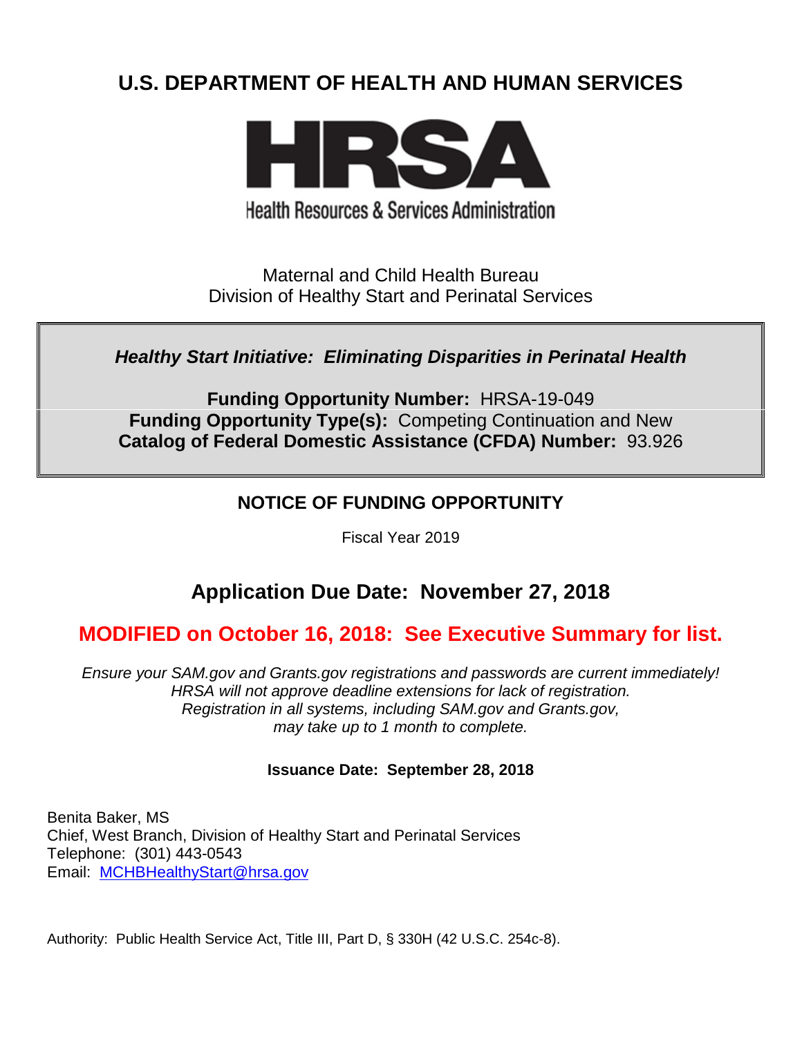# U.S. DEPARTMENT OF HEALTH AND HUMAN SERVICES

**HRSA**

Health Resources & Services Administration

Maternal and Child Health Bureau
Division of Healthy Start and Perinatal Services

***Healthy Start Initiative: Eliminating Disparities in Perinatal Health***

**Funding Opportunity Number:** HRSA-19-049
**Funding Opportunity Type(s):** Competing Continuation and New
**Catalog of Federal Domestic Assistance (CFDA) Number:** 93.926

## NOTICE OF FUNDING OPPORTUNITY

Fiscal Year 2019

## Application Due Date: November 27, 2018

## MODIFIED on October 16, 2018: See Executive Summary for list.

*Ensure your SAM.gov and Grants.gov registrations and passwords are current immediately!*
*HRSA will not approve deadline extensions for lack of registration.*
*Registration in all systems, including SAM.gov and Grants.gov,*
*may take up to 1 month to complete.*

**Issuance Date: September 28, 2018**

Benita Baker, MS
Chief, West Branch, Division of Healthy Start and Perinatal Services
Telephone: (301) 443-0543
Email: MCHBHealthyStart@hrsa.gov

Authority: Public Health Service Act, Title III, Part D, § 330H (42 U.S.C. 254c-8).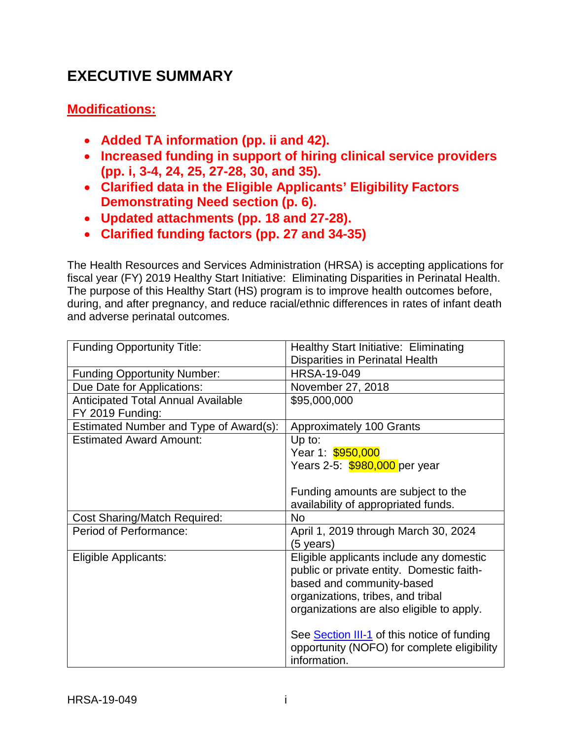# EXECUTIVE SUMMARY

## Modifications:

- **Added TA information (pp. ii and 42).**
- **Increased funding in support of hiring clinical service providers (pp. i, 3-4, 24, 25, 27-28, 30, and 35).**
- **Clarified data in the Eligible Applicants' Eligibility Factors Demonstrating Need section (p. 6).**
- **Updated attachments (pp. 18 and 27-28).**
- **Clarified funding factors (pp. 27 and 34-35)**

The Health Resources and Services Administration (HRSA) is accepting applications for fiscal year (FY) 2019 Healthy Start Initiative: Eliminating Disparities in Perinatal Health. The purpose of this Healthy Start (HS) program is to improve health outcomes before, during, and after pregnancy, and reduce racial/ethnic differences in rates of infant death and adverse perinatal outcomes.

| | |
|---|---|
| Funding Opportunity Title: | Healthy Start Initiative: Eliminating Disparities in Perinatal Health |
| Funding Opportunity Number: | HRSA-19-049 |
| Due Date for Applications: | November 27, 2018 |
| Anticipated Total Annual Available FY 2019 Funding: | $95,000,000 |
| Estimated Number and Type of Award(s): | Approximately 100 Grants |
| Estimated Award Amount: | Up to:<br>Year 1: $950,000<br>Years 2-5: $980,000 per year<br><br>Funding amounts are subject to the availability of appropriated funds. |
| Cost Sharing/Match Required: | No |
| Period of Performance: | April 1, 2019 through March 30, 2024 (5 years) |
| Eligible Applicants: | Eligible applicants include any domestic public or private entity. Domestic faith-based and community-based organizations, tribes, and tribal organizations are also eligible to apply.<br><br>See Section III-1 of this notice of funding opportunity (NOFO) for complete eligibility information. |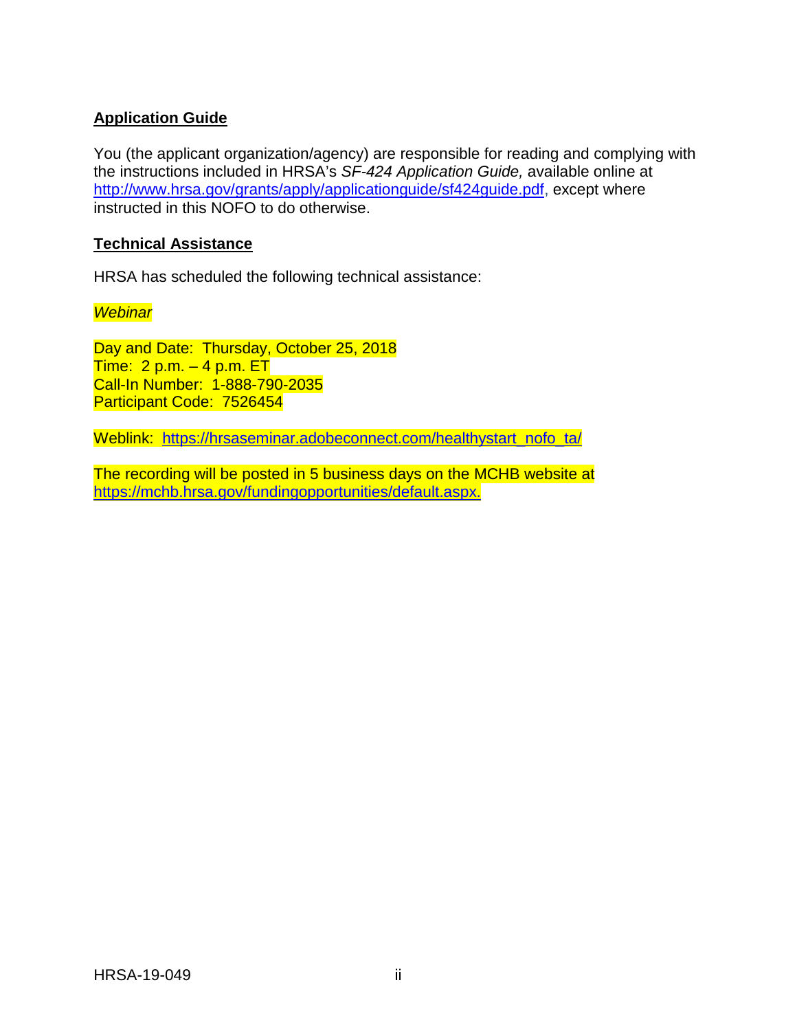## Application Guide

You (the applicant organization/agency) are responsible for reading and complying with the instructions included in HRSA's *SF-424 Application Guide,* available online at http://www.hrsa.gov/grants/apply/applicationguide/sf424guide.pdf, except where instructed in this NOFO to do otherwise.

## Technical Assistance

HRSA has scheduled the following technical assistance:

*Webinar*

Day and Date: Thursday, October 25, 2018
Time: 2 p.m. – 4 p.m. ET
Call-In Number: 1-888-790-2035
Participant Code: 7526454

Weblink: https://hrsaseminar.adobeconnect.com/healthystart_nofo_ta/

The recording will be posted in 5 business days on the MCHB website at https://mchb.hrsa.gov/fundingopportunities/default.aspx.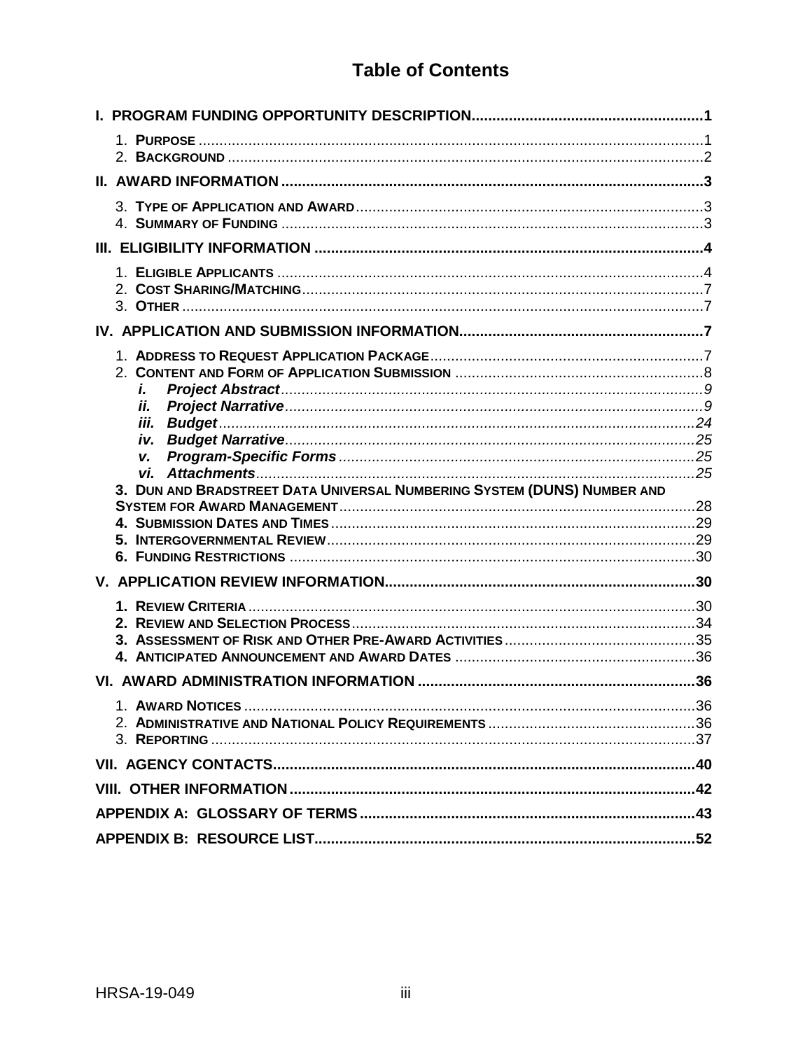# Table of Contents

**I. PROGRAM FUNDING OPPORTUNITY DESCRIPTION** .......... 1

1. **PURPOSE** .......... 1
2. **BACKGROUND** .......... 2

**II. AWARD INFORMATION** .......... 3

3. **TYPE OF APPLICATION AND AWARD** .......... 3
4. **SUMMARY OF FUNDING** .......... 3

**III. ELIGIBILITY INFORMATION** .......... 4

1. **ELIGIBLE APPLICANTS** .......... 4
2. **COST SHARING/MATCHING** .......... 7
3. **OTHER** .......... 7

**IV. APPLICATION AND SUBMISSION INFORMATION** .......... 7

1. **ADDRESS TO REQUEST APPLICATION PACKAGE** .......... 7
2. **CONTENT AND FORM OF APPLICATION SUBMISSION** .......... 8
   - ***i. Project Abstract*** .......... 9
   - ***ii. Project Narrative*** .......... 9
   - ***iii. Budget*** .......... 24
   - ***iv. Budget Narrative*** .......... 25
   - ***v. Program-Specific Forms*** .......... 25
   - ***vi. Attachments*** .......... 25
3. **DUN AND BRADSTREET DATA UNIVERSAL NUMBERING SYSTEM (DUNS) NUMBER AND SYSTEM FOR AWARD MANAGEMENT** .......... 28
4. **SUBMISSION DATES AND TIMES** .......... 29
5. **INTERGOVERNMENTAL REVIEW** .......... 29
6. **FUNDING RESTRICTIONS** .......... 30

**V. APPLICATION REVIEW INFORMATION** .......... 30

1. **REVIEW CRITERIA** .......... 30
2. **REVIEW AND SELECTION PROCESS** .......... 34
3. **ASSESSMENT OF RISK AND OTHER PRE-AWARD ACTIVITIES** .......... 35
4. **ANTICIPATED ANNOUNCEMENT AND AWARD DATES** .......... 36

**VI. AWARD ADMINISTRATION INFORMATION** .......... 36

1. **AWARD NOTICES** .......... 36
2. **ADMINISTRATIVE AND NATIONAL POLICY REQUIREMENTS** .......... 36
3. **REPORTING** .......... 37

**VII. AGENCY CONTACTS** .......... 40

**VIII. OTHER INFORMATION** .......... 42

**APPENDIX A: GLOSSARY OF TERMS** .......... 43

**APPENDIX B: RESOURCE LIST** .......... 52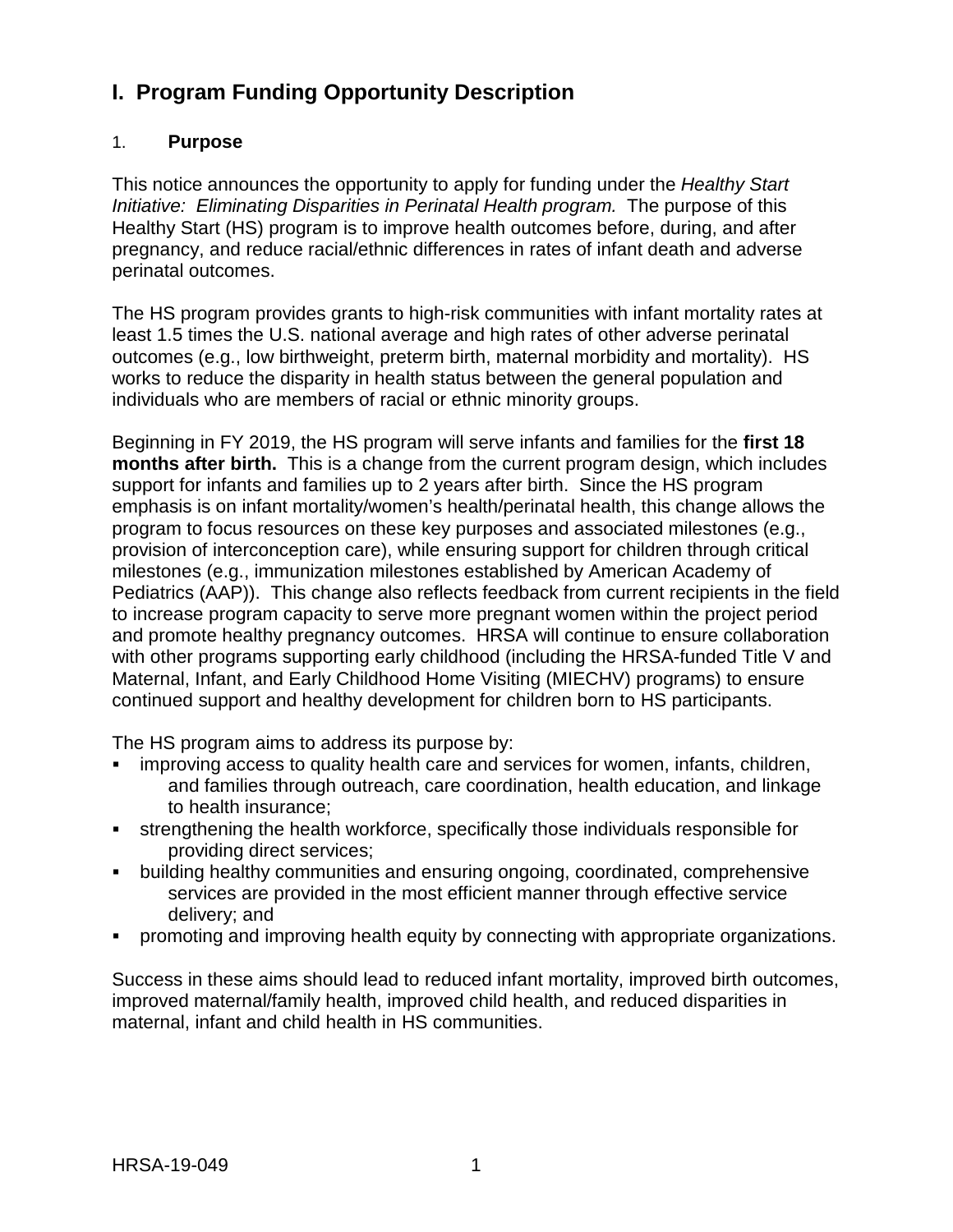# I. Program Funding Opportunity Description

## 1. Purpose

This notice announces the opportunity to apply for funding under the *Healthy Start Initiative: Eliminating Disparities in Perinatal Health program.* The purpose of this Healthy Start (HS) program is to improve health outcomes before, during, and after pregnancy, and reduce racial/ethnic differences in rates of infant death and adverse perinatal outcomes.

The HS program provides grants to high-risk communities with infant mortality rates at least 1.5 times the U.S. national average and high rates of other adverse perinatal outcomes (e.g., low birthweight, preterm birth, maternal morbidity and mortality). HS works to reduce the disparity in health status between the general population and individuals who are members of racial or ethnic minority groups.

Beginning in FY 2019, the HS program will serve infants and families for the **first 18 months after birth.** This is a change from the current program design, which includes support for infants and families up to 2 years after birth. Since the HS program emphasis is on infant mortality/women's health/perinatal health, this change allows the program to focus resources on these key purposes and associated milestones (e.g., provision of interconception care), while ensuring support for children through critical milestones (e.g., immunization milestones established by American Academy of Pediatrics (AAP)). This change also reflects feedback from current recipients in the field to increase program capacity to serve more pregnant women within the project period and promote healthy pregnancy outcomes. HRSA will continue to ensure collaboration with other programs supporting early childhood (including the HRSA-funded Title V and Maternal, Infant, and Early Childhood Home Visiting (MIECHV) programs) to ensure continued support and healthy development for children born to HS participants.

The HS program aims to address its purpose by:

- improving access to quality health care and services for women, infants, children, and families through outreach, care coordination, health education, and linkage to health insurance;
- strengthening the health workforce, specifically those individuals responsible for providing direct services;
- building healthy communities and ensuring ongoing, coordinated, comprehensive services are provided in the most efficient manner through effective service delivery; and
- promoting and improving health equity by connecting with appropriate organizations.

Success in these aims should lead to reduced infant mortality, improved birth outcomes, improved maternal/family health, improved child health, and reduced disparities in maternal, infant and child health in HS communities.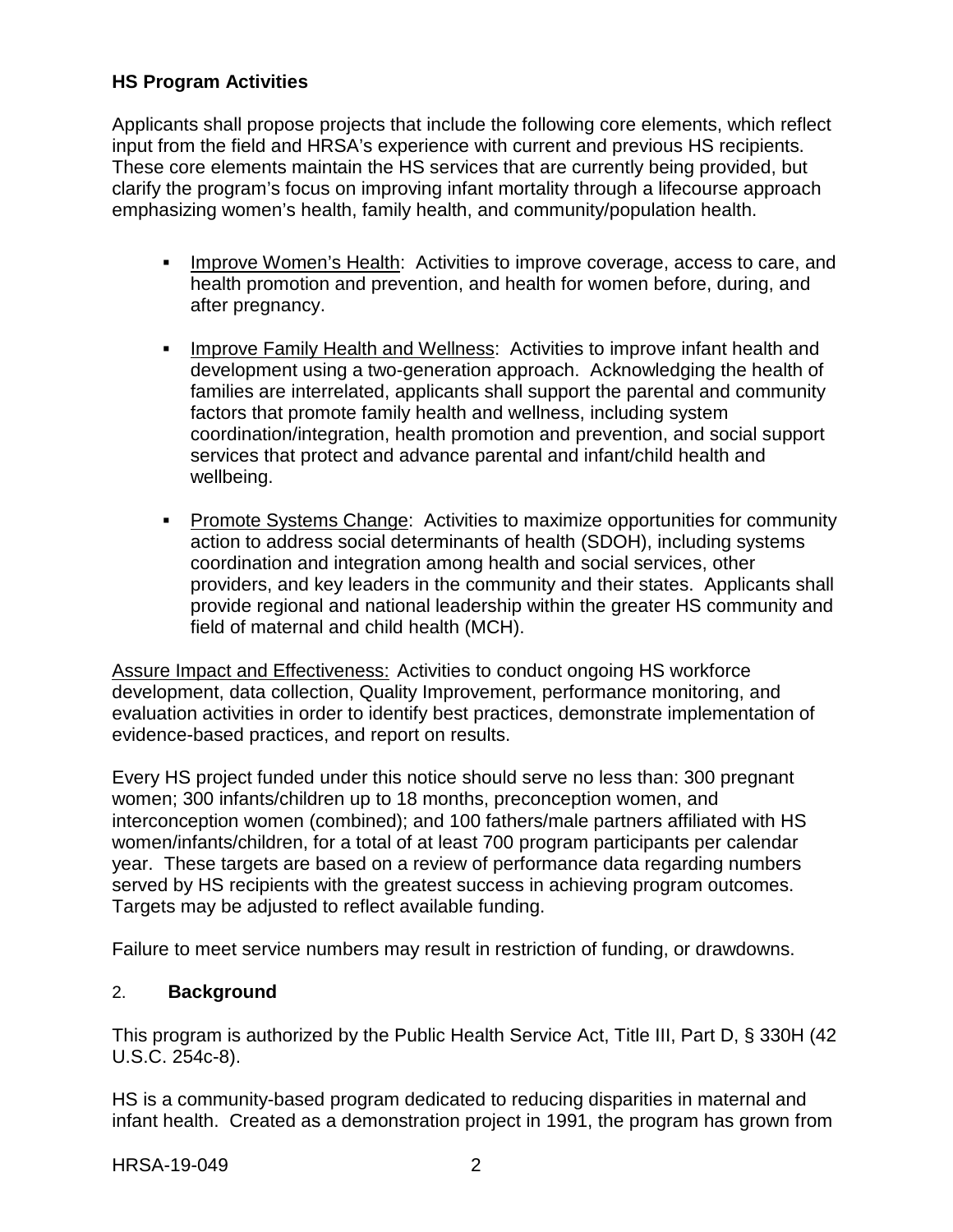**HS Program Activities**

Applicants shall propose projects that include the following core elements, which reflect input from the field and HRSA's experience with current and previous HS recipients. These core elements maintain the HS services that are currently being provided, but clarify the program's focus on improving infant mortality through a lifecourse approach emphasizing women's health, family health, and community/population health.

- Improve Women's Health: Activities to improve coverage, access to care, and health promotion and prevention, and health for women before, during, and after pregnancy.
- Improve Family Health and Wellness: Activities to improve infant health and development using a two-generation approach. Acknowledging the health of families are interrelated, applicants shall support the parental and community factors that promote family health and wellness, including system coordination/integration, health promotion and prevention, and social support services that protect and advance parental and infant/child health and wellbeing.
- Promote Systems Change: Activities to maximize opportunities for community action to address social determinants of health (SDOH), including systems coordination and integration among health and social services, other providers, and key leaders in the community and their states. Applicants shall provide regional and national leadership within the greater HS community and field of maternal and child health (MCH).

Assure Impact and Effectiveness: Activities to conduct ongoing HS workforce development, data collection, Quality Improvement, performance monitoring, and evaluation activities in order to identify best practices, demonstrate implementation of evidence-based practices, and report on results.

Every HS project funded under this notice should serve no less than: 300 pregnant women; 300 infants/children up to 18 months, preconception women, and interconception women (combined); and 100 fathers/male partners affiliated with HS women/infants/children, for a total of at least 700 program participants per calendar year. These targets are based on a review of performance data regarding numbers served by HS recipients with the greatest success in achieving program outcomes. Targets may be adjusted to reflect available funding.

Failure to meet service numbers may result in restriction of funding, or drawdowns.

## 2. Background

This program is authorized by the Public Health Service Act, Title III, Part D, § 330H (42 U.S.C. 254c-8).

HS is a community-based program dedicated to reducing disparities in maternal and infant health. Created as a demonstration project in 1991, the program has grown from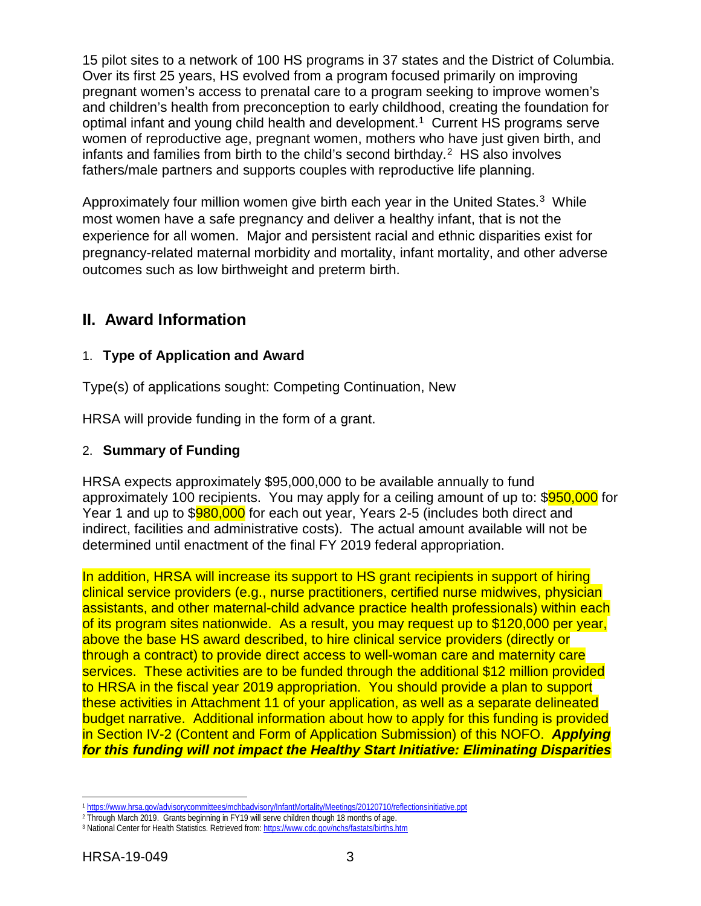15 pilot sites to a network of 100 HS programs in 37 states and the District of Columbia. Over its first 25 years, HS evolved from a program focused primarily on improving pregnant women's access to prenatal care to a program seeking to improve women's and children's health from preconception to early childhood, creating the foundation for optimal infant and young child health and development.[1] Current HS programs serve women of reproductive age, pregnant women, mothers who have just given birth, and infants and families from birth to the child's second birthday.[2] HS also involves fathers/male partners and supports couples with reproductive life planning.

Approximately four million women give birth each year in the United States.[3] While most women have a safe pregnancy and deliver a healthy infant, that is not the experience for all women. Major and persistent racial and ethnic disparities exist for pregnancy-related maternal morbidity and mortality, infant mortality, and other adverse outcomes such as low birthweight and preterm birth.

## II. Award Information

### 1. Type of Application and Award

Type(s) of applications sought: Competing Continuation, New

HRSA will provide funding in the form of a grant.

### 2. Summary of Funding

HRSA expects approximately $95,000,000 to be available annually to fund approximately 100 recipients. You may apply for a ceiling amount of up to: $950,000 for Year 1 and up to $980,000 for each out year, Years 2-5 (includes both direct and indirect, facilities and administrative costs). The actual amount available will not be determined until enactment of the final FY 2019 federal appropriation.

In addition, HRSA will increase its support to HS grant recipients in support of hiring clinical service providers (e.g., nurse practitioners, certified nurse midwives, physician assistants, and other maternal-child advance practice health professionals) within each of its program sites nationwide. As a result, you may request up to $120,000 per year, above the base HS award described, to hire clinical service providers (directly or through a contract) to provide direct access to well-woman care and maternity care services. These activities are to be funded through the additional $12 million provided to HRSA in the fiscal year 2019 appropriation. You should provide a plan to support these activities in Attachment 11 of your application, as well as a separate delineated budget narrative. Additional information about how to apply for this funding is provided in Section IV-2 (Content and Form of Application Submission) of this NOFO. ***Applying for this funding will not impact the Healthy Start Initiative: Eliminating Disparities***

---

[1] https://www.hrsa.gov/advisorycommittees/mchbadvisory/InfantMortality/Meetings/20120710/reflectionsinitiative.ppt

[2] Through March 2019. Grants beginning in FY19 will serve children though 18 months of age.

[3] National Center for Health Statistics. Retrieved from: https://www.cdc.gov/nchs/fastats/births.htm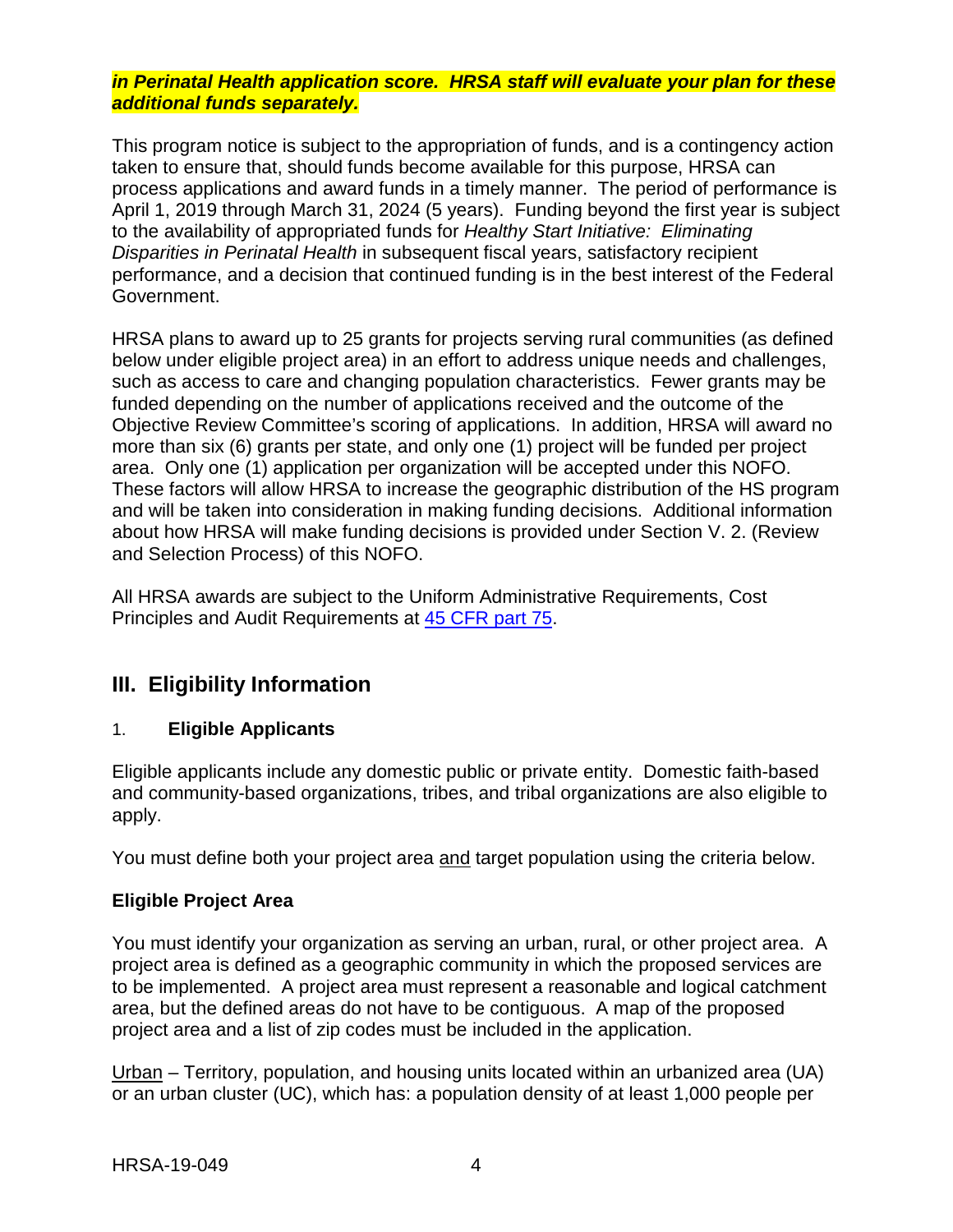***in Perinatal Health application score. HRSA staff will evaluate your plan for these additional funds separately.***

This program notice is subject to the appropriation of funds, and is a contingency action taken to ensure that, should funds become available for this purpose, HRSA can process applications and award funds in a timely manner. The period of performance is April 1, 2019 through March 31, 2024 (5 years). Funding beyond the first year is subject to the availability of appropriated funds for *Healthy Start Initiative: Eliminating Disparities in Perinatal Health* in subsequent fiscal years, satisfactory recipient performance, and a decision that continued funding is in the best interest of the Federal Government.

HRSA plans to award up to 25 grants for projects serving rural communities (as defined below under eligible project area) in an effort to address unique needs and challenges, such as access to care and changing population characteristics. Fewer grants may be funded depending on the number of applications received and the outcome of the Objective Review Committee's scoring of applications. In addition, HRSA will award no more than six (6) grants per state, and only one (1) project will be funded per project area. Only one (1) application per organization will be accepted under this NOFO. These factors will allow HRSA to increase the geographic distribution of the HS program and will be taken into consideration in making funding decisions. Additional information about how HRSA will make funding decisions is provided under Section V. 2. (Review and Selection Process) of this NOFO.

All HRSA awards are subject to the Uniform Administrative Requirements, Cost Principles and Audit Requirements at [45 CFR part 75](https://www.ecfr.gov/cgi-bin/retrieveECFR?gp=1&SID=4d52364ec83fab994c665943dadf9cf7&ty=HTML&h=L&r=PART&n=pt45.1.75).

## III. Eligibility Information

### 1. Eligible Applicants

Eligible applicants include any domestic public or private entity. Domestic faith-based and community-based organizations, tribes, and tribal organizations are also eligible to apply.

You must define both your project area and target population using the criteria below.

**Eligible Project Area**

You must identify your organization as serving an urban, rural, or other project area. A project area is defined as a geographic community in which the proposed services are to be implemented. A project area must represent a reasonable and logical catchment area, but the defined areas do not have to be contiguous. A map of the proposed project area and a list of zip codes must be included in the application.

Urban – Territory, population, and housing units located within an urbanized area (UA) or an urban cluster (UC), which has: a population density of at least 1,000 people per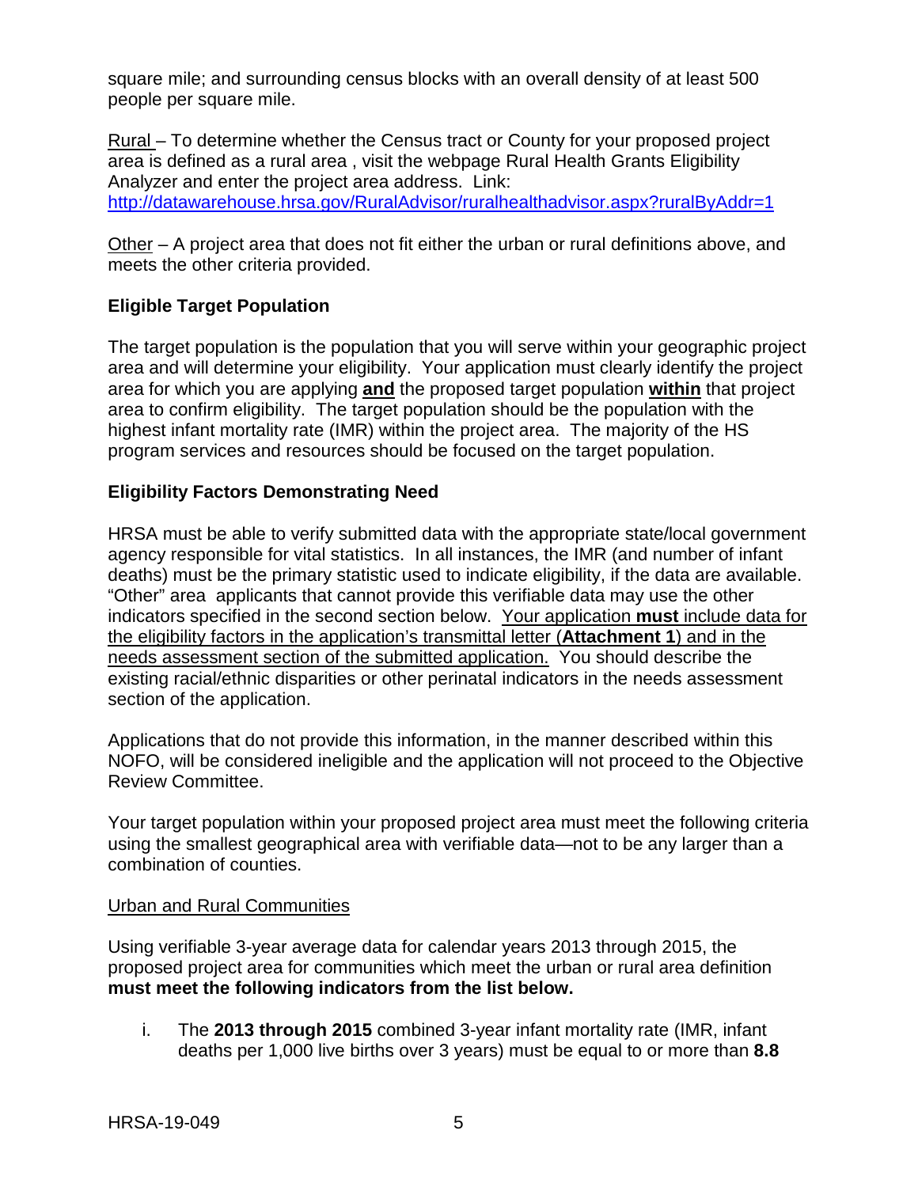square mile; and surrounding census blocks with an overall density of at least 500 people per square mile.

Rural – To determine whether the Census tract or County for your proposed project area is defined as a rural area , visit the webpage Rural Health Grants Eligibility Analyzer and enter the project area address. Link: http://datawarehouse.hrsa.gov/RuralAdvisor/ruralhealthadvisor.aspx?ruralByAddr=1

Other – A project area that does not fit either the urban or rural definitions above, and meets the other criteria provided.

**Eligible Target Population**

The target population is the population that you will serve within your geographic project area and will determine your eligibility. Your application must clearly identify the project area for which you are applying **and** the proposed target population **within** that project area to confirm eligibility. The target population should be the population with the highest infant mortality rate (IMR) within the project area. The majority of the HS program services and resources should be focused on the target population.

**Eligibility Factors Demonstrating Need**

HRSA must be able to verify submitted data with the appropriate state/local government agency responsible for vital statistics. In all instances, the IMR (and number of infant deaths) must be the primary statistic used to indicate eligibility, if the data are available. "Other" area applicants that cannot provide this verifiable data may use the other indicators specified in the second section below. Your application **must** include data for the eligibility factors in the application's transmittal letter (**Attachment 1**) and in the needs assessment section of the submitted application. You should describe the existing racial/ethnic disparities or other perinatal indicators in the needs assessment section of the application.

Applications that do not provide this information, in the manner described within this NOFO, will be considered ineligible and the application will not proceed to the Objective Review Committee.

Your target population within your proposed project area must meet the following criteria using the smallest geographical area with verifiable data—not to be any larger than a combination of counties.

Urban and Rural Communities

Using verifiable 3-year average data for calendar years 2013 through 2015, the proposed project area for communities which meet the urban or rural area definition **must meet the following indicators from the list below.**

i. The **2013 through 2015** combined 3-year infant mortality rate (IMR, infant deaths per 1,000 live births over 3 years) must be equal to or more than **8.8**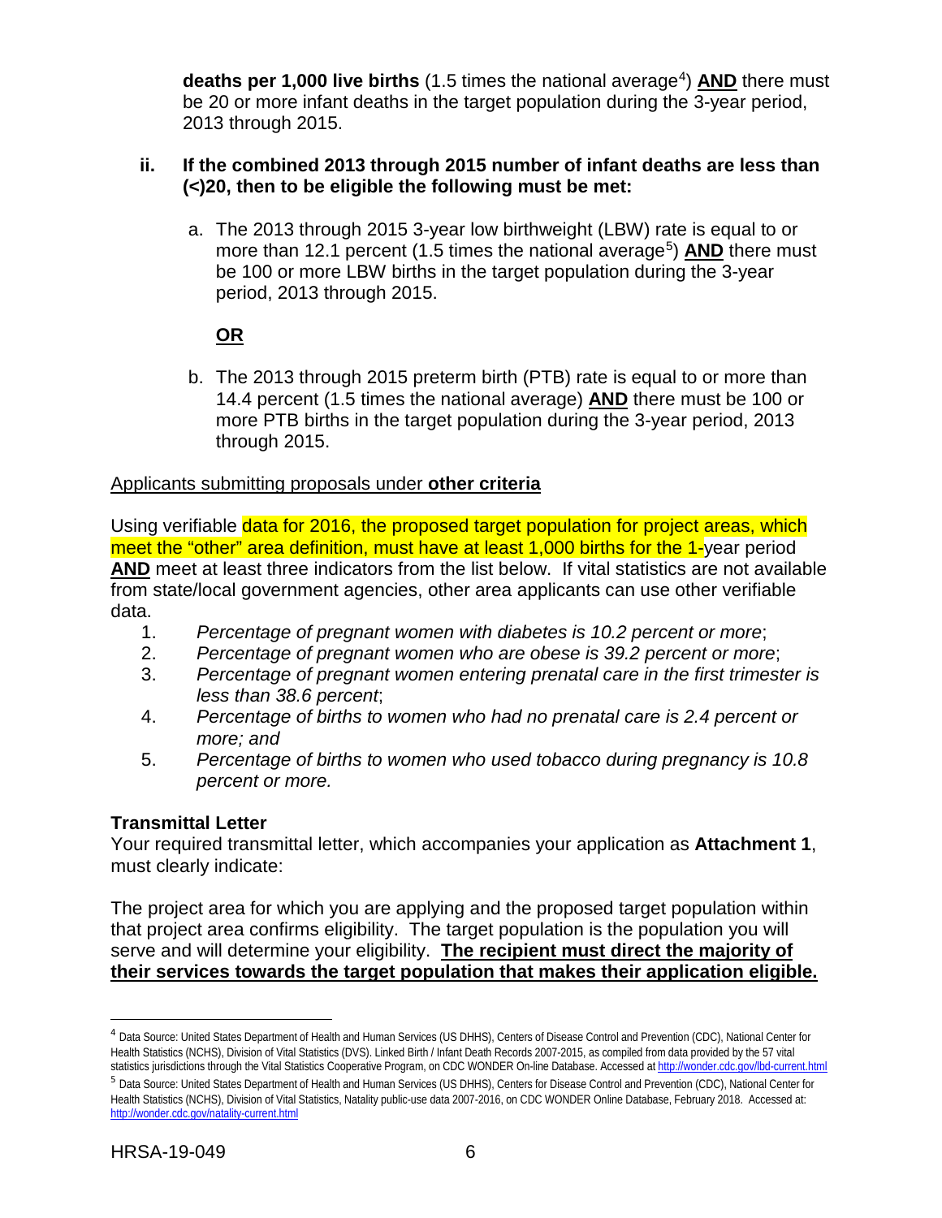**deaths per 1,000 live births** (1.5 times the national average[4]) **AND** there must be 20 or more infant deaths in the target population during the 3-year period, 2013 through 2015.

**ii. If the combined 2013 through 2015 number of infant deaths are less than (<)20, then to be eligible the following must be met:**

a. The 2013 through 2015 3-year low birthweight (LBW) rate is equal to or more than 12.1 percent (1.5 times the national average[5]) **AND** there must be 100 or more LBW births in the target population during the 3-year period, 2013 through 2015.

**OR**

b. The 2013 through 2015 preterm birth (PTB) rate is equal to or more than 14.4 percent (1.5 times the national average) **AND** there must be 100 or more PTB births in the target population during the 3-year period, 2013 through 2015.

Applicants submitting proposals under **other criteria**

Using verifiable data for 2016, the proposed target population for project areas, which meet the "other" area definition, must have at least 1,000 births for the 1-year period **AND** meet at least three indicators from the list below. If vital statistics are not available from state/local government agencies, other area applicants can use other verifiable data.

1. *Percentage of pregnant women with diabetes is 10.2 percent or more*;
2. *Percentage of pregnant women who are obese is 39.2 percent or more*;
3. *Percentage of pregnant women entering prenatal care in the first trimester is less than 38.6 percent*;
4. *Percentage of births to women who had no prenatal care is 2.4 percent or more; and*
5. *Percentage of births to women who used tobacco during pregnancy is 10.8 percent or more.*

**Transmittal Letter**

Your required transmittal letter, which accompanies your application as **Attachment 1**, must clearly indicate:

The project area for which you are applying and the proposed target population within that project area confirms eligibility. The target population is the population you will serve and will determine your eligibility. **The recipient must direct the majority of their services towards the target population that makes their application eligible.**

---

[4] Data Source: United States Department of Health and Human Services (US DHHS), Centers of Disease Control and Prevention (CDC), National Center for Health Statistics (NCHS), Division of Vital Statistics (DVS). Linked Birth / Infant Death Records 2007-2015, as compiled from data provided by the 57 vital statistics jurisdictions through the Vital Statistics Cooperative Program, on CDC WONDER On-line Database. Accessed at http://wonder.cdc.gov/lbd-current.html

[5] Data Source: United States Department of Health and Human Services (US DHHS), Centers for Disease Control and Prevention (CDC), National Center for Health Statistics (NCHS), Division of Vital Statistics, Natality public-use data 2007-2016, on CDC WONDER Online Database, February 2018. Accessed at: http://wonder.cdc.gov/natality-current.html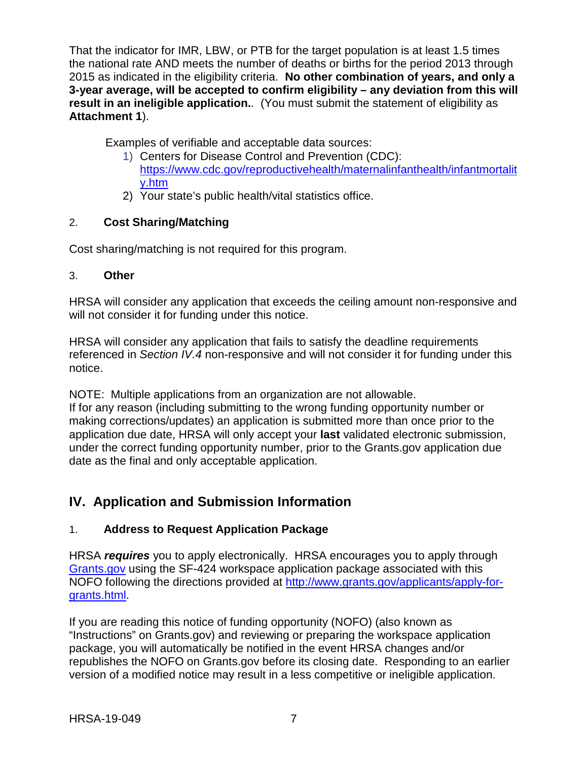That the indicator for IMR, LBW, or PTB for the target population is at least 1.5 times the national rate AND meets the number of deaths or births for the period 2013 through 2015 as indicated in the eligibility criteria. **No other combination of years, and only a 3-year average, will be accepted to confirm eligibility – any deviation from this will result in an ineligible application.**. (You must submit the statement of eligibility as **Attachment 1**).

Examples of verifiable and acceptable data sources:

1) Centers for Disease Control and Prevention (CDC): [https://www.cdc.gov/reproductivehealth/maternalinfanthealth/infantmortality.htm](https://www.cdc.gov/reproductivehealth/maternalinfanthealth/infantmortality.htm)
2) Your state's public health/vital statistics office.

### 2. Cost Sharing/Matching

Cost sharing/matching is not required for this program.

### 3. Other

HRSA will consider any application that exceeds the ceiling amount non-responsive and will not consider it for funding under this notice.

HRSA will consider any application that fails to satisfy the deadline requirements referenced in *Section IV.4* non-responsive and will not consider it for funding under this notice.

NOTE: Multiple applications from an organization are not allowable.
If for any reason (including submitting to the wrong funding opportunity number or making corrections/updates) an application is submitted more than once prior to the application due date, HRSA will only accept your **last** validated electronic submission, under the correct funding opportunity number, prior to the Grants.gov application due date as the final and only acceptable application.

## IV. Application and Submission Information

### 1. Address to Request Application Package

HRSA ***requires*** you to apply electronically. HRSA encourages you to apply through [Grants.gov](Grants.gov) using the SF-424 workspace application package associated with this NOFO following the directions provided at [http://www.grants.gov/applicants/apply-for-grants.html](http://www.grants.gov/applicants/apply-for-grants.html).

If you are reading this notice of funding opportunity (NOFO) (also known as "Instructions" on Grants.gov) and reviewing or preparing the workspace application package, you will automatically be notified in the event HRSA changes and/or republishes the NOFO on Grants.gov before its closing date. Responding to an earlier version of a modified notice may result in a less competitive or ineligible application.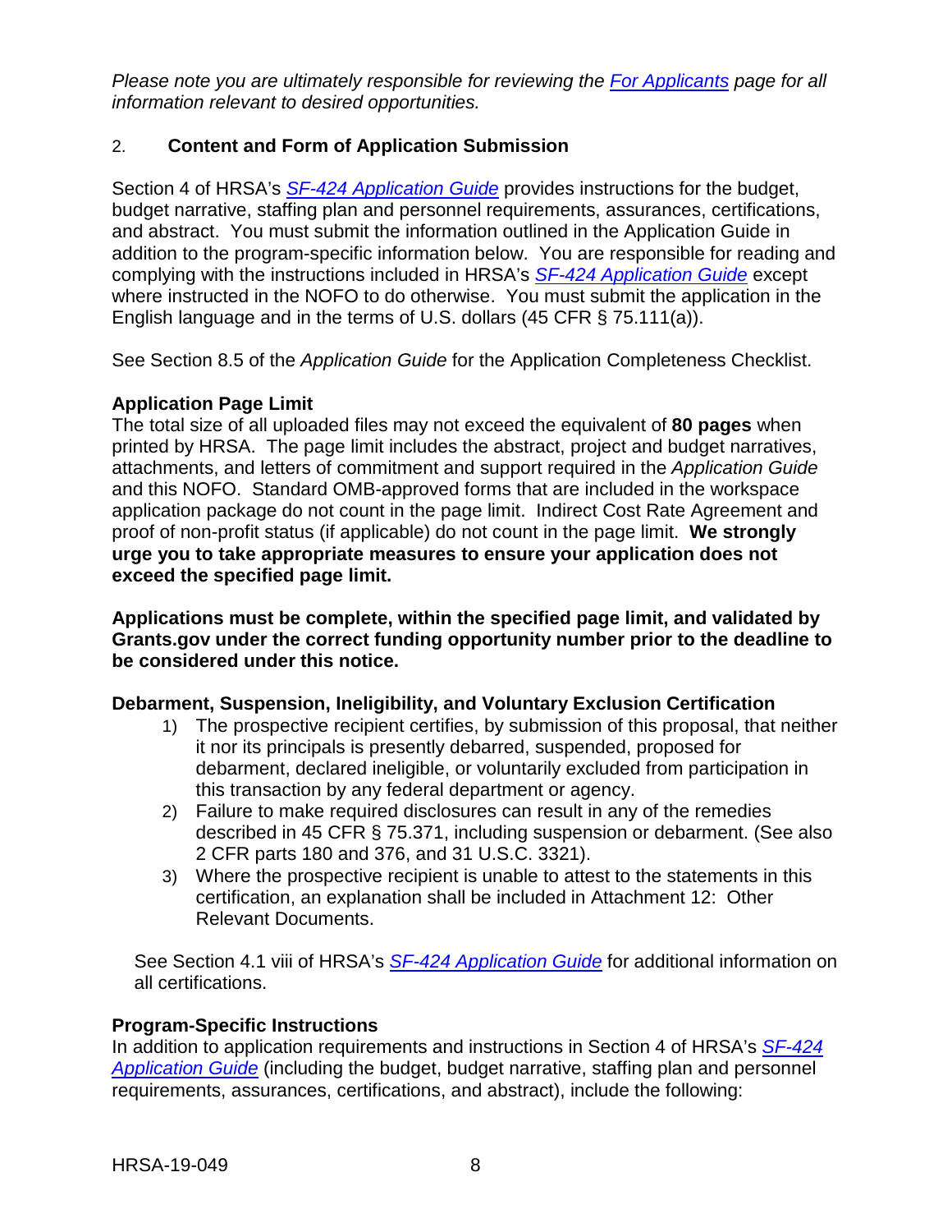*Please note you are ultimately responsible for reviewing the [For Applicants](#) page for all information relevant to desired opportunities.*

## 2. Content and Form of Application Submission

Section 4 of HRSA's *[SF-424 Application Guide](#)* provides instructions for the budget, budget narrative, staffing plan and personnel requirements, assurances, certifications, and abstract. You must submit the information outlined in the Application Guide in addition to the program-specific information below. You are responsible for reading and complying with the instructions included in HRSA's *[SF-424 Application Guide](#)* except where instructed in the NOFO to do otherwise. You must submit the application in the English language and in the terms of U.S. dollars (45 CFR § 75.111(a)).

See Section 8.5 of the *Application Guide* for the Application Completeness Checklist.

**Application Page Limit**

The total size of all uploaded files may not exceed the equivalent of **80 pages** when printed by HRSA. The page limit includes the abstract, project and budget narratives, attachments, and letters of commitment and support required in the *Application Guide* and this NOFO. Standard OMB-approved forms that are included in the workspace application package do not count in the page limit. Indirect Cost Rate Agreement and proof of non-profit status (if applicable) do not count in the page limit. **We strongly urge you to take appropriate measures to ensure your application does not exceed the specified page limit.**

**Applications must be complete, within the specified page limit, and validated by Grants.gov under the correct funding opportunity number prior to the deadline to be considered under this notice.**

**Debarment, Suspension, Ineligibility, and Voluntary Exclusion Certification**

1) The prospective recipient certifies, by submission of this proposal, that neither it nor its principals is presently debarred, suspended, proposed for debarment, declared ineligible, or voluntarily excluded from participation in this transaction by any federal department or agency.
2) Failure to make required disclosures can result in any of the remedies described in 45 CFR § 75.371, including suspension or debarment. (See also 2 CFR parts 180 and 376, and 31 U.S.C. 3321).
3) Where the prospective recipient is unable to attest to the statements in this certification, an explanation shall be included in Attachment 12: Other Relevant Documents.

See Section 4.1 viii of HRSA's *[SF-424 Application Guide](#)* for additional information on all certifications.

**Program-Specific Instructions**

In addition to application requirements and instructions in Section 4 of HRSA's *[SF-424 Application Guide](#)* (including the budget, budget narrative, staffing plan and personnel requirements, assurances, certifications, and abstract), include the following: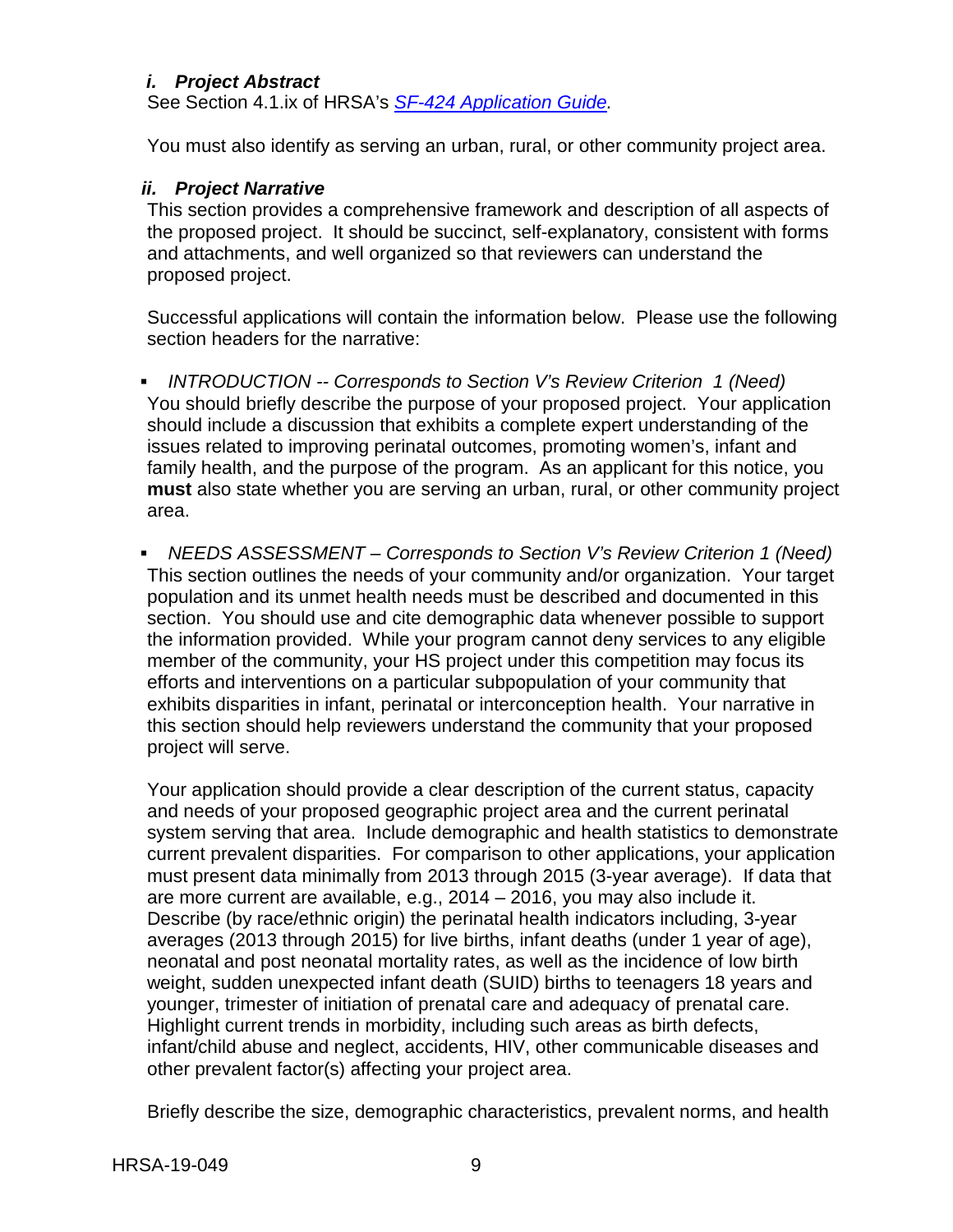### *i. Project Abstract*

See Section 4.1.ix of HRSA's *SF-424 Application Guide.*

You must also identify as serving an urban, rural, or other community project area.

### *ii. Project Narrative*

This section provides a comprehensive framework and description of all aspects of the proposed project. It should be succinct, self-explanatory, consistent with forms and attachments, and well organized so that reviewers can understand the proposed project.

Successful applications will contain the information below. Please use the following section headers for the narrative:

- *INTRODUCTION -- Corresponds to Section V's Review Criterion 1 (Need)*
  You should briefly describe the purpose of your proposed project. Your application should include a discussion that exhibits a complete expert understanding of the issues related to improving perinatal outcomes, promoting women's, infant and family health, and the purpose of the program. As an applicant for this notice, you **must** also state whether you are serving an urban, rural, or other community project area.

- *NEEDS ASSESSMENT – Corresponds to Section V's Review Criterion 1 (Need)*
  This section outlines the needs of your community and/or organization. Your target population and its unmet health needs must be described and documented in this section. You should use and cite demographic data whenever possible to support the information provided. While your program cannot deny services to any eligible member of the community, your HS project under this competition may focus its efforts and interventions on a particular subpopulation of your community that exhibits disparities in infant, perinatal or interconception health. Your narrative in this section should help reviewers understand the community that your proposed project will serve.

  Your application should provide a clear description of the current status, capacity and needs of your proposed geographic project area and the current perinatal system serving that area. Include demographic and health statistics to demonstrate current prevalent disparities. For comparison to other applications, your application must present data minimally from 2013 through 2015 (3-year average). If data that are more current are available, e.g., 2014 – 2016, you may also include it. Describe (by race/ethnic origin) the perinatal health indicators including, 3-year averages (2013 through 2015) for live births, infant deaths (under 1 year of age), neonatal and post neonatal mortality rates, as well as the incidence of low birth weight, sudden unexpected infant death (SUID) births to teenagers 18 years and younger, trimester of initiation of prenatal care and adequacy of prenatal care. Highlight current trends in morbidity, including such areas as birth defects, infant/child abuse and neglect, accidents, HIV, other communicable diseases and other prevalent factor(s) affecting your project area.

  Briefly describe the size, demographic characteristics, prevalent norms, and health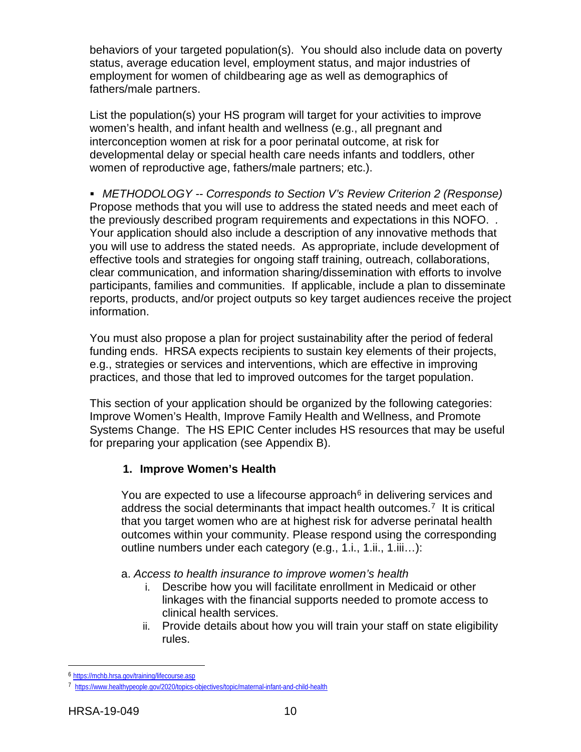behaviors of your targeted population(s). You should also include data on poverty status, average education level, employment status, and major industries of employment for women of childbearing age as well as demographics of fathers/male partners.

List the population(s) your HS program will target for your activities to improve women's health, and infant health and wellness (e.g., all pregnant and interconception women at risk for a poor perinatal outcome, at risk for developmental delay or special health care needs infants and toddlers, other women of reproductive age, fathers/male partners; etc.).

- *METHODOLOGY -- Corresponds to Section V's Review Criterion 2 (Response)* Propose methods that you will use to address the stated needs and meet each of the previously described program requirements and expectations in this NOFO. . Your application should also include a description of any innovative methods that you will use to address the stated needs. As appropriate, include development of effective tools and strategies for ongoing staff training, outreach, collaborations, clear communication, and information sharing/dissemination with efforts to involve participants, families and communities. If applicable, include a plan to disseminate reports, products, and/or project outputs so key target audiences receive the project information.

You must also propose a plan for project sustainability after the period of federal funding ends. HRSA expects recipients to sustain key elements of their projects, e.g., strategies or services and interventions, which are effective in improving practices, and those that led to improved outcomes for the target population.

This section of your application should be organized by the following categories: Improve Women's Health, Improve Family Health and Wellness, and Promote Systems Change. The HS EPIC Center includes HS resources that may be useful for preparing your application (see Appendix B).

**1. Improve Women's Health**

You are expected to use a lifecourse approach[6] in delivering services and address the social determinants that impact health outcomes.[7] It is critical that you target women who are at highest risk for adverse perinatal health outcomes within your community. Please respond using the corresponding outline numbers under each category (e.g., 1.i., 1.ii., 1.iii…):

a. *Access to health insurance to improve women's health*

i. Describe how you will facilitate enrollment in Medicaid or other linkages with the financial supports needed to promote access to clinical health services.

ii. Provide details about how you will train your staff on state eligibility rules.

---

[6] https://mchb.hrsa.gov/training/lifecourse.asp

[7] https://www.healthypeople.gov/2020/topics-objectives/topic/maternal-infant-and-child-health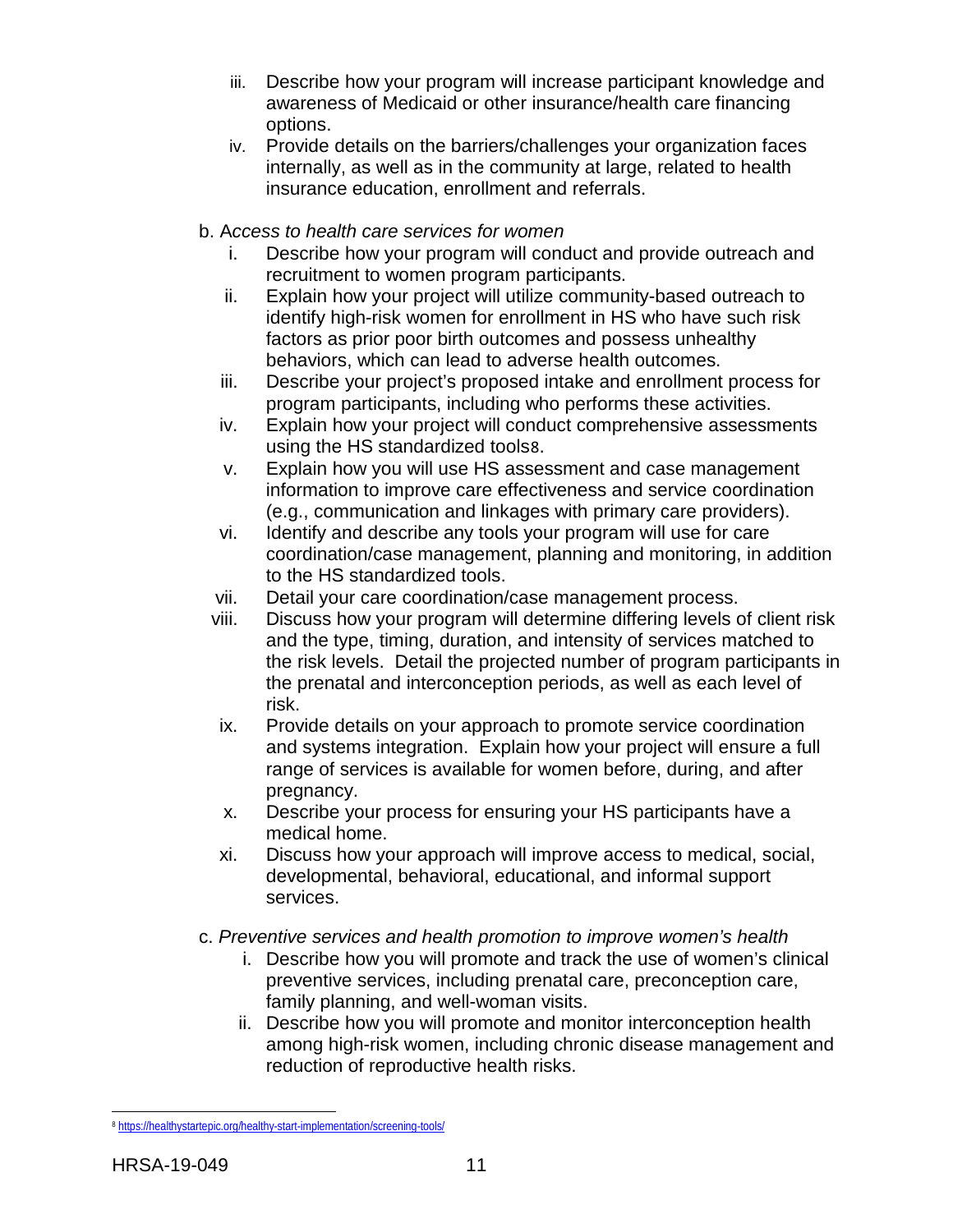iii. Describe how your program will increase participant knowledge and awareness of Medicaid or other insurance/health care financing options.
iv. Provide details on the barriers/challenges your organization faces internally, as well as in the community at large, related to health insurance education, enrollment and referrals.

b. A*ccess to health care services for women*

i. Describe how your program will conduct and provide outreach and recruitment to women program participants.
ii. Explain how your project will utilize community-based outreach to identify high-risk women for enrollment in HS who have such risk factors as prior poor birth outcomes and possess unhealthy behaviors, which can lead to adverse health outcomes.
iii. Describe your project's proposed intake and enrollment process for program participants, including who performs these activities.
iv. Explain how your project will conduct comprehensive assessments using the HS standardized tools[8].
v. Explain how you will use HS assessment and case management information to improve care effectiveness and service coordination (e.g., communication and linkages with primary care providers).
vi. Identify and describe any tools your program will use for care coordination/case management, planning and monitoring, in addition to the HS standardized tools.
vii. Detail your care coordination/case management process.
viii. Discuss how your program will determine differing levels of client risk and the type, timing, duration, and intensity of services matched to the risk levels. Detail the projected number of program participants in the prenatal and interconception periods, as well as each level of risk.
ix. Provide details on your approach to promote service coordination and systems integration. Explain how your project will ensure a full range of services is available for women before, during, and after pregnancy.
x. Describe your process for ensuring your HS participants have a medical home.
xi. Discuss how your approach will improve access to medical, social, developmental, behavioral, educational, and informal support services.

c. *Preventive services and health promotion to improve women's health*

i. Describe how you will promote and track the use of women's clinical preventive services, including prenatal care, preconception care, family planning, and well-woman visits.
ii. Describe how you will promote and monitor interconception health among high-risk women, including chronic disease management and reduction of reproductive health risks.

---

[8] https://healthystartepic.org/healthy-start-implementation/screening-tools/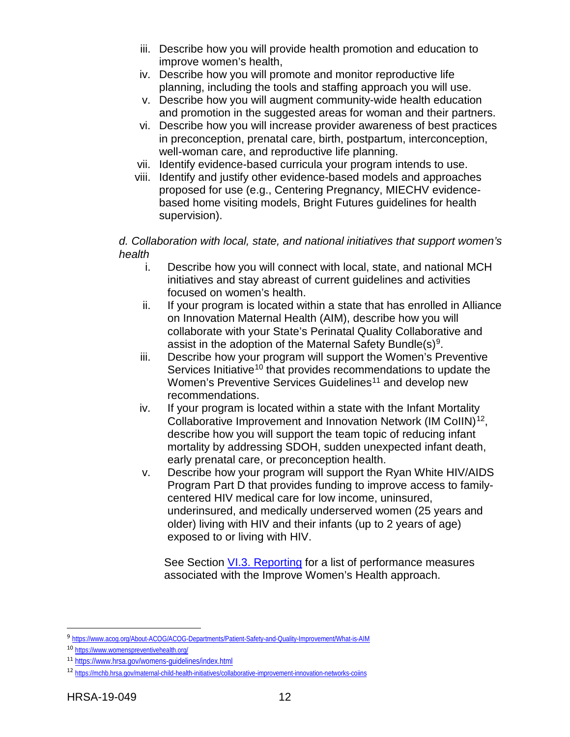iii. Describe how you will provide health promotion and education to improve women's health,
iv. Describe how you will promote and monitor reproductive life planning, including the tools and staffing approach you will use.
v. Describe how you will augment community-wide health education and promotion in the suggested areas for woman and their partners.
vi. Describe how you will increase provider awareness of best practices in preconception, prenatal care, birth, postpartum, interconception, well-woman care, and reproductive life planning.
vii. Identify evidence-based curricula your program intends to use.
viii. Identify and justify other evidence-based models and approaches proposed for use (e.g., Centering Pregnancy, MIECHV evidence-based home visiting models, Bright Futures guidelines for health supervision).

*d. Collaboration with local, state, and national initiatives that support women's health*

i. Describe how you will connect with local, state, and national MCH initiatives and stay abreast of current guidelines and activities focused on women's health.
ii. If your program is located within a state that has enrolled in Alliance on Innovation Maternal Health (AIM), describe how you will collaborate with your State's Perinatal Quality Collaborative and assist in the adoption of the Maternal Safety Bundle(s)[9].
iii. Describe how your program will support the Women's Preventive Services Initiative[10] that provides recommendations to update the Women's Preventive Services Guidelines[11] and develop new recommendations.
iv. If your program is located within a state with the Infant Mortality Collaborative Improvement and Innovation Network (IM CoIIN)[12], describe how you will support the team topic of reducing infant mortality by addressing SDOH, sudden unexpected infant death, early prenatal care, or preconception health.
v. Describe how your program will support the Ryan White HIV/AIDS Program Part D that provides funding to improve access to family-centered HIV medical care for low income, uninsured, underinsured, and medically underserved women (25 years and older) living with HIV and their infants (up to 2 years of age) exposed to or living with HIV.

See Section [VI.3. Reporting](#) for a list of performance measures associated with the Improve Women's Health approach.

---

[9] https://www.acog.org/About-ACOG/ACOG-Departments/Patient-Safety-and-Quality-Improvement/What-is-AIM

[10] https://www.womenspreventivehealth.org/

[11] https://www.hrsa.gov/womens-guidelines/index.html

[12] https://mchb.hrsa.gov/maternal-child-health-initiatives/collaborative-improvement-innovation-networks-coiins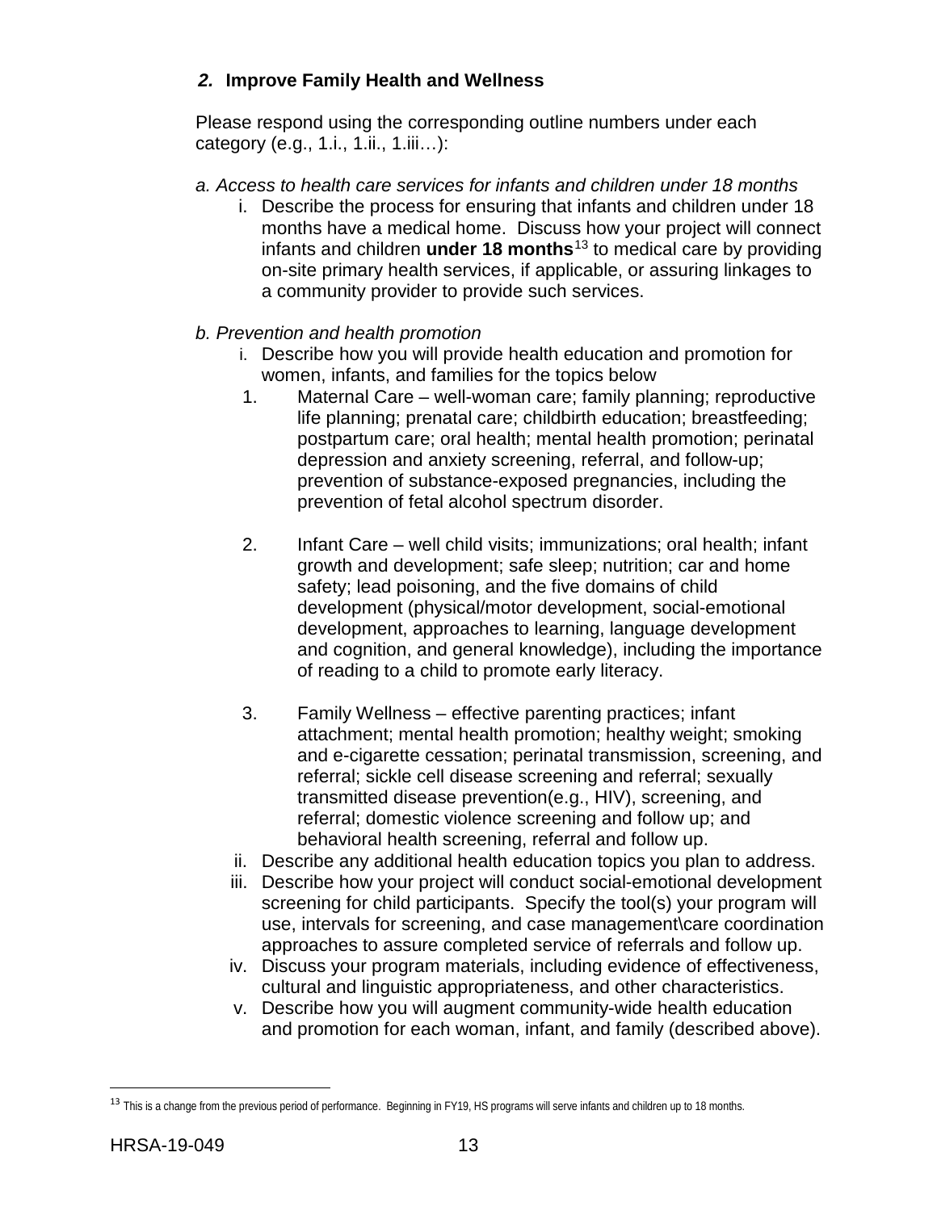### *2.* Improve Family Health and Wellness

Please respond using the corresponding outline numbers under each category (e.g., 1.i., 1.ii., 1.iii…):

*a. Access to health care services for infants and children under 18 months*

i. Describe the process for ensuring that infants and children under 18 months have a medical home. Discuss how your project will connect infants and children **under 18 months**[13] to medical care by providing on-site primary health services, if applicable, or assuring linkages to a community provider to provide such services.

*b. Prevention and health promotion*

i. Describe how you will provide health education and promotion for women, infants, and families for the topics below

1. Maternal Care – well-woman care; family planning; reproductive life planning; prenatal care; childbirth education; breastfeeding; postpartum care; oral health; mental health promotion; perinatal depression and anxiety screening, referral, and follow-up; prevention of substance-exposed pregnancies, including the prevention of fetal alcohol spectrum disorder.

2. Infant Care – well child visits; immunizations; oral health; infant growth and development; safe sleep; nutrition; car and home safety; lead poisoning, and the five domains of child development (physical/motor development, social-emotional development, approaches to learning, language development and cognition, and general knowledge), including the importance of reading to a child to promote early literacy.

3. Family Wellness – effective parenting practices; infant attachment; mental health promotion; healthy weight; smoking and e-cigarette cessation; perinatal transmission, screening, and referral; sickle cell disease screening and referral; sexually transmitted disease prevention(e.g., HIV), screening, and referral; domestic violence screening and follow up; and behavioral health screening, referral and follow up.

ii. Describe any additional health education topics you plan to address.

iii. Describe how your project will conduct social-emotional development screening for child participants. Specify the tool(s) your program will use, intervals for screening, and case management\care coordination approaches to assure completed service of referrals and follow up.

iv. Discuss your program materials, including evidence of effectiveness, cultural and linguistic appropriateness, and other characteristics.

v. Describe how you will augment community-wide health education and promotion for each woman, infant, and family (described above).

---

[13] This is a change from the previous period of performance. Beginning in FY19, HS programs will serve infants and children up to 18 months.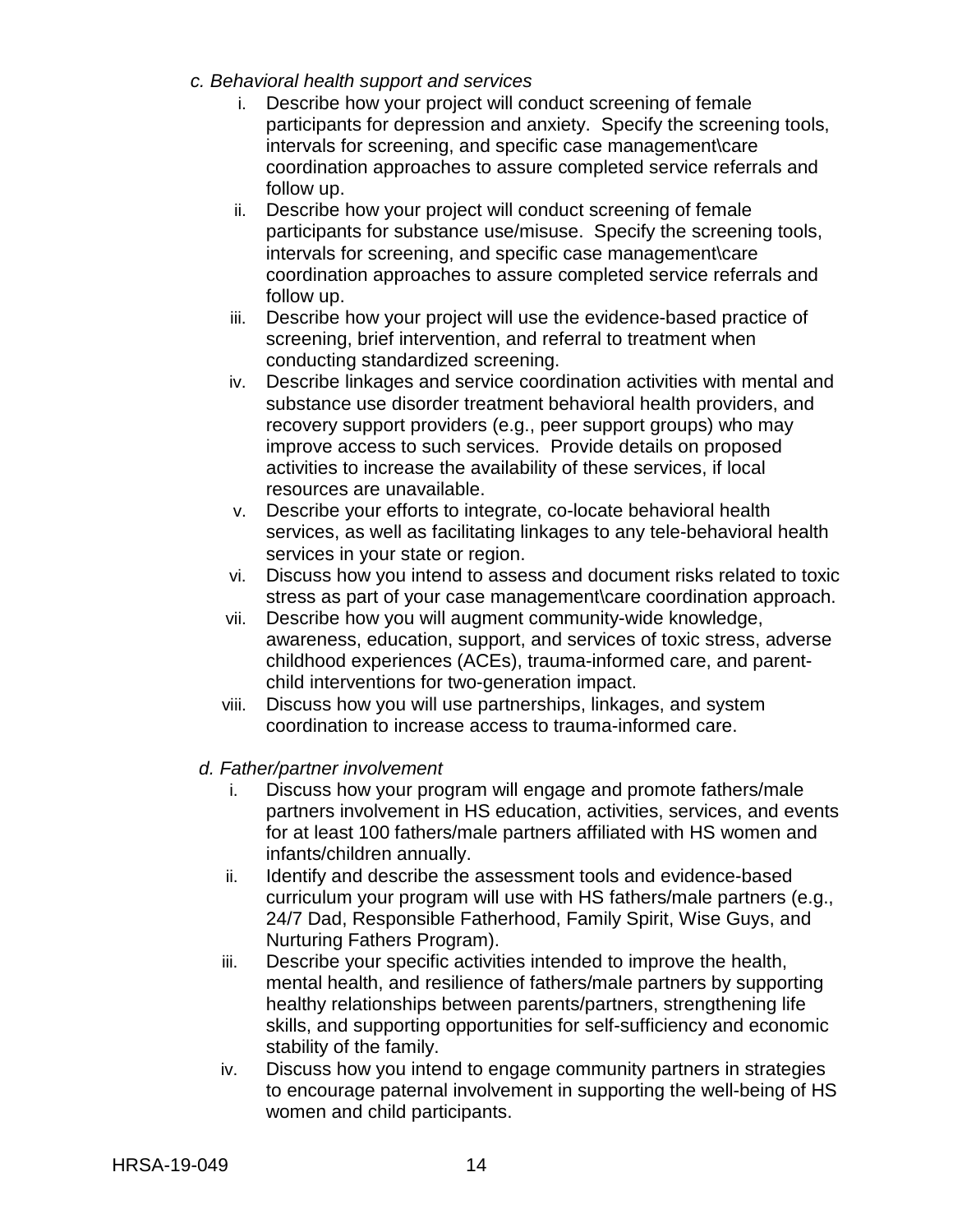*c. Behavioral health support and services*

i. Describe how your project will conduct screening of female participants for depression and anxiety. Specify the screening tools, intervals for screening, and specific case management\care coordination approaches to assure completed service referrals and follow up.

ii. Describe how your project will conduct screening of female participants for substance use/misuse. Specify the screening tools, intervals for screening, and specific case management\care coordination approaches to assure completed service referrals and follow up.

iii. Describe how your project will use the evidence-based practice of screening, brief intervention, and referral to treatment when conducting standardized screening.

iv. Describe linkages and service coordination activities with mental and substance use disorder treatment behavioral health providers, and recovery support providers (e.g., peer support groups) who may improve access to such services. Provide details on proposed activities to increase the availability of these services, if local resources are unavailable.

v. Describe your efforts to integrate, co-locate behavioral health services, as well as facilitating linkages to any tele-behavioral health services in your state or region.

vi. Discuss how you intend to assess and document risks related to toxic stress as part of your case management\care coordination approach.

vii. Describe how you will augment community-wide knowledge, awareness, education, support, and services of toxic stress, adverse childhood experiences (ACEs), trauma-informed care, and parent-child interventions for two-generation impact.

viii. Discuss how you will use partnerships, linkages, and system coordination to increase access to trauma-informed care.

*d. Father/partner involvement*

i. Discuss how your program will engage and promote fathers/male partners involvement in HS education, activities, services, and events for at least 100 fathers/male partners affiliated with HS women and infants/children annually.

ii. Identify and describe the assessment tools and evidence-based curriculum your program will use with HS fathers/male partners (e.g., 24/7 Dad, Responsible Fatherhood, Family Spirit, Wise Guys, and Nurturing Fathers Program).

iii. Describe your specific activities intended to improve the health, mental health, and resilience of fathers/male partners by supporting healthy relationships between parents/partners, strengthening life skills, and supporting opportunities for self-sufficiency and economic stability of the family.

iv. Discuss how you intend to engage community partners in strategies to encourage paternal involvement in supporting the well-being of HS women and child participants.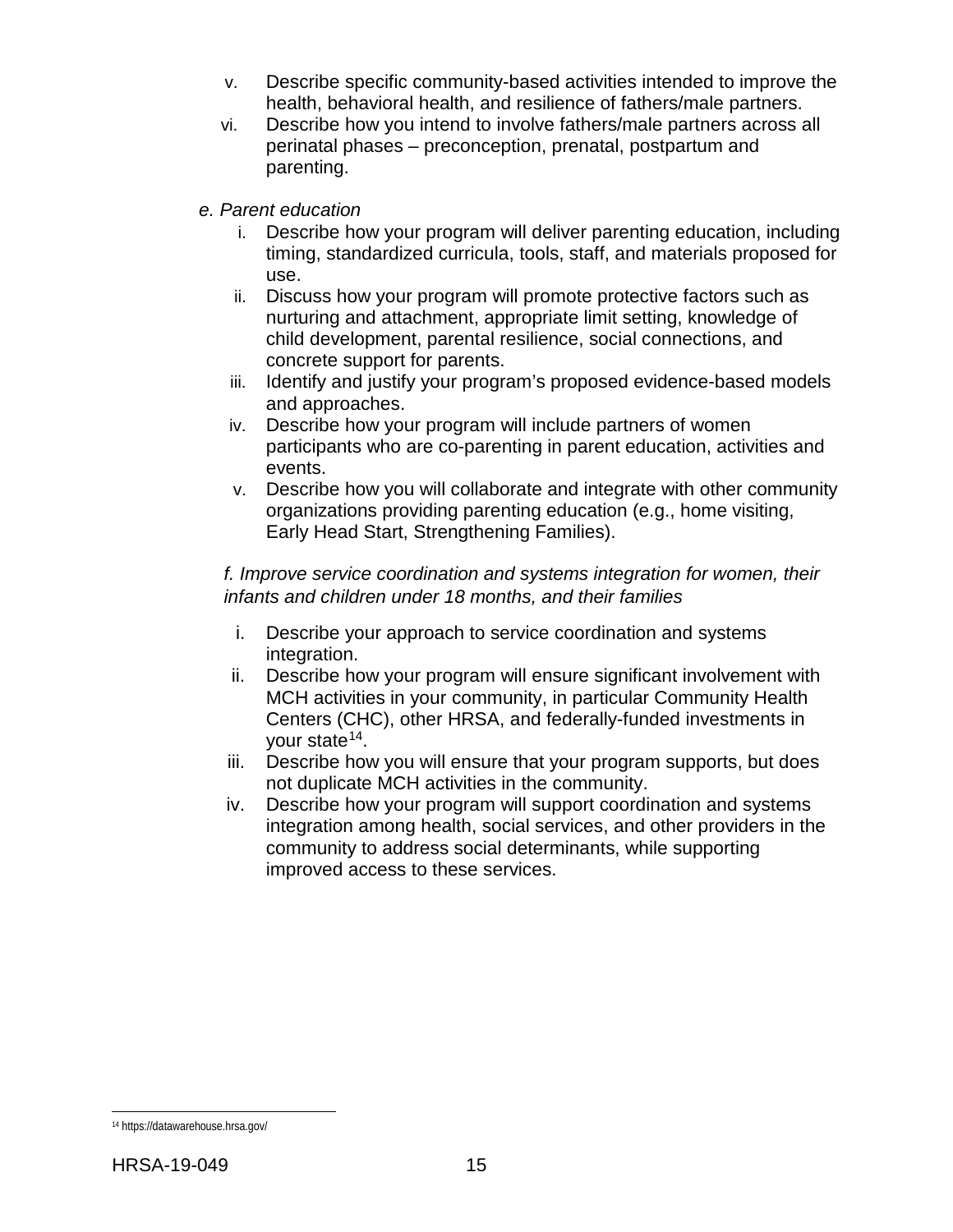v. Describe specific community-based activities intended to improve the health, behavioral health, and resilience of fathers/male partners.
vi. Describe how you intend to involve fathers/male partners across all perinatal phases – preconception, prenatal, postpartum and parenting.

*e. Parent education*

i. Describe how your program will deliver parenting education, including timing, standardized curricula, tools, staff, and materials proposed for use.
ii. Discuss how your program will promote protective factors such as nurturing and attachment, appropriate limit setting, knowledge of child development, parental resilience, social connections, and concrete support for parents.
iii. Identify and justify your program's proposed evidence-based models and approaches.
iv. Describe how your program will include partners of women participants who are co-parenting in parent education, activities and events.
v. Describe how you will collaborate and integrate with other community organizations providing parenting education (e.g., home visiting, Early Head Start, Strengthening Families).

*f. Improve service coordination and systems integration for women, their infants and children under 18 months, and their families*

i. Describe your approach to service coordination and systems integration.
ii. Describe how your program will ensure significant involvement with MCH activities in your community, in particular Community Health Centers (CHC), other HRSA, and federally-funded investments in your state[14].
iii. Describe how you will ensure that your program supports, but does not duplicate MCH activities in the community.
iv. Describe how your program will support coordination and systems integration among health, social services, and other providers in the community to address social determinants, while supporting improved access to these services.

[14] https://datawarehouse.hrsa.gov/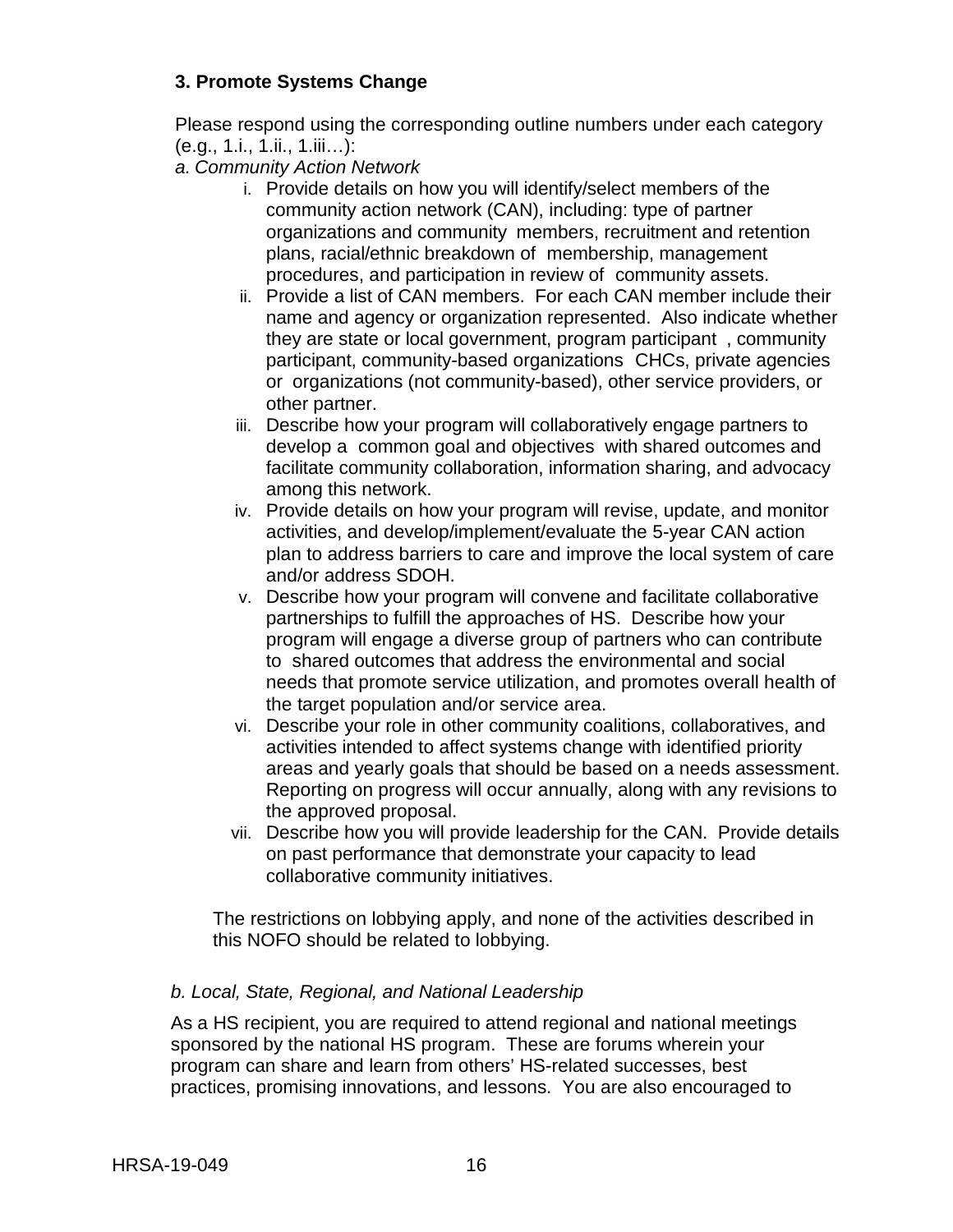### 3. Promote Systems Change

Please respond using the corresponding outline numbers under each category (e.g., 1.i., 1.ii., 1.iii…):

*a. Community Action Network*

i. Provide details on how you will identify/select members of the community action network (CAN), including: type of partner organizations and community members, recruitment and retention plans, racial/ethnic breakdown of membership, management procedures, and participation in review of community assets.

ii. Provide a list of CAN members. For each CAN member include their name and agency or organization represented. Also indicate whether they are state or local government, program participant , community participant, community-based organizations CHCs, private agencies or organizations (not community-based), other service providers, or other partner.

iii. Describe how your program will collaboratively engage partners to develop a common goal and objectives with shared outcomes and facilitate community collaboration, information sharing, and advocacy among this network.

iv. Provide details on how your program will revise, update, and monitor activities, and develop/implement/evaluate the 5-year CAN action plan to address barriers to care and improve the local system of care and/or address SDOH.

v. Describe how your program will convene and facilitate collaborative partnerships to fulfill the approaches of HS. Describe how your program will engage a diverse group of partners who can contribute to shared outcomes that address the environmental and social needs that promote service utilization, and promotes overall health of the target population and/or service area.

vi. Describe your role in other community coalitions, collaboratives, and activities intended to affect systems change with identified priority areas and yearly goals that should be based on a needs assessment. Reporting on progress will occur annually, along with any revisions to the approved proposal.

vii. Describe how you will provide leadership for the CAN. Provide details on past performance that demonstrate your capacity to lead collaborative community initiatives.

The restrictions on lobbying apply, and none of the activities described in this NOFO should be related to lobbying.

*b. Local, State, Regional, and National Leadership*

As a HS recipient, you are required to attend regional and national meetings sponsored by the national HS program. These are forums wherein your program can share and learn from others' HS-related successes, best practices, promising innovations, and lessons. You are also encouraged to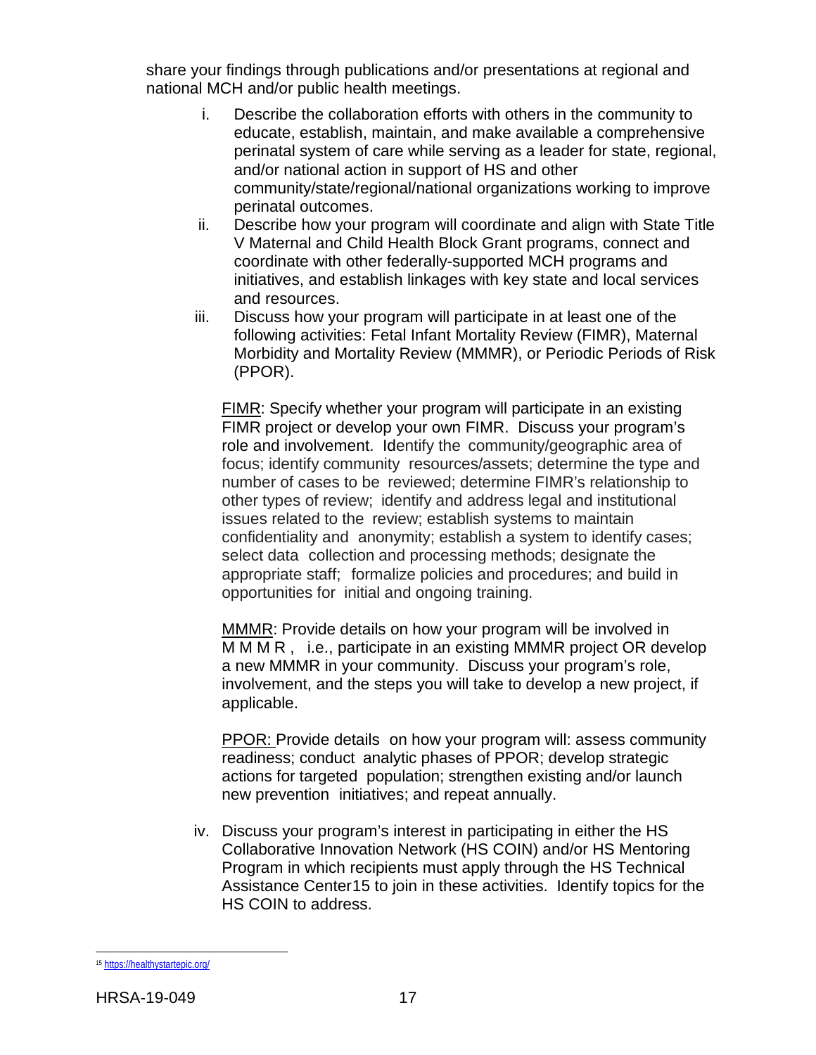share your findings through publications and/or presentations at regional and national MCH and/or public health meetings.

i. Describe the collaboration efforts with others in the community to educate, establish, maintain, and make available a comprehensive perinatal system of care while serving as a leader for state, regional, and/or national action in support of HS and other community/state/regional/national organizations working to improve perinatal outcomes.

ii. Describe how your program will coordinate and align with State Title V Maternal and Child Health Block Grant programs, connect and coordinate with other federally-supported MCH programs and initiatives, and establish linkages with key state and local services and resources.

iii. Discuss how your program will participate in at least one of the following activities: Fetal Infant Mortality Review (FIMR), Maternal Morbidity and Mortality Review (MMMR), or Periodic Periods of Risk (PPOR).

FIMR: Specify whether your program will participate in an existing FIMR project or develop your own FIMR. Discuss your program's role and involvement. Identify the community/geographic area of focus; identify community resources/assets; determine the type and number of cases to be reviewed; determine FIMR's relationship to other types of review; identify and address legal and institutional issues related to the review; establish systems to maintain confidentiality and anonymity; establish a system to identify cases; select data collection and processing methods; designate the appropriate staff; formalize policies and procedures; and build in opportunities for initial and ongoing training.

MMMR: Provide details on how your program will be involved in MMMR, i.e., participate in an existing MMMR project OR develop a new MMMR in your community. Discuss your program's role, involvement, and the steps you will take to develop a new project, if applicable.

PPOR: Provide details on how your program will: assess community readiness; conduct analytic phases of PPOR; develop strategic actions for targeted population; strengthen existing and/or launch new prevention initiatives; and repeat annually.

iv. Discuss your program's interest in participating in either the HS Collaborative Innovation Network (HS COIN) and/or HS Mentoring Program in which recipients must apply through the HS Technical Assistance Center[15] to join in these activities. Identify topics for the HS COIN to address.

---

[15] https://healthystartepic.org/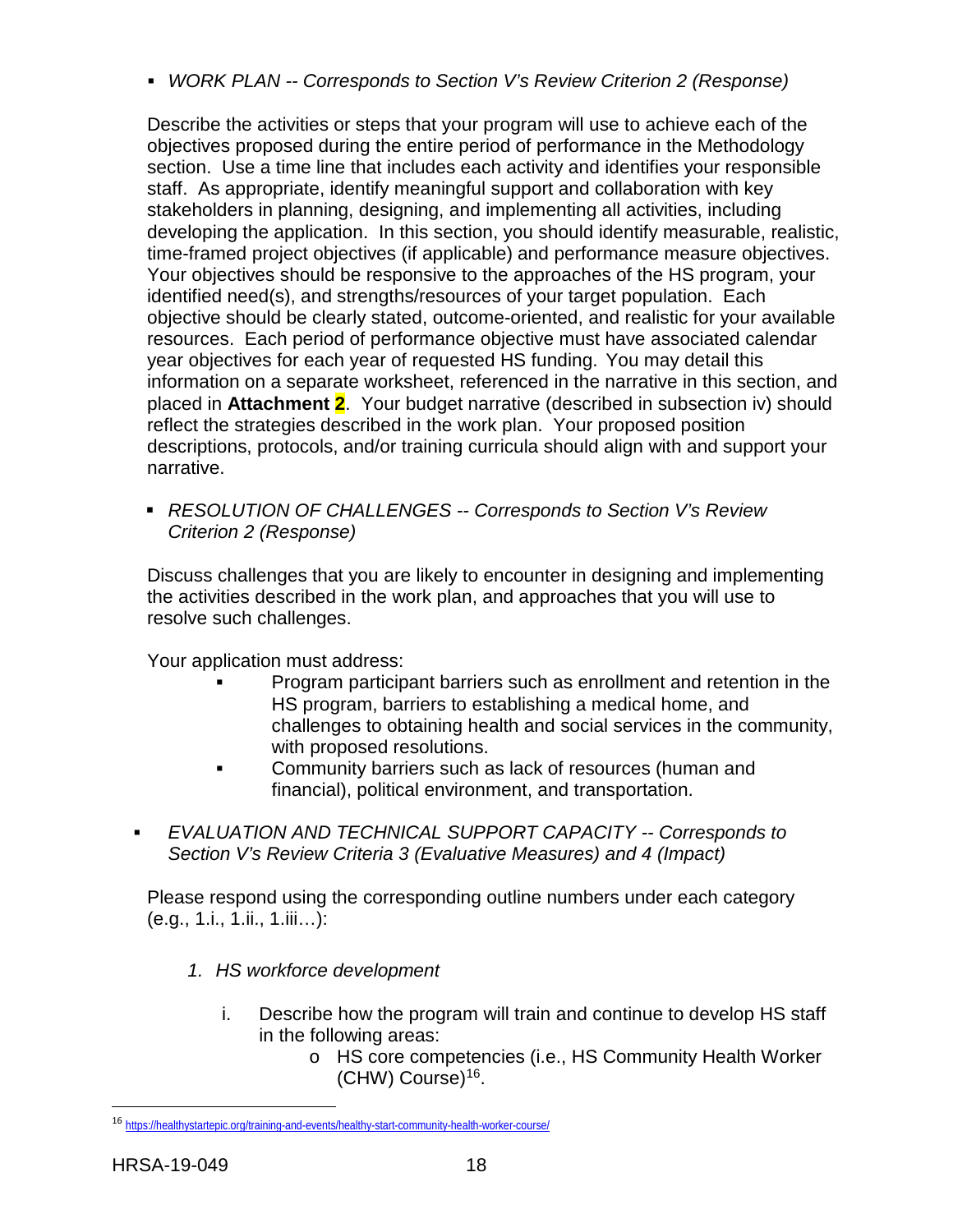- *WORK PLAN -- Corresponds to Section V's Review Criterion 2 (Response)*

Describe the activities or steps that your program will use to achieve each of the objectives proposed during the entire period of performance in the Methodology section. Use a time line that includes each activity and identifies your responsible staff. As appropriate, identify meaningful support and collaboration with key stakeholders in planning, designing, and implementing all activities, including developing the application. In this section, you should identify measurable, realistic, time-framed project objectives (if applicable) and performance measure objectives. Your objectives should be responsive to the approaches of the HS program, your identified need(s), and strengths/resources of your target population. Each objective should be clearly stated, outcome-oriented, and realistic for your available resources. Each period of performance objective must have associated calendar year objectives for each year of requested HS funding. You may detail this information on a separate worksheet, referenced in the narrative in this section, and placed in **Attachment 2**. Your budget narrative (described in subsection iv) should reflect the strategies described in the work plan. Your proposed position descriptions, protocols, and/or training curricula should align with and support your narrative.

- *RESOLUTION OF CHALLENGES -- Corresponds to Section V's Review Criterion 2 (Response)*

Discuss challenges that you are likely to encounter in designing and implementing the activities described in the work plan, and approaches that you will use to resolve such challenges.

Your application must address:

- Program participant barriers such as enrollment and retention in the HS program, barriers to establishing a medical home, and challenges to obtaining health and social services in the community, with proposed resolutions.
- Community barriers such as lack of resources (human and financial), political environment, and transportation.

- *EVALUATION AND TECHNICAL SUPPORT CAPACITY -- Corresponds to Section V's Review Criteria 3 (Evaluative Measures) and 4 (Impact)*

Please respond using the corresponding outline numbers under each category (e.g., 1.i., 1.ii., 1.iii…):

1. *HS workforce development*

   i. Describe how the program will train and continue to develop HS staff in the following areas:
      - HS core competencies (i.e., HS Community Health Worker (CHW) Course)[16].

[16] https://healthystartepic.org/training-and-events/healthy-start-community-health-worker-course/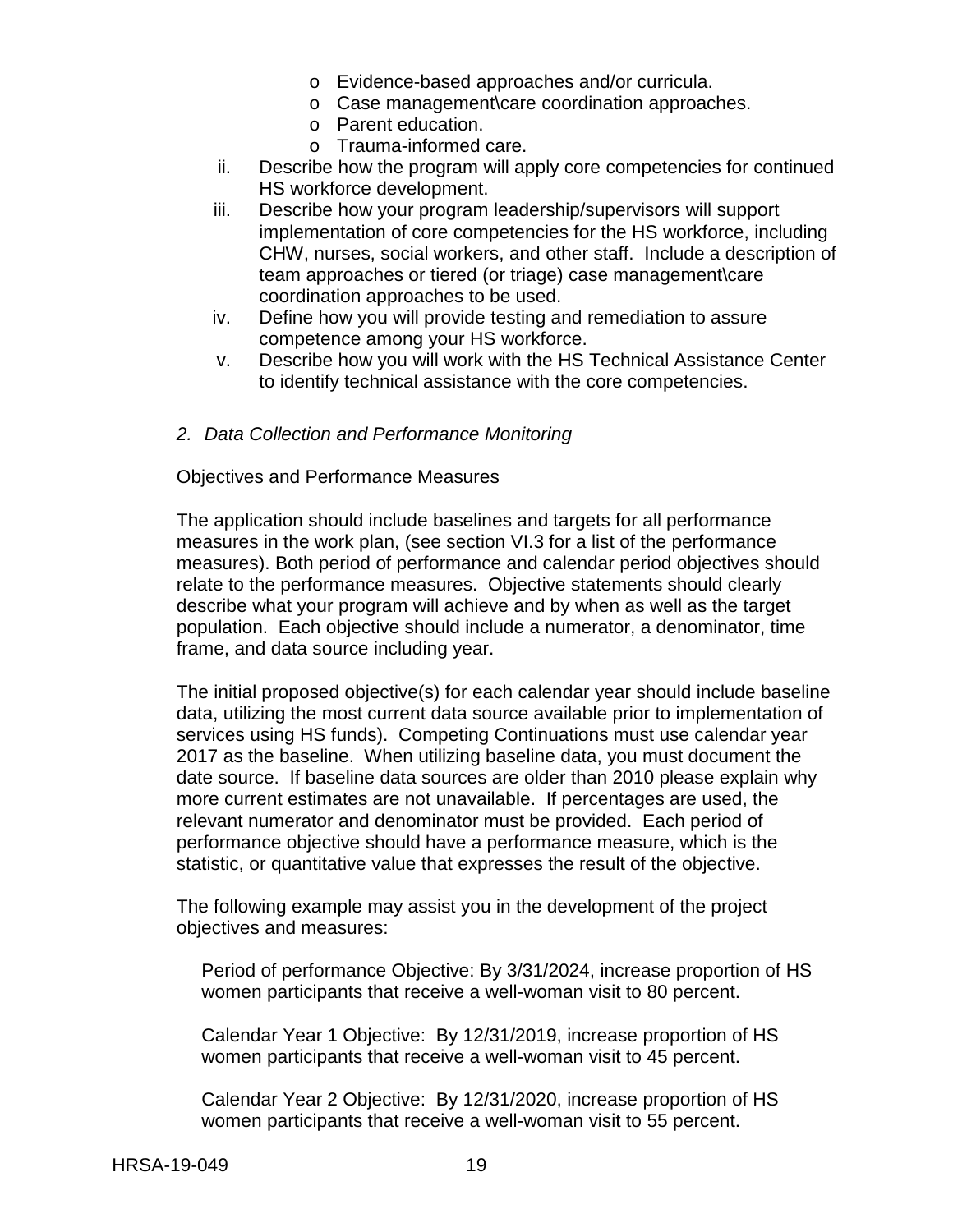- Evidence-based approaches and/or curricula.
    - Case management\care coordination approaches.
    - Parent education.
    - Trauma-informed care.

ii. Describe how the program will apply core competencies for continued HS workforce development.

iii. Describe how your program leadership/supervisors will support implementation of core competencies for the HS workforce, including CHW, nurses, social workers, and other staff. Include a description of team approaches or tiered (or triage) case management\care coordination approaches to be used.

iv. Define how you will provide testing and remediation to assure competence among your HS workforce.

v. Describe how you will work with the HS Technical Assistance Center to identify technical assistance with the core competencies.

*2. Data Collection and Performance Monitoring*

Objectives and Performance Measures

The application should include baselines and targets for all performance measures in the work plan, (see section VI.3 for a list of the performance measures). Both period of performance and calendar period objectives should relate to the performance measures. Objective statements should clearly describe what your program will achieve and by when as well as the target population. Each objective should include a numerator, a denominator, time frame, and data source including year.

The initial proposed objective(s) for each calendar year should include baseline data, utilizing the most current data source available prior to implementation of services using HS funds). Competing Continuations must use calendar year 2017 as the baseline. When utilizing baseline data, you must document the date source. If baseline data sources are older than 2010 please explain why more current estimates are not unavailable. If percentages are used, the relevant numerator and denominator must be provided. Each period of performance objective should have a performance measure, which is the statistic, or quantitative value that expresses the result of the objective.

The following example may assist you in the development of the project objectives and measures:

Period of performance Objective: By 3/31/2024, increase proportion of HS women participants that receive a well-woman visit to 80 percent.

Calendar Year 1 Objective: By 12/31/2019, increase proportion of HS women participants that receive a well-woman visit to 45 percent.

Calendar Year 2 Objective: By 12/31/2020, increase proportion of HS women participants that receive a well-woman visit to 55 percent.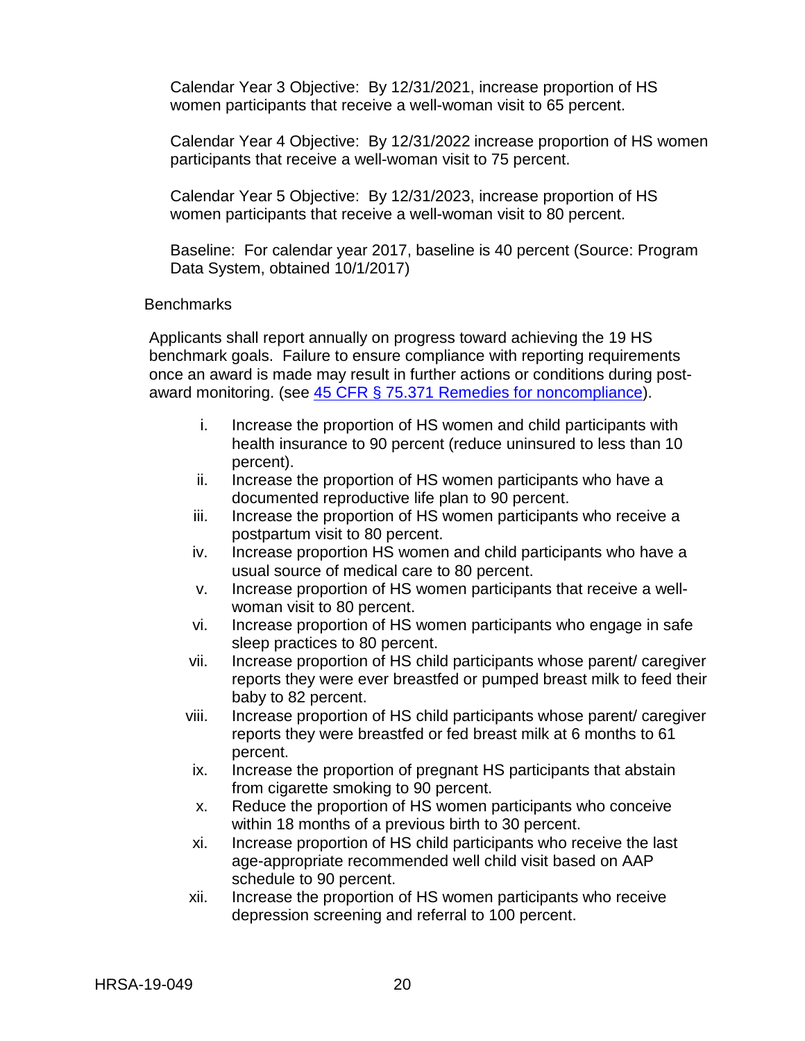Calendar Year 3 Objective: By 12/31/2021, increase proportion of HS women participants that receive a well-woman visit to 65 percent.

Calendar Year 4 Objective: By 12/31/2022 increase proportion of HS women participants that receive a well-woman visit to 75 percent.

Calendar Year 5 Objective: By 12/31/2023, increase proportion of HS women participants that receive a well-woman visit to 80 percent.

Baseline: For calendar year 2017, baseline is 40 percent (Source: Program Data System, obtained 10/1/2017)

Benchmarks

Applicants shall report annually on progress toward achieving the 19 HS benchmark goals. Failure to ensure compliance with reporting requirements once an award is made may result in further actions or conditions during post-award monitoring. (see [45 CFR § 75.371 Remedies for noncompliance](#)).

i. Increase the proportion of HS women and child participants with health insurance to 90 percent (reduce uninsured to less than 10 percent).
ii. Increase the proportion of HS women participants who have a documented reproductive life plan to 90 percent.
iii. Increase the proportion of HS women participants who receive a postpartum visit to 80 percent.
iv. Increase proportion HS women and child participants who have a usual source of medical care to 80 percent.
v. Increase proportion of HS women participants that receive a well-woman visit to 80 percent.
vi. Increase proportion of HS women participants who engage in safe sleep practices to 80 percent.
vii. Increase proportion of HS child participants whose parent/ caregiver reports they were ever breastfed or pumped breast milk to feed their baby to 82 percent.
viii. Increase proportion of HS child participants whose parent/ caregiver reports they were breastfed or fed breast milk at 6 months to 61 percent.
ix. Increase the proportion of pregnant HS participants that abstain from cigarette smoking to 90 percent.
x. Reduce the proportion of HS women participants who conceive within 18 months of a previous birth to 30 percent.
xi. Increase proportion of HS child participants who receive the last age-appropriate recommended well child visit based on AAP schedule to 90 percent.
xii. Increase the proportion of HS women participants who receive depression screening and referral to 100 percent.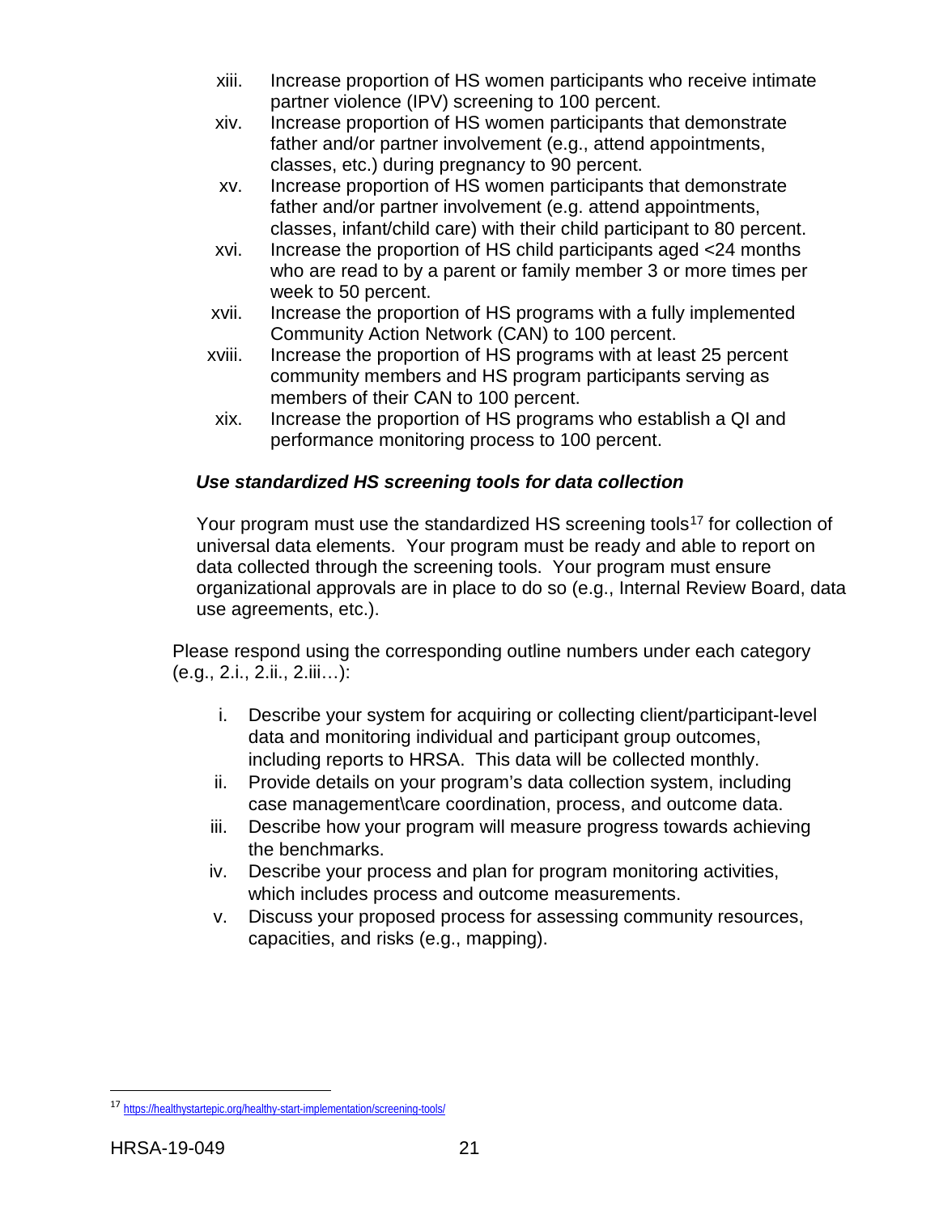xiii. Increase proportion of HS women participants who receive intimate partner violence (IPV) screening to 100 percent.

xiv. Increase proportion of HS women participants that demonstrate father and/or partner involvement (e.g., attend appointments, classes, etc.) during pregnancy to 90 percent.

xv. Increase proportion of HS women participants that demonstrate father and/or partner involvement (e.g. attend appointments, classes, infant/child care) with their child participant to 80 percent.

xvi. Increase the proportion of HS child participants aged <24 months who are read to by a parent or family member 3 or more times per week to 50 percent.

xvii. Increase the proportion of HS programs with a fully implemented Community Action Network (CAN) to 100 percent.

xviii. Increase the proportion of HS programs with at least 25 percent community members and HS program participants serving as members of their CAN to 100 percent.

xix. Increase the proportion of HS programs who establish a QI and performance monitoring process to 100 percent.

***Use standardized HS screening tools for data collection***

Your program must use the standardized HS screening tools[17] for collection of universal data elements. Your program must be ready and able to report on data collected through the screening tools. Your program must ensure organizational approvals are in place to do so (e.g., Internal Review Board, data use agreements, etc.).

Please respond using the corresponding outline numbers under each category (e.g., 2.i., 2.ii., 2.iii…):

i. Describe your system for acquiring or collecting client/participant-level data and monitoring individual and participant group outcomes, including reports to HRSA. This data will be collected monthly.

ii. Provide details on your program's data collection system, including case management\care coordination, process, and outcome data.

iii. Describe how your program will measure progress towards achieving the benchmarks.

iv. Describe your process and plan for program monitoring activities, which includes process and outcome measurements.

v. Discuss your proposed process for assessing community resources, capacities, and risks (e.g., mapping).

---

[17] https://healthystartepic.org/healthy-start-implementation/screening-tools/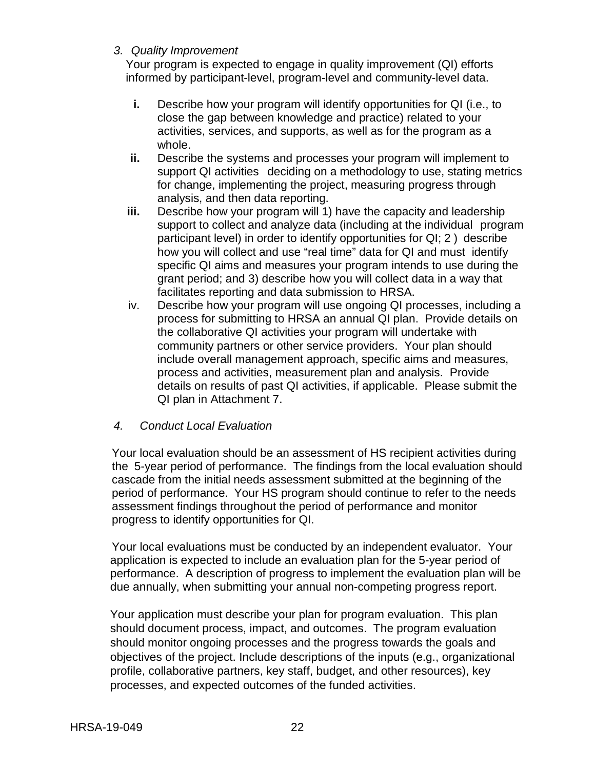*3. Quality Improvement*

Your program is expected to engage in quality improvement (QI) efforts informed by participant-level, program-level and community-level data.

- **i.** Describe how your program will identify opportunities for QI (i.e., to close the gap between knowledge and practice) related to your activities, services, and supports, as well as for the program as a whole.
- **ii.** Describe the systems and processes your program will implement to support QI activities deciding on a methodology to use, stating metrics for change, implementing the project, measuring progress through analysis, and then data reporting.
- **iii.** Describe how your program will 1) have the capacity and leadership support to collect and analyze data (including at the individual program participant level) in order to identify opportunities for QI; 2 ) describe how you will collect and use "real time" data for QI and must identify specific QI aims and measures your program intends to use during the grant period; and 3) describe how you will collect data in a way that facilitates reporting and data submission to HRSA.
- iv. Describe how your program will use ongoing QI processes, including a process for submitting to HRSA an annual QI plan. Provide details on the collaborative QI activities your program will undertake with community partners or other service providers. Your plan should include overall management approach, specific aims and measures, process and activities, measurement plan and analysis. Provide details on results of past QI activities, if applicable. Please submit the QI plan in Attachment 7.

*4. Conduct Local Evaluation*

Your local evaluation should be an assessment of HS recipient activities during the 5-year period of performance. The findings from the local evaluation should cascade from the initial needs assessment submitted at the beginning of the period of performance. Your HS program should continue to refer to the needs assessment findings throughout the period of performance and monitor progress to identify opportunities for QI.

Your local evaluations must be conducted by an independent evaluator. Your application is expected to include an evaluation plan for the 5-year period of performance. A description of progress to implement the evaluation plan will be due annually, when submitting your annual non-competing progress report.

Your application must describe your plan for program evaluation. This plan should document process, impact, and outcomes. The program evaluation should monitor ongoing processes and the progress towards the goals and objectives of the project. Include descriptions of the inputs (e.g., organizational profile, collaborative partners, key staff, budget, and other resources), key processes, and expected outcomes of the funded activities.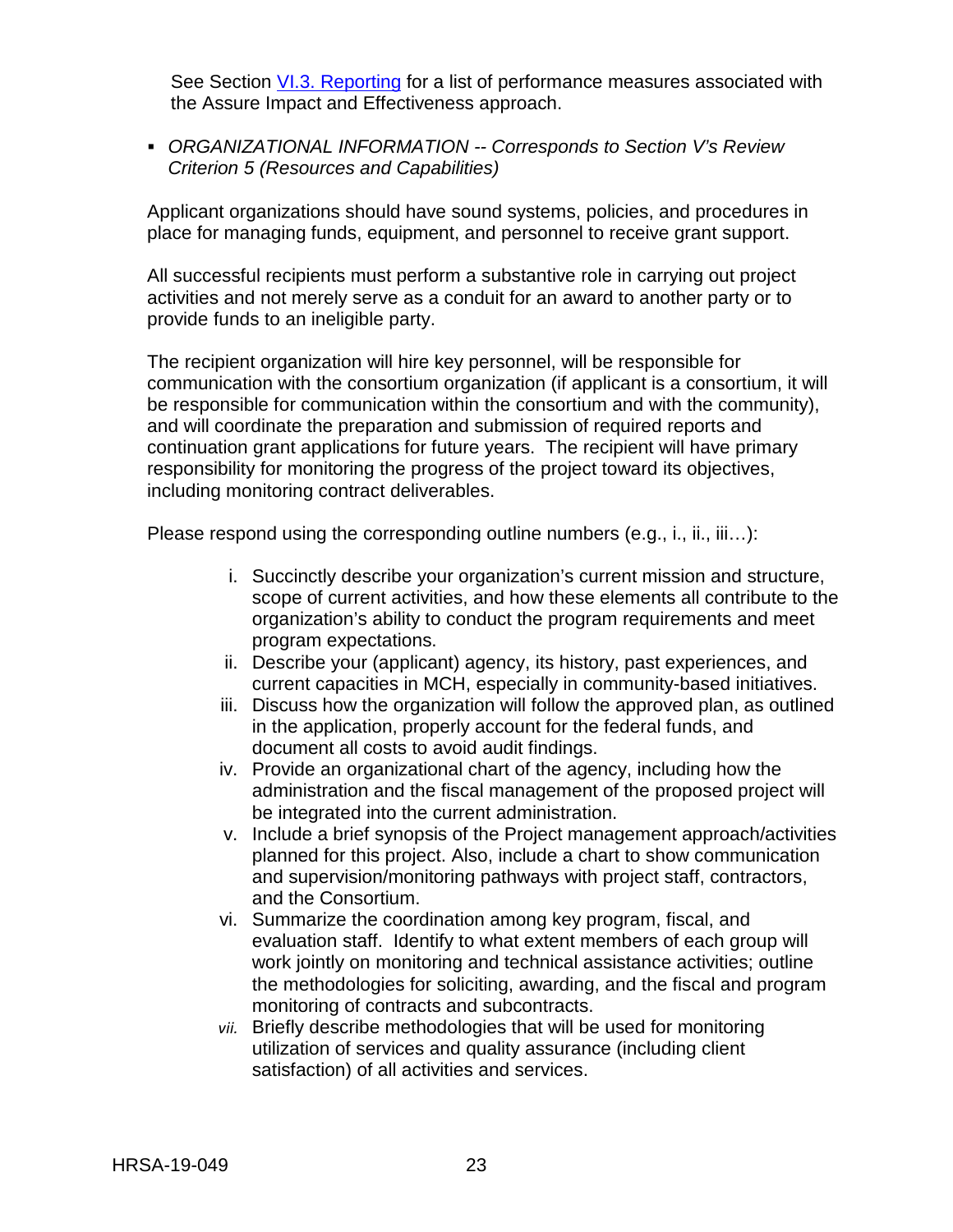See Section VI.3. Reporting for a list of performance measures associated with the Assure Impact and Effectiveness approach.

- *ORGANIZATIONAL INFORMATION -- Corresponds to Section V's Review Criterion 5 (Resources and Capabilities)*

Applicant organizations should have sound systems, policies, and procedures in place for managing funds, equipment, and personnel to receive grant support.

All successful recipients must perform a substantive role in carrying out project activities and not merely serve as a conduit for an award to another party or to provide funds to an ineligible party.

The recipient organization will hire key personnel, will be responsible for communication with the consortium organization (if applicant is a consortium, it will be responsible for communication within the consortium and with the community), and will coordinate the preparation and submission of required reports and continuation grant applications for future years. The recipient will have primary responsibility for monitoring the progress of the project toward its objectives, including monitoring contract deliverables.

Please respond using the corresponding outline numbers (e.g., i., ii., iii…):

i. Succinctly describe your organization's current mission and structure, scope of current activities, and how these elements all contribute to the organization's ability to conduct the program requirements and meet program expectations.
ii. Describe your (applicant) agency, its history, past experiences, and current capacities in MCH, especially in community-based initiatives.
iii. Discuss how the organization will follow the approved plan, as outlined in the application, properly account for the federal funds, and document all costs to avoid audit findings.
iv. Provide an organizational chart of the agency, including how the administration and the fiscal management of the proposed project will be integrated into the current administration.
v. Include a brief synopsis of the Project management approach/activities planned for this project. Also, include a chart to show communication and supervision/monitoring pathways with project staff, contractors, and the Consortium.
vi. Summarize the coordination among key program, fiscal, and evaluation staff. Identify to what extent members of each group will work jointly on monitoring and technical assistance activities; outline the methodologies for soliciting, awarding, and the fiscal and program monitoring of contracts and subcontracts.
*vii.* Briefly describe methodologies that will be used for monitoring utilization of services and quality assurance (including client satisfaction) of all activities and services.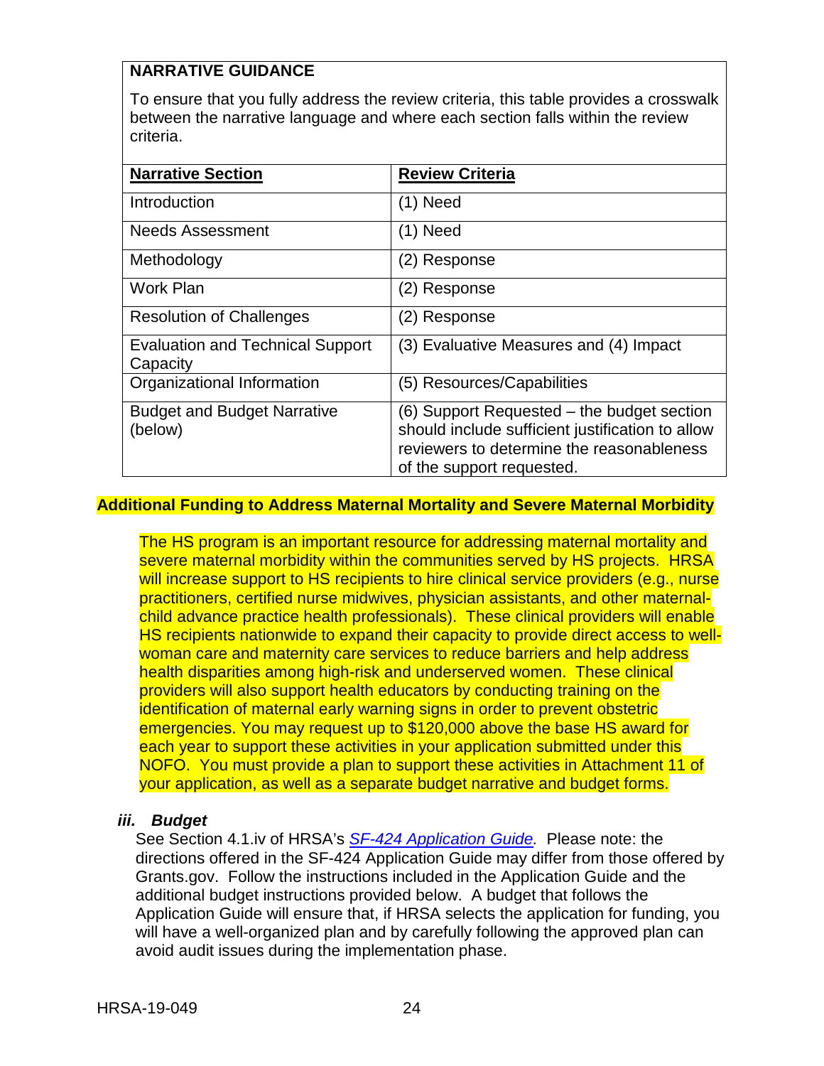**NARRATIVE GUIDANCE**

To ensure that you fully address the review criteria, this table provides a crosswalk between the narrative language and where each section falls within the review criteria.

| Narrative Section | Review Criteria |
|---|---|
| Introduction | (1) Need |
| Needs Assessment | (1) Need |
| Methodology | (2) Response |
| Work Plan | (2) Response |
| Resolution of Challenges | (2) Response |
| Evaluation and Technical Support Capacity | (3) Evaluative Measures and (4) Impact |
| Organizational Information | (5) Resources/Capabilities |
| Budget and Budget Narrative (below) | (6) Support Requested – the budget section should include sufficient justification to allow reviewers to determine the reasonableness of the support requested. |

**Additional Funding to Address Maternal Mortality and Severe Maternal Morbidity**

The HS program is an important resource for addressing maternal mortality and severe maternal morbidity within the communities served by HS projects. HRSA will increase support to HS recipients to hire clinical service providers (e.g., nurse practitioners, certified nurse midwives, physician assistants, and other maternal-child advance practice health professionals). These clinical providers will enable HS recipients nationwide to expand their capacity to provide direct access to well-woman care and maternity care services to reduce barriers and help address health disparities among high-risk and underserved women. These clinical providers will also support health educators by conducting training on the identification of maternal early warning signs in order to prevent obstetric emergencies. You may request up to $120,000 above the base HS award for each year to support these activities in your application submitted under this NOFO. You must provide a plan to support these activities in Attachment 11 of your application, as well as a separate budget narrative and budget forms.

### *iii. Budget*

See Section 4.1.iv of HRSA's *SF-424 Application Guide.* Please note: the directions offered in the SF-424 Application Guide may differ from those offered by Grants.gov. Follow the instructions included in the Application Guide and the additional budget instructions provided below. A budget that follows the Application Guide will ensure that, if HRSA selects the application for funding, you will have a well-organized plan and by carefully following the approved plan can avoid audit issues during the implementation phase.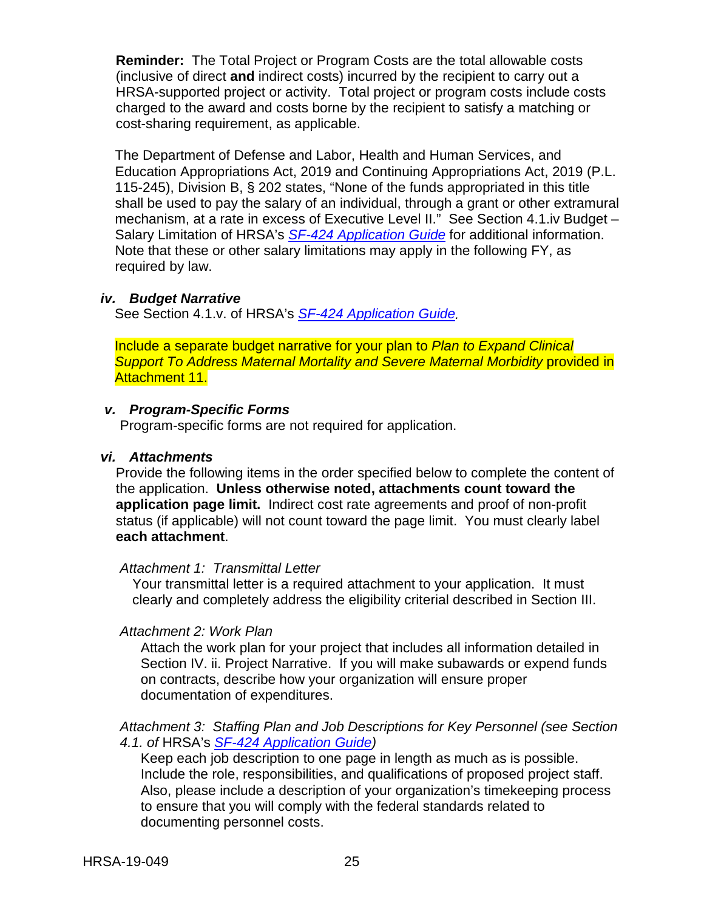**Reminder:** The Total Project or Program Costs are the total allowable costs (inclusive of direct **and** indirect costs) incurred by the recipient to carry out a HRSA-supported project or activity. Total project or program costs include costs charged to the award and costs borne by the recipient to satisfy a matching or cost-sharing requirement, as applicable.

The Department of Defense and Labor, Health and Human Services, and Education Appropriations Act, 2019 and Continuing Appropriations Act, 2019 (P.L. 115-245), Division B, § 202 states, "None of the funds appropriated in this title shall be used to pay the salary of an individual, through a grant or other extramural mechanism, at a rate in excess of Executive Level II." See Section 4.1.iv Budget – Salary Limitation of HRSA's *SF-424 Application Guide* for additional information. Note that these or other salary limitations may apply in the following FY, as required by law.

### *iv. Budget Narrative*

See Section 4.1.v. of HRSA's *SF-424 Application Guide.*

Include a separate budget narrative for your plan to *Plan to Expand Clinical Support To Address Maternal Mortality and Severe Maternal Morbidity* provided in Attachment 11.

### *v. Program-Specific Forms*

Program-specific forms are not required for application.

### *vi. Attachments*

Provide the following items in the order specified below to complete the content of the application. **Unless otherwise noted, attachments count toward the application page limit.** Indirect cost rate agreements and proof of non-profit status (if applicable) will not count toward the page limit. You must clearly label **each attachment**.

*Attachment 1: Transmittal Letter*

Your transmittal letter is a required attachment to your application. It must clearly and completely address the eligibility criterial described in Section III.

*Attachment 2: Work Plan*

Attach the work plan for your project that includes all information detailed in Section IV. ii. Project Narrative. If you will make subawards or expend funds on contracts, describe how your organization will ensure proper documentation of expenditures.

*Attachment 3: Staffing Plan and Job Descriptions for Key Personnel (see Section 4.1. of* HRSA's *SF-424 Application Guide)*

Keep each job description to one page in length as much as is possible. Include the role, responsibilities, and qualifications of proposed project staff. Also, please include a description of your organization's timekeeping process to ensure that you will comply with the federal standards related to documenting personnel costs.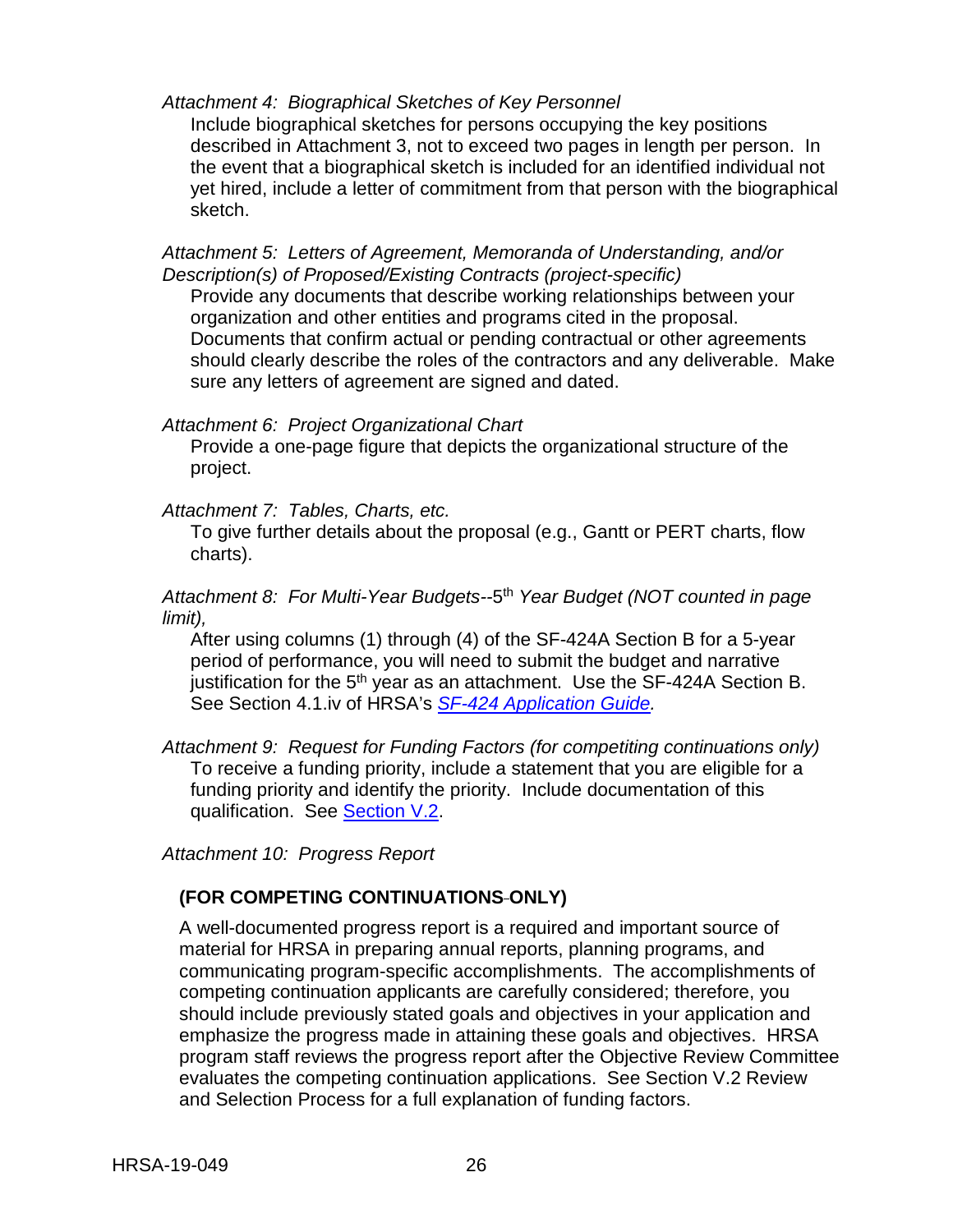*Attachment 4: Biographical Sketches of Key Personnel*

Include biographical sketches for persons occupying the key positions described in Attachment 3, not to exceed two pages in length per person. In the event that a biographical sketch is included for an identified individual not yet hired, include a letter of commitment from that person with the biographical sketch.

*Attachment 5: Letters of Agreement, Memoranda of Understanding, and/or Description(s) of Proposed/Existing Contracts (project-specific)*

Provide any documents that describe working relationships between your organization and other entities and programs cited in the proposal. Documents that confirm actual or pending contractual or other agreements should clearly describe the roles of the contractors and any deliverable. Make sure any letters of agreement are signed and dated.

*Attachment 6: Project Organizational Chart*

Provide a one-page figure that depicts the organizational structure of the project.

*Attachment 7: Tables, Charts, etc.*

To give further details about the proposal (e.g., Gantt or PERT charts, flow charts).

*Attachment 8: For Multi-Year Budgets--5th Year Budget (NOT counted in page limit),*

After using columns (1) through (4) of the SF-424A Section B for a 5-year period of performance, you will need to submit the budget and narrative justification for the 5th year as an attachment. Use the SF-424A Section B. See Section 4.1.iv of HRSA's *SF-424 Application Guide.*

*Attachment 9: Request for Funding Factors (for competiting continuations only)*

To receive a funding priority, include a statement that you are eligible for a funding priority and identify the priority. Include documentation of this qualification. See Section V.2.

*Attachment 10: Progress Report*

**(FOR COMPETING CONTINUATIONS ONLY)**

A well-documented progress report is a required and important source of material for HRSA in preparing annual reports, planning programs, and communicating program-specific accomplishments. The accomplishments of competing continuation applicants are carefully considered; therefore, you should include previously stated goals and objectives in your application and emphasize the progress made in attaining these goals and objectives. HRSA program staff reviews the progress report after the Objective Review Committee evaluates the competing continuation applications. See Section V.2 Review and Selection Process for a full explanation of funding factors.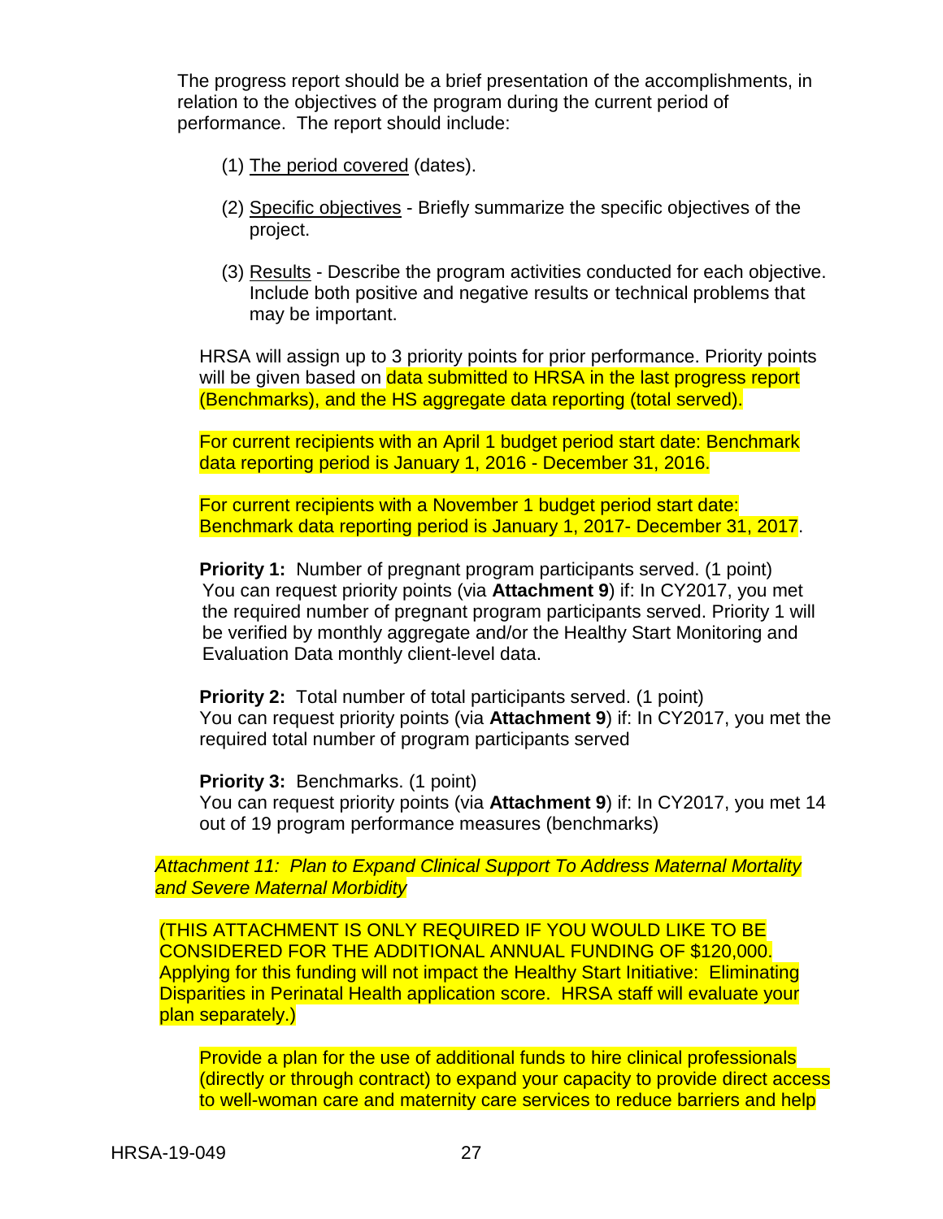The progress report should be a brief presentation of the accomplishments, in relation to the objectives of the program during the current period of performance. The report should include:

(1) The period covered (dates).

(2) Specific objectives - Briefly summarize the specific objectives of the project.

(3) Results - Describe the program activities conducted for each objective. Include both positive and negative results or technical problems that may be important.

HRSA will assign up to 3 priority points for prior performance. Priority points will be given based on data submitted to HRSA in the last progress report (Benchmarks), and the HS aggregate data reporting (total served).

For current recipients with an April 1 budget period start date: Benchmark data reporting period is January 1, 2016 - December 31, 2016.

For current recipients with a November 1 budget period start date: Benchmark data reporting period is January 1, 2017- December 31, 2017.

**Priority 1:** Number of pregnant program participants served. (1 point)
You can request priority points (via **Attachment 9**) if: In CY2017, you met the required number of pregnant program participants served. Priority 1 will be verified by monthly aggregate and/or the Healthy Start Monitoring and Evaluation Data monthly client-level data.

**Priority 2:** Total number of total participants served. (1 point)
You can request priority points (via **Attachment 9**) if: In CY2017, you met the required total number of program participants served

**Priority 3:** Benchmarks. (1 point)
You can request priority points (via **Attachment 9**) if: In CY2017, you met 14 out of 19 program performance measures (benchmarks)

*Attachment 11: Plan to Expand Clinical Support To Address Maternal Mortality and Severe Maternal Morbidity*

(THIS ATTACHMENT IS ONLY REQUIRED IF YOU WOULD LIKE TO BE CONSIDERED FOR THE ADDITIONAL ANNUAL FUNDING OF $120,000. Applying for this funding will not impact the Healthy Start Initiative: Eliminating Disparities in Perinatal Health application score. HRSA staff will evaluate your plan separately.)

Provide a plan for the use of additional funds to hire clinical professionals (directly or through contract) to expand your capacity to provide direct access to well-woman care and maternity care services to reduce barriers and help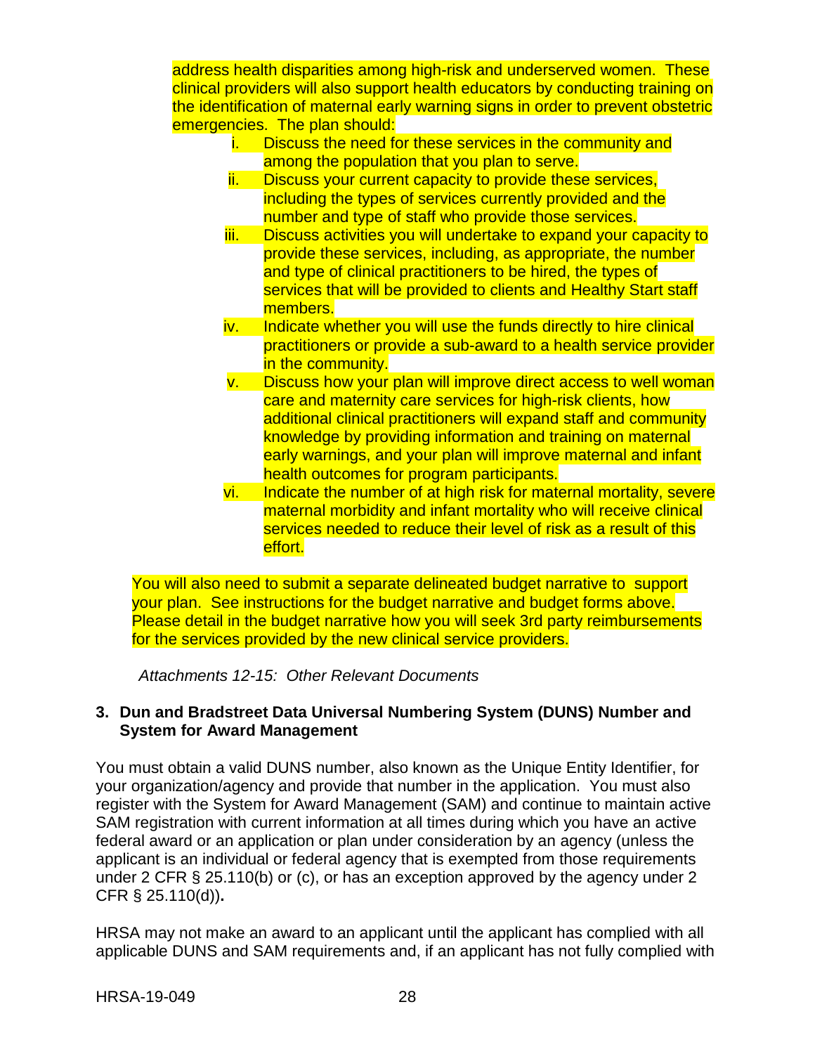address health disparities among high-risk and underserved women. These clinical providers will also support health educators by conducting training on the identification of maternal early warning signs in order to prevent obstetric emergencies. The plan should:

i. Discuss the need for these services in the community and among the population that you plan to serve.
ii. Discuss your current capacity to provide these services, including the types of services currently provided and the number and type of staff who provide those services.
iii. Discuss activities you will undertake to expand your capacity to provide these services, including, as appropriate, the number and type of clinical practitioners to be hired, the types of services that will be provided to clients and Healthy Start staff members.
iv. Indicate whether you will use the funds directly to hire clinical practitioners or provide a sub-award to a health service provider in the community.
v. Discuss how your plan will improve direct access to well woman care and maternity care services for high-risk clients, how additional clinical practitioners will expand staff and community knowledge by providing information and training on maternal early warnings, and your plan will improve maternal and infant health outcomes for program participants.
vi. Indicate the number of at high risk for maternal mortality, severe maternal morbidity and infant mortality who will receive clinical services needed to reduce their level of risk as a result of this effort.

You will also need to submit a separate delineated budget narrative to support your plan. See instructions for the budget narrative and budget forms above. Please detail in the budget narrative how you will seek 3rd party reimbursements for the services provided by the new clinical service providers.

*Attachments 12-15: Other Relevant Documents*

### 3. Dun and Bradstreet Data Universal Numbering System (DUNS) Number and System for Award Management

You must obtain a valid DUNS number, also known as the Unique Entity Identifier, for your organization/agency and provide that number in the application. You must also register with the System for Award Management (SAM) and continue to maintain active SAM registration with current information at all times during which you have an active federal award or an application or plan under consideration by an agency (unless the applicant is an individual or federal agency that is exempted from those requirements under 2 CFR § 25.110(b) or (c), or has an exception approved by the agency under 2 CFR § 25.110(d)).

HRSA may not make an award to an applicant until the applicant has complied with all applicable DUNS and SAM requirements and, if an applicant has not fully complied with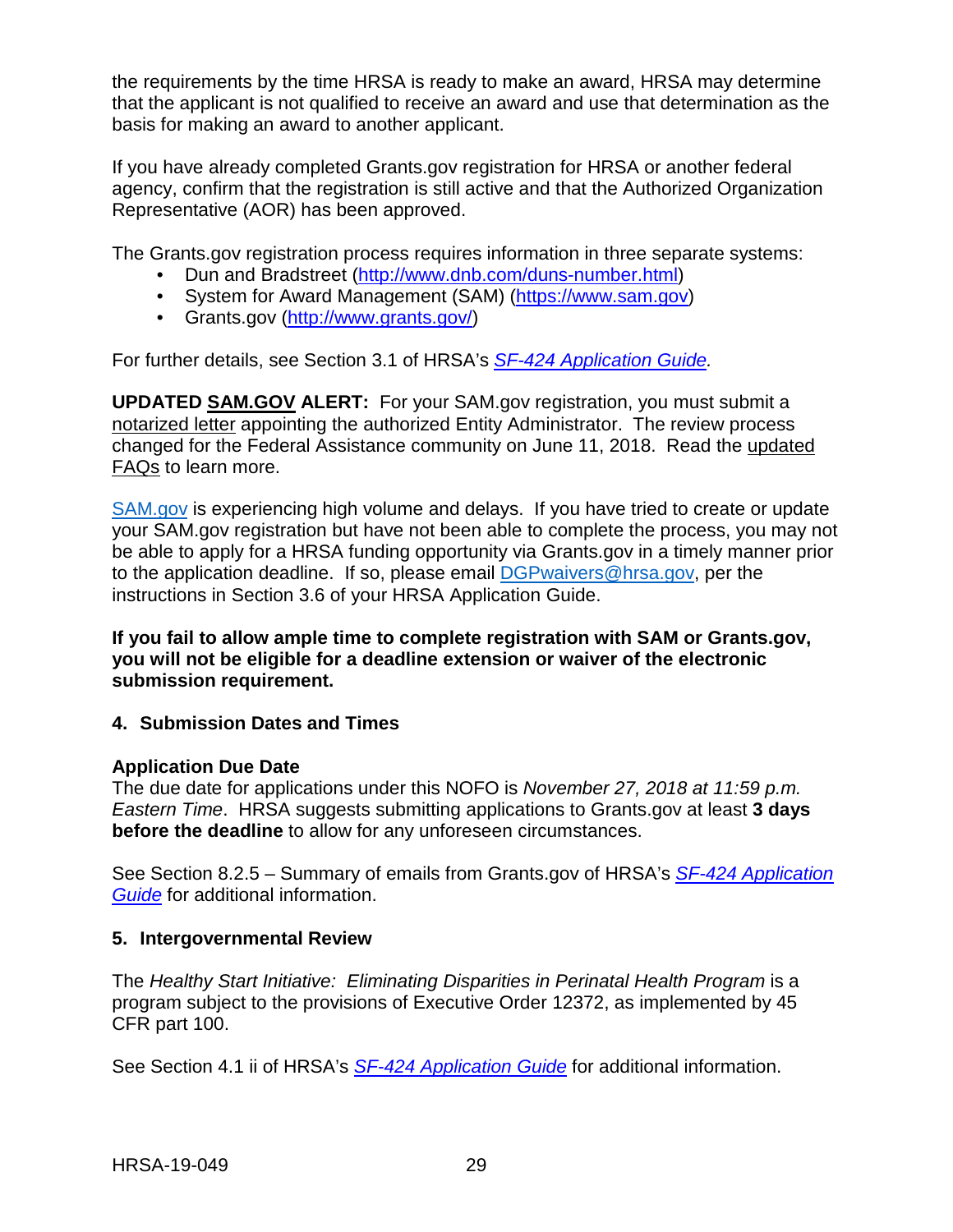the requirements by the time HRSA is ready to make an award, HRSA may determine that the applicant is not qualified to receive an award and use that determination as the basis for making an award to another applicant.

If you have already completed Grants.gov registration for HRSA or another federal agency, confirm that the registration is still active and that the Authorized Organization Representative (AOR) has been approved.

The Grants.gov registration process requires information in three separate systems:

- Dun and Bradstreet (http://www.dnb.com/duns-number.html)
- System for Award Management (SAM) (https://www.sam.gov)
- Grants.gov (http://www.grants.gov/)

For further details, see Section 3.1 of HRSA's *SF-424 Application Guide.*

**UPDATED SAM.GOV ALERT:** For your SAM.gov registration, you must submit a notarized letter appointing the authorized Entity Administrator. The review process changed for the Federal Assistance community on June 11, 2018. Read the updated FAQs to learn more.

SAM.gov is experiencing high volume and delays. If you have tried to create or update your SAM.gov registration but have not been able to complete the process, you may not be able to apply for a HRSA funding opportunity via Grants.gov in a timely manner prior to the application deadline. If so, please email DGPwaivers@hrsa.gov, per the instructions in Section 3.6 of your HRSA Application Guide.

**If you fail to allow ample time to complete registration with SAM or Grants.gov, you will not be eligible for a deadline extension or waiver of the electronic submission requirement.**

### 4. Submission Dates and Times

**Application Due Date**

The due date for applications under this NOFO is *November 27, 2018 at 11:59 p.m. Eastern Time*. HRSA suggests submitting applications to Grants.gov at least **3 days before the deadline** to allow for any unforeseen circumstances.

See Section 8.2.5 – Summary of emails from Grants.gov of HRSA's *SF-424 Application Guide* for additional information.

### 5. Intergovernmental Review

The *Healthy Start Initiative: Eliminating Disparities in Perinatal Health Program* is a program subject to the provisions of Executive Order 12372, as implemented by 45 CFR part 100.

See Section 4.1 ii of HRSA's *SF-424 Application Guide* for additional information.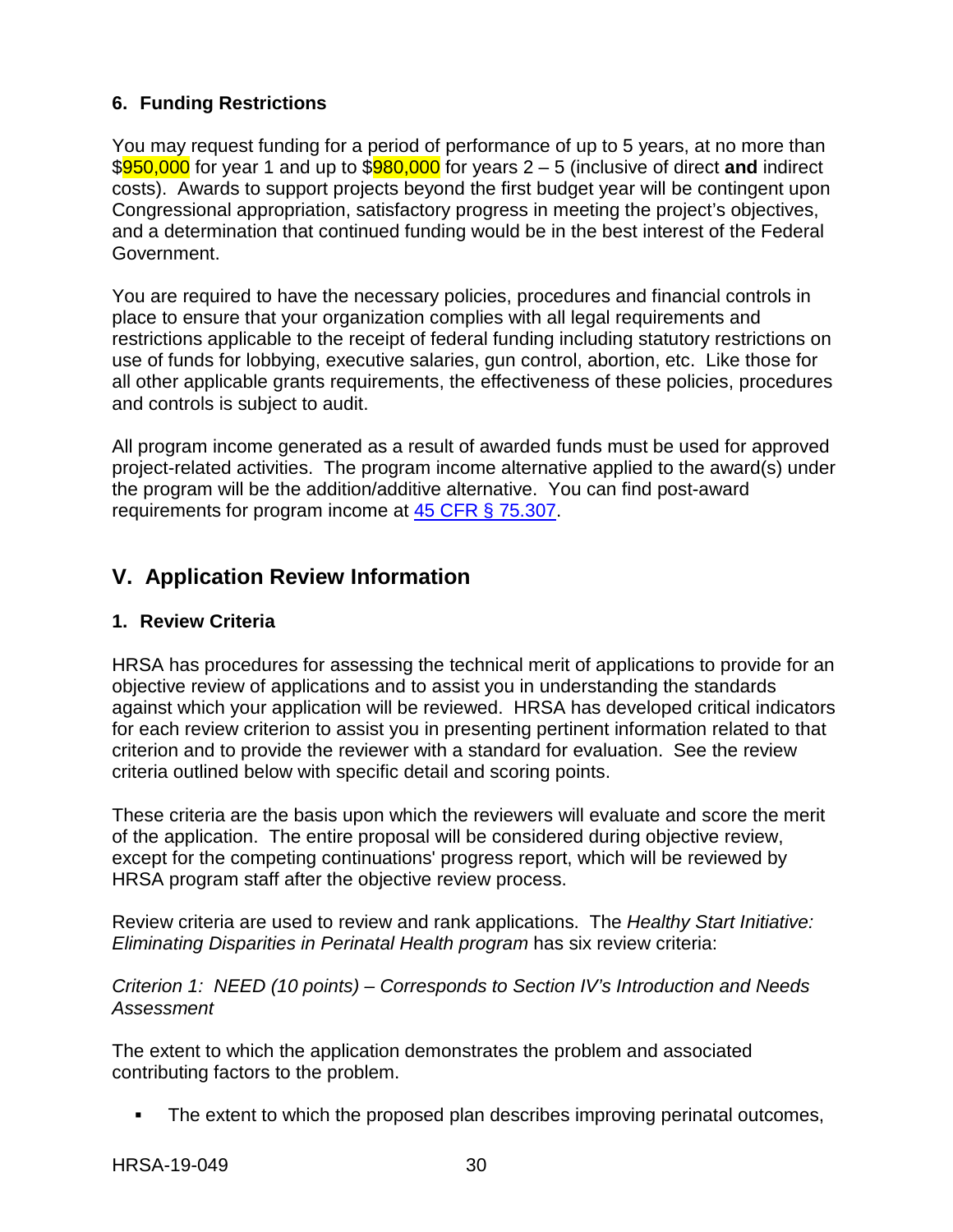### 6. Funding Restrictions

You may request funding for a period of performance of up to 5 years, at no more than $950,000 for year 1 and up to $980,000 for years 2 – 5 (inclusive of direct **and** indirect costs). Awards to support projects beyond the first budget year will be contingent upon Congressional appropriation, satisfactory progress in meeting the project's objectives, and a determination that continued funding would be in the best interest of the Federal Government.

You are required to have the necessary policies, procedures and financial controls in place to ensure that your organization complies with all legal requirements and restrictions applicable to the receipt of federal funding including statutory restrictions on use of funds for lobbying, executive salaries, gun control, abortion, etc. Like those for all other applicable grants requirements, the effectiveness of these policies, procedures and controls is subject to audit.

All program income generated as a result of awarded funds must be used for approved project-related activities. The program income alternative applied to the award(s) under the program will be the addition/additive alternative. You can find post-award requirements for program income at 45 CFR § 75.307.

## V. Application Review Information

### 1. Review Criteria

HRSA has procedures for assessing the technical merit of applications to provide for an objective review of applications and to assist you in understanding the standards against which your application will be reviewed. HRSA has developed critical indicators for each review criterion to assist you in presenting pertinent information related to that criterion and to provide the reviewer with a standard for evaluation. See the review criteria outlined below with specific detail and scoring points.

These criteria are the basis upon which the reviewers will evaluate and score the merit of the application. The entire proposal will be considered during objective review, except for the competing continuations' progress report, which will be reviewed by HRSA program staff after the objective review process.

Review criteria are used to review and rank applications. The *Healthy Start Initiative: Eliminating Disparities in Perinatal Health program* has six review criteria:

*Criterion 1: NEED (10 points) – Corresponds to Section IV's Introduction and Needs Assessment*

The extent to which the application demonstrates the problem and associated contributing factors to the problem.

- The extent to which the proposed plan describes improving perinatal outcomes,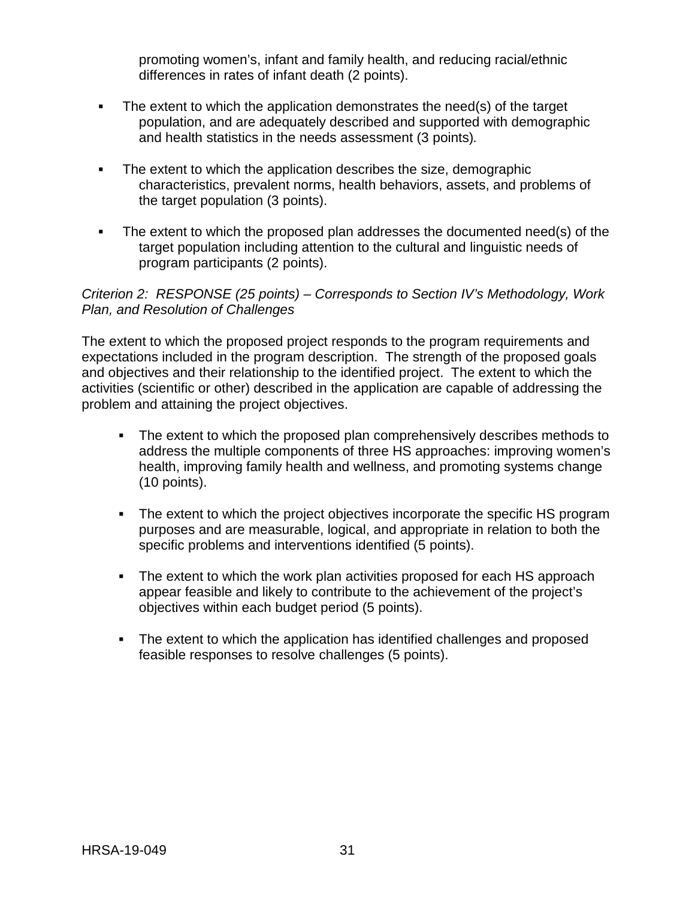promoting women's, infant and family health, and reducing racial/ethnic differences in rates of infant death (2 points).

- The extent to which the application demonstrates the need(s) of the target population, and are adequately described and supported with demographic and health statistics in the needs assessment (3 points).
- The extent to which the application describes the size, demographic characteristics, prevalent norms, health behaviors, assets, and problems of the target population (3 points).
- The extent to which the proposed plan addresses the documented need(s) of the target population including attention to the cultural and linguistic needs of program participants (2 points).

*Criterion 2: RESPONSE (25 points) – Corresponds to Section IV's Methodology, Work Plan, and Resolution of Challenges*

The extent to which the proposed project responds to the program requirements and expectations included in the program description. The strength of the proposed goals and objectives and their relationship to the identified project. The extent to which the activities (scientific or other) described in the application are capable of addressing the problem and attaining the project objectives.

- The extent to which the proposed plan comprehensively describes methods to address the multiple components of three HS approaches: improving women's health, improving family health and wellness, and promoting systems change (10 points).
- The extent to which the project objectives incorporate the specific HS program purposes and are measurable, logical, and appropriate in relation to both the specific problems and interventions identified (5 points).
- The extent to which the work plan activities proposed for each HS approach appear feasible and likely to contribute to the achievement of the project's objectives within each budget period (5 points).
- The extent to which the application has identified challenges and proposed feasible responses to resolve challenges (5 points).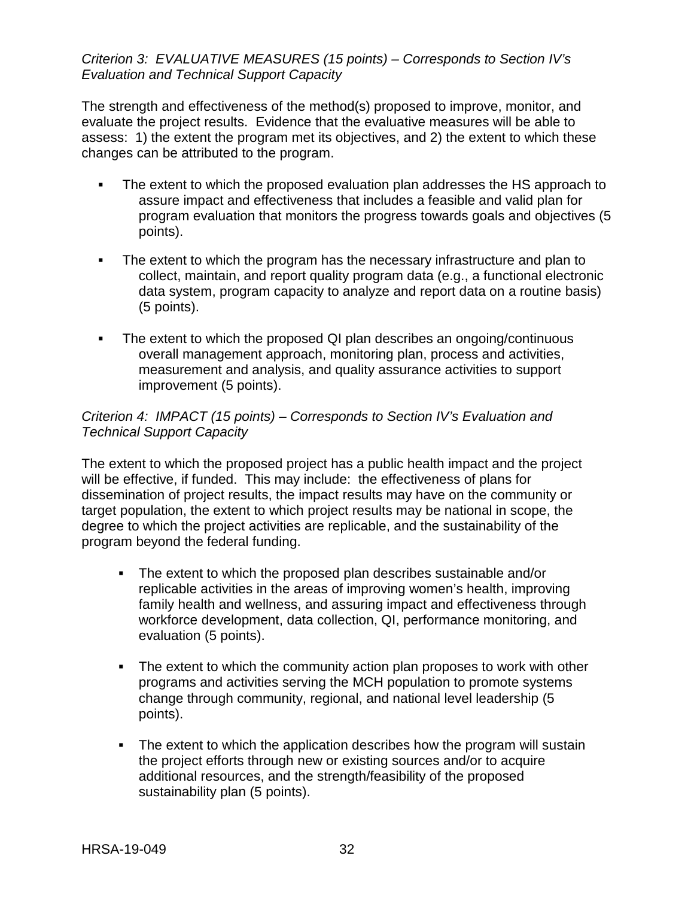*Criterion 3: EVALUATIVE MEASURES (15 points) – Corresponds to Section IV's Evaluation and Technical Support Capacity*

The strength and effectiveness of the method(s) proposed to improve, monitor, and evaluate the project results. Evidence that the evaluative measures will be able to assess: 1) the extent the program met its objectives, and 2) the extent to which these changes can be attributed to the program.

- The extent to which the proposed evaluation plan addresses the HS approach to assure impact and effectiveness that includes a feasible and valid plan for program evaluation that monitors the progress towards goals and objectives (5 points).
- The extent to which the program has the necessary infrastructure and plan to collect, maintain, and report quality program data (e.g., a functional electronic data system, program capacity to analyze and report data on a routine basis) (5 points).
- The extent to which the proposed QI plan describes an ongoing/continuous overall management approach, monitoring plan, process and activities, measurement and analysis, and quality assurance activities to support improvement (5 points).

*Criterion 4: IMPACT (15 points) – Corresponds to Section IV's Evaluation and Technical Support Capacity*

The extent to which the proposed project has a public health impact and the project will be effective, if funded. This may include: the effectiveness of plans for dissemination of project results, the impact results may have on the community or target population, the extent to which project results may be national in scope, the degree to which the project activities are replicable, and the sustainability of the program beyond the federal funding.

- The extent to which the proposed plan describes sustainable and/or replicable activities in the areas of improving women's health, improving family health and wellness, and assuring impact and effectiveness through workforce development, data collection, QI, performance monitoring, and evaluation (5 points).
- The extent to which the community action plan proposes to work with other programs and activities serving the MCH population to promote systems change through community, regional, and national level leadership (5 points).
- The extent to which the application describes how the program will sustain the project efforts through new or existing sources and/or to acquire additional resources, and the strength/feasibility of the proposed sustainability plan (5 points).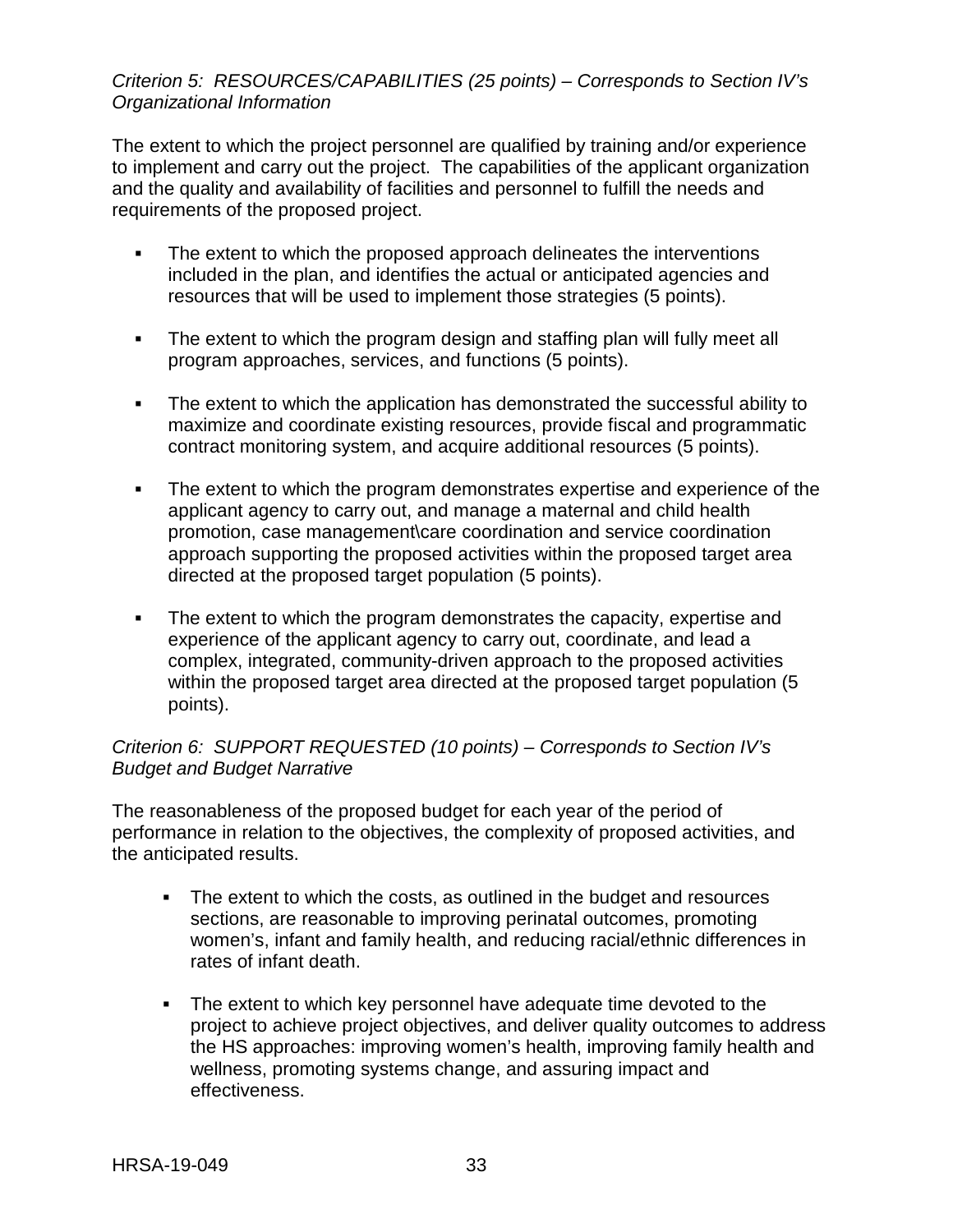*Criterion 5: RESOURCES/CAPABILITIES (25 points) – Corresponds to Section IV's Organizational Information*

The extent to which the project personnel are qualified by training and/or experience to implement and carry out the project. The capabilities of the applicant organization and the quality and availability of facilities and personnel to fulfill the needs and requirements of the proposed project.

- The extent to which the proposed approach delineates the interventions included in the plan, and identifies the actual or anticipated agencies and resources that will be used to implement those strategies (5 points).
- The extent to which the program design and staffing plan will fully meet all program approaches, services, and functions (5 points).
- The extent to which the application has demonstrated the successful ability to maximize and coordinate existing resources, provide fiscal and programmatic contract monitoring system, and acquire additional resources (5 points).
- The extent to which the program demonstrates expertise and experience of the applicant agency to carry out, and manage a maternal and child health promotion, case management\care coordination and service coordination approach supporting the proposed activities within the proposed target area directed at the proposed target population (5 points).
- The extent to which the program demonstrates the capacity, expertise and experience of the applicant agency to carry out, coordinate, and lead a complex, integrated, community-driven approach to the proposed activities within the proposed target area directed at the proposed target population (5 points).

*Criterion 6: SUPPORT REQUESTED (10 points) – Corresponds to Section IV's Budget and Budget Narrative*

The reasonableness of the proposed budget for each year of the period of performance in relation to the objectives, the complexity of proposed activities, and the anticipated results.

- The extent to which the costs, as outlined in the budget and resources sections, are reasonable to improving perinatal outcomes, promoting women's, infant and family health, and reducing racial/ethnic differences in rates of infant death.
- The extent to which key personnel have adequate time devoted to the project to achieve project objectives, and deliver quality outcomes to address the HS approaches: improving women's health, improving family health and wellness, promoting systems change, and assuring impact and effectiveness.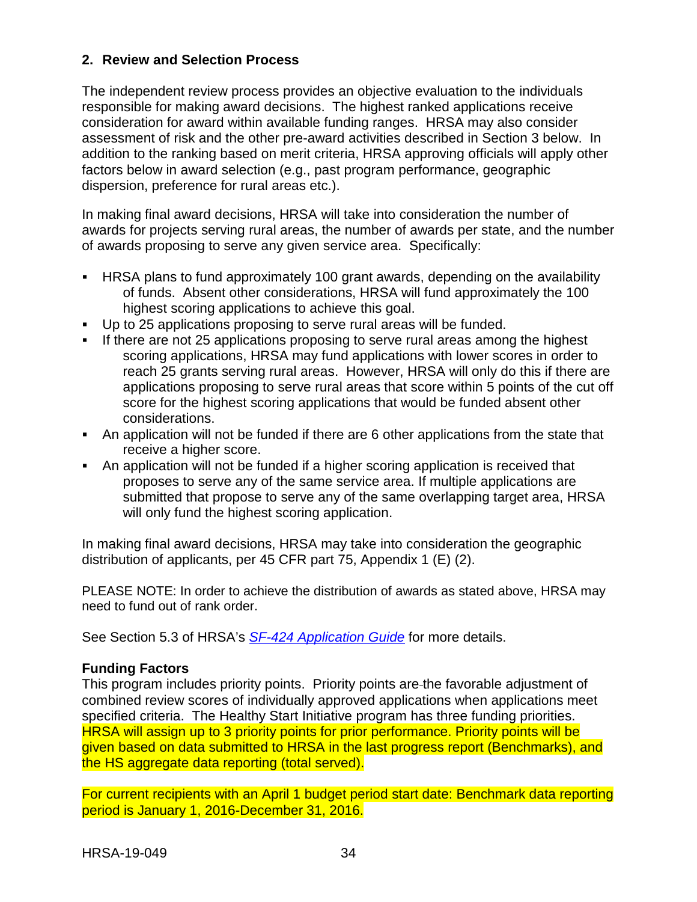## 2. Review and Selection Process

The independent review process provides an objective evaluation to the individuals responsible for making award decisions. The highest ranked applications receive consideration for award within available funding ranges. HRSA may also consider assessment of risk and the other pre-award activities described in Section 3 below. In addition to the ranking based on merit criteria, HRSA approving officials will apply other factors below in award selection (e.g., past program performance, geographic dispersion, preference for rural areas etc.).

In making final award decisions, HRSA will take into consideration the number of awards for projects serving rural areas, the number of awards per state, and the number of awards proposing to serve any given service area. Specifically:

- HRSA plans to fund approximately 100 grant awards, depending on the availability of funds. Absent other considerations, HRSA will fund approximately the 100 highest scoring applications to achieve this goal.
- Up to 25 applications proposing to serve rural areas will be funded.
- If there are not 25 applications proposing to serve rural areas among the highest scoring applications, HRSA may fund applications with lower scores in order to reach 25 grants serving rural areas. However, HRSA will only do this if there are applications proposing to serve rural areas that score within 5 points of the cut off score for the highest scoring applications that would be funded absent other considerations.
- An application will not be funded if there are 6 other applications from the state that receive a higher score.
- An application will not be funded if a higher scoring application is received that proposes to serve any of the same service area. If multiple applications are submitted that propose to serve any of the same overlapping target area, HRSA will only fund the highest scoring application.

In making final award decisions, HRSA may take into consideration the geographic distribution of applicants, per 45 CFR part 75, Appendix 1 (E) (2).

PLEASE NOTE: In order to achieve the distribution of awards as stated above, HRSA may need to fund out of rank order.

See Section 5.3 of HRSA's *SF-424 Application Guide* for more details.

**Funding Factors**

This program includes priority points. Priority points are the favorable adjustment of combined review scores of individually approved applications when applications meet specified criteria. The Healthy Start Initiative program has three funding priorities. HRSA will assign up to 3 priority points for prior performance. Priority points will be given based on data submitted to HRSA in the last progress report (Benchmarks), and the HS aggregate data reporting (total served).

For current recipients with an April 1 budget period start date: Benchmark data reporting period is January 1, 2016-December 31, 2016.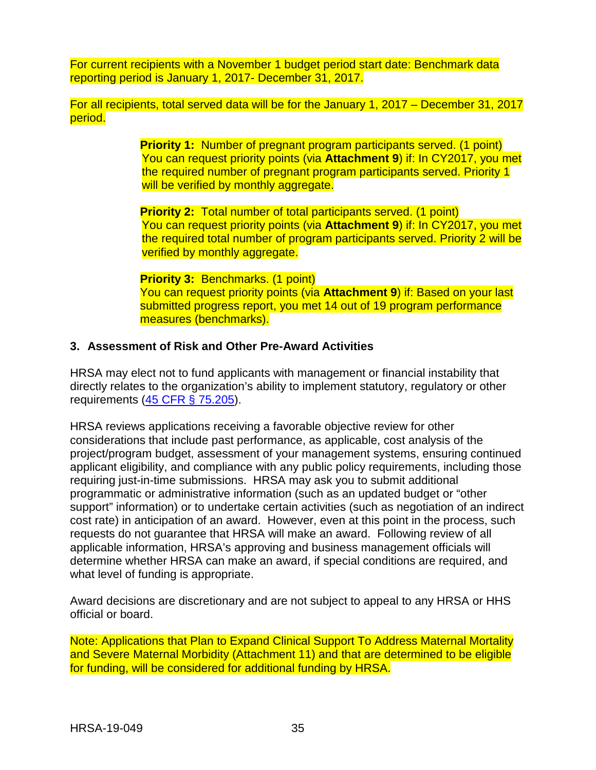For current recipients with a November 1 budget period start date: Benchmark data reporting period is January 1, 2017- December 31, 2017.

For all recipients, total served data will be for the January 1, 2017 – December 31, 2017 period.

> **Priority 1:** Number of pregnant program participants served. (1 point)
> You can request priority points (via **Attachment 9**) if: In CY2017, you met the required number of pregnant program participants served. Priority 1 will be verified by monthly aggregate.
>
> **Priority 2:** Total number of total participants served. (1 point)
> You can request priority points (via **Attachment 9**) if: In CY2017, you met the required total number of program participants served. Priority 2 will be verified by monthly aggregate.
>
> **Priority 3:** Benchmarks. (1 point)
> You can request priority points (via **Attachment 9**) if: Based on your last submitted progress report, you met 14 out of 19 program performance measures (benchmarks).

### 3. Assessment of Risk and Other Pre-Award Activities

HRSA may elect not to fund applicants with management or financial instability that directly relates to the organization's ability to implement statutory, regulatory or other requirements (45 CFR § 75.205).

HRSA reviews applications receiving a favorable objective review for other considerations that include past performance, as applicable, cost analysis of the project/program budget, assessment of your management systems, ensuring continued applicant eligibility, and compliance with any public policy requirements, including those requiring just-in-time submissions. HRSA may ask you to submit additional programmatic or administrative information (such as an updated budget or "other support" information) or to undertake certain activities (such as negotiation of an indirect cost rate) in anticipation of an award. However, even at this point in the process, such requests do not guarantee that HRSA will make an award. Following review of all applicable information, HRSA's approving and business management officials will determine whether HRSA can make an award, if special conditions are required, and what level of funding is appropriate.

Award decisions are discretionary and are not subject to appeal to any HRSA or HHS official or board.

Note: Applications that Plan to Expand Clinical Support To Address Maternal Mortality and Severe Maternal Morbidity (Attachment 11) and that are determined to be eligible for funding, will be considered for additional funding by HRSA.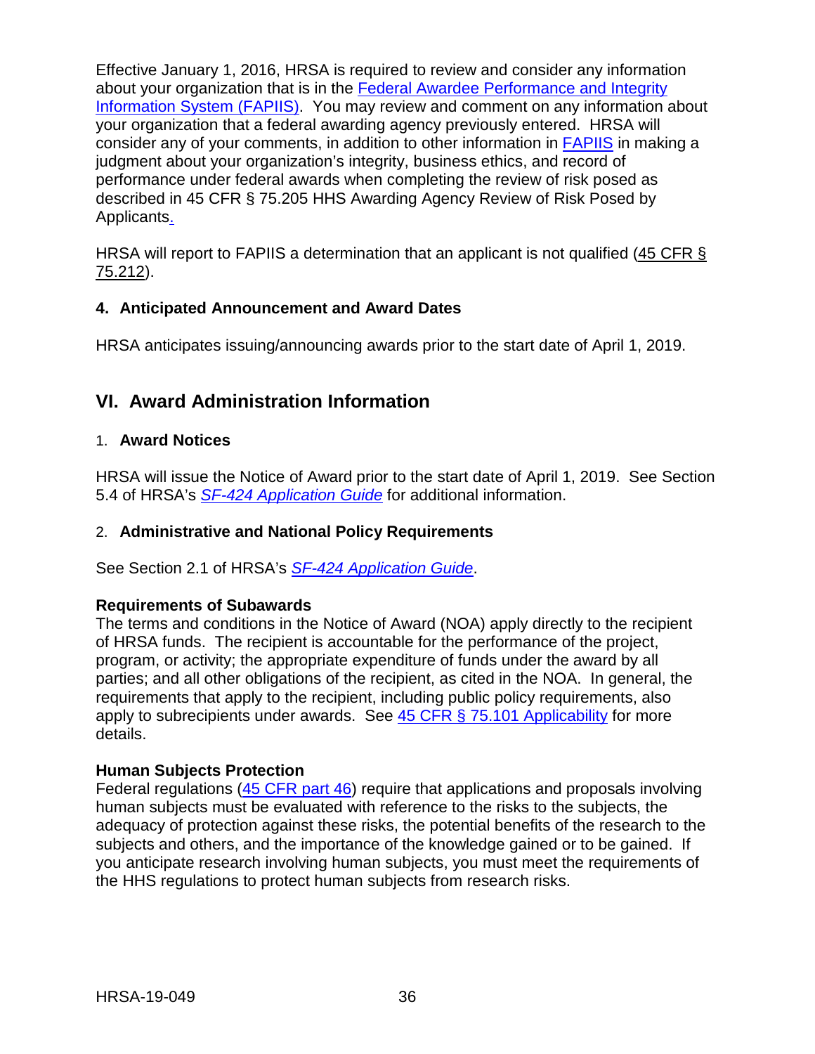Effective January 1, 2016, HRSA is required to review and consider any information about your organization that is in the Federal Awardee Performance and Integrity Information System (FAPIIS). You may review and comment on any information about your organization that a federal awarding agency previously entered. HRSA will consider any of your comments, in addition to other information in FAPIIS in making a judgment about your organization's integrity, business ethics, and record of performance under federal awards when completing the review of risk posed as described in 45 CFR § 75.205 HHS Awarding Agency Review of Risk Posed by Applicants.

HRSA will report to FAPIIS a determination that an applicant is not qualified (45 CFR § 75.212).

### 4. Anticipated Announcement and Award Dates

HRSA anticipates issuing/announcing awards prior to the start date of April 1, 2019.

## VI. Award Administration Information

### 1. Award Notices

HRSA will issue the Notice of Award prior to the start date of April 1, 2019. See Section 5.4 of HRSA's *SF-424 Application Guide* for additional information.

### 2. Administrative and National Policy Requirements

See Section 2.1 of HRSA's *SF-424 Application Guide*.

**Requirements of Subawards**

The terms and conditions in the Notice of Award (NOA) apply directly to the recipient of HRSA funds. The recipient is accountable for the performance of the project, program, or activity; the appropriate expenditure of funds under the award by all parties; and all other obligations of the recipient, as cited in the NOA. In general, the requirements that apply to the recipient, including public policy requirements, also apply to subrecipients under awards. See 45 CFR § 75.101 Applicability for more details.

**Human Subjects Protection**

Federal regulations (45 CFR part 46) require that applications and proposals involving human subjects must be evaluated with reference to the risks to the subjects, the adequacy of protection against these risks, the potential benefits of the research to the subjects and others, and the importance of the knowledge gained or to be gained. If you anticipate research involving human subjects, you must meet the requirements of the HHS regulations to protect human subjects from research risks.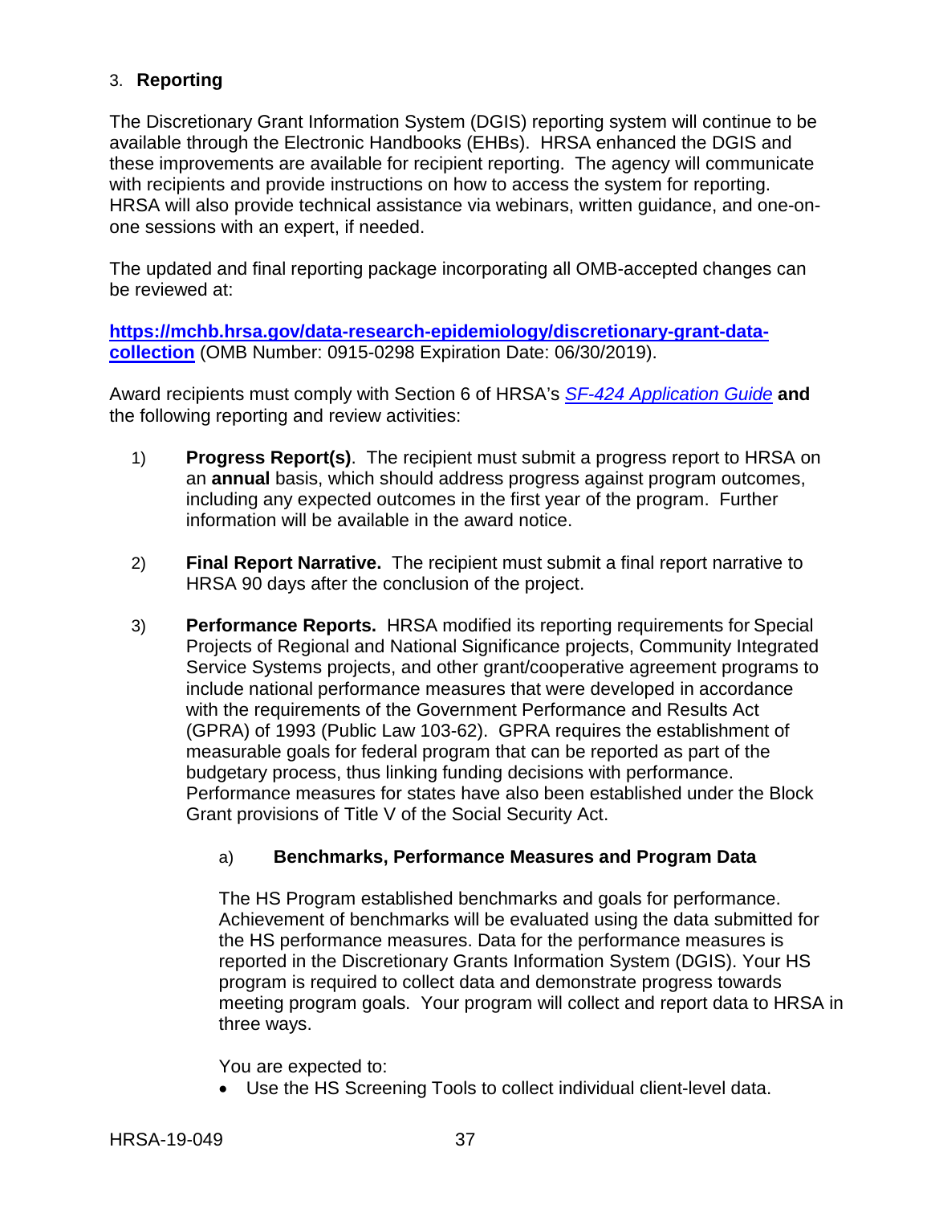### 3. Reporting

The Discretionary Grant Information System (DGIS) reporting system will continue to be available through the Electronic Handbooks (EHBs). HRSA enhanced the DGIS and these improvements are available for recipient reporting. The agency will communicate with recipients and provide instructions on how to access the system for reporting. HRSA will also provide technical assistance via webinars, written guidance, and one-on-one sessions with an expert, if needed.

The updated and final reporting package incorporating all OMB-accepted changes can be reviewed at:

**[https://mchb.hrsa.gov/data-research-epidemiology/discretionary-grant-data-collection](https://mchb.hrsa.gov/data-research-epidemiology/discretionary-grant-data-collection)** (OMB Number: 0915-0298 Expiration Date: 06/30/2019).

Award recipients must comply with Section 6 of HRSA's *SF-424 Application Guide* **and** the following reporting and review activities:

1) **Progress Report(s)**. The recipient must submit a progress report to HRSA on an **annual** basis, which should address progress against program outcomes, including any expected outcomes in the first year of the program. Further information will be available in the award notice.

2) **Final Report Narrative.** The recipient must submit a final report narrative to HRSA 90 days after the conclusion of the project.

3) **Performance Reports.** HRSA modified its reporting requirements for Special Projects of Regional and National Significance projects, Community Integrated Service Systems projects, and other grant/cooperative agreement programs to include national performance measures that were developed in accordance with the requirements of the Government Performance and Results Act (GPRA) of 1993 (Public Law 103-62). GPRA requires the establishment of measurable goals for federal program that can be reported as part of the budgetary process, thus linking funding decisions with performance. Performance measures for states have also been established under the Block Grant provisions of Title V of the Social Security Act.

   a) **Benchmarks, Performance Measures and Program Data**

   The HS Program established benchmarks and goals for performance. Achievement of benchmarks will be evaluated using the data submitted for the HS performance measures. Data for the performance measures is reported in the Discretionary Grants Information System (DGIS). Your HS program is required to collect data and demonstrate progress towards meeting program goals. Your program will collect and report data to HRSA in three ways.

   You are expected to:

   - Use the HS Screening Tools to collect individual client-level data.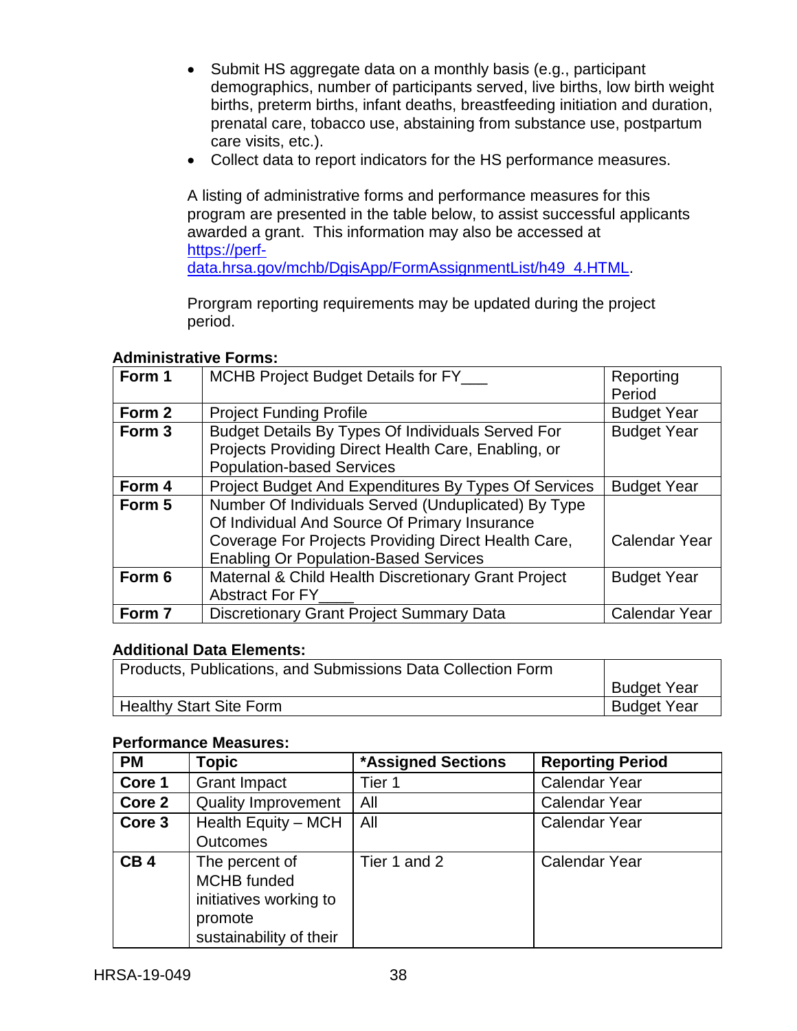- Submit HS aggregate data on a monthly basis (e.g., participant demographics, number of participants served, live births, low birth weight births, preterm births, infant deaths, breastfeeding initiation and duration, prenatal care, tobacco use, abstaining from substance use, postpartum care visits, etc.).
- Collect data to report indicators for the HS performance measures.

A listing of administrative forms and performance measures for this program are presented in the table below, to assist successful applicants awarded a grant. This information may also be accessed at [https://perf-data.hrsa.gov/mchb/DgisApp/FormAssignmentList/h49_4.HTML](https://perf-data.hrsa.gov/mchb/DgisApp/FormAssignmentList/h49_4.HTML).

Prorgram reporting requirements may be updated during the project period.

**Administrative Forms:**

| | | |
|---|---|---|
| **Form 1** | MCHB Project Budget Details for FY___ | Reporting Period |
| **Form 2** | Project Funding Profile | Budget Year |
| **Form 3** | Budget Details By Types Of Individuals Served For Projects Providing Direct Health Care, Enabling, or Population-based Services | Budget Year |
| **Form 4** | Project Budget And Expenditures By Types Of Services | Budget Year |
| **Form 5** | Number Of Individuals Served (Unduplicated) By Type Of Individual And Source Of Primary Insurance Coverage For Projects Providing Direct Health Care, Enabling Or Population-Based Services | Calendar Year |
| **Form 6** | Maternal & Child Health Discretionary Grant Project Abstract For FY____ | Budget Year |
| **Form 7** | Discretionary Grant Project Summary Data | Calendar Year |

**Additional Data Elements:**

| | |
|---|---|
| Products, Publications, and Submissions Data Collection Form | Budget Year |
| Healthy Start Site Form | Budget Year |

**Performance Measures:**

| PM | Topic | *Assigned Sections | Reporting Period |
|---|---|---|---|
| **Core 1** | Grant Impact | Tier 1 | Calendar Year |
| **Core 2** | Quality Improvement | All | Calendar Year |
| **Core 3** | Health Equity – MCH Outcomes | All | Calendar Year |
| **CB 4** | The percent of MCHB funded initiatives working to promote sustainability of their | Tier 1 and 2 | Calendar Year |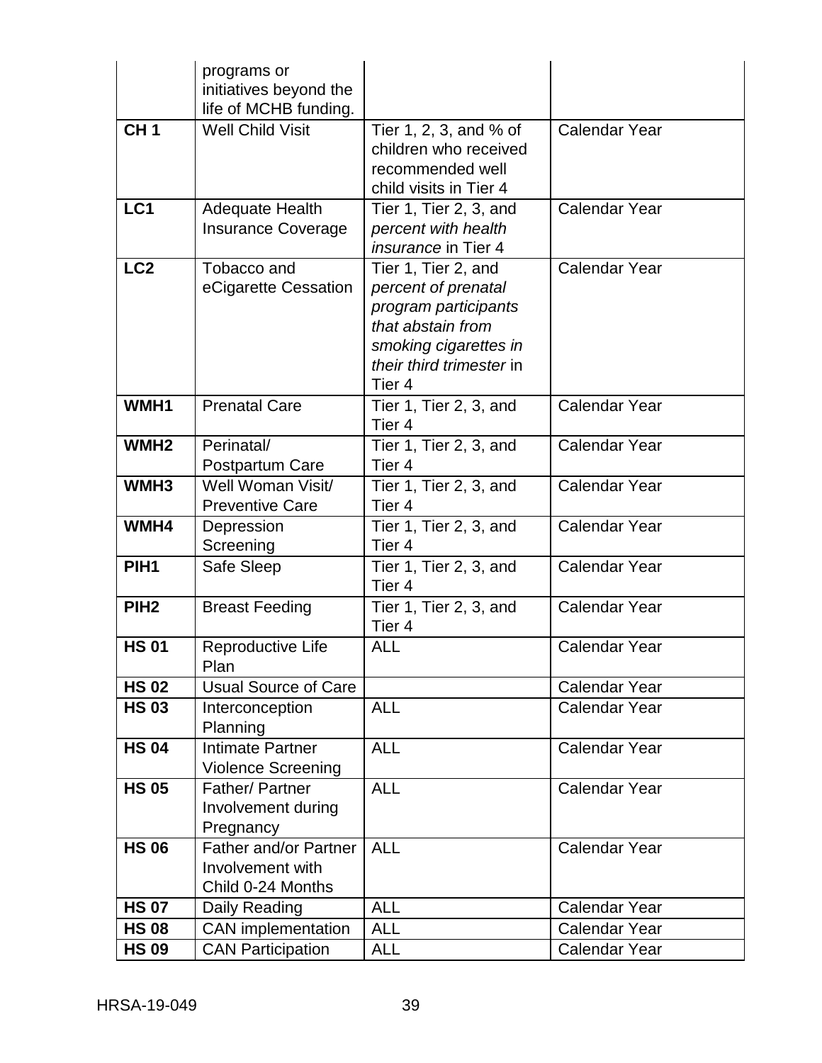|  | programs or initiatives beyond the life of MCHB funding. |  |  |
|---|---|---|---|
| **CH 1** | Well Child Visit | Tier 1, 2, 3, and % of children who received recommended well child visits in Tier 4 | Calendar Year |
| **LC1** | Adequate Health Insurance Coverage | Tier 1, Tier 2, 3, and *percent with health insurance* in Tier 4 | Calendar Year |
| **LC2** | Tobacco and eCigarette Cessation | Tier 1, Tier 2, and *percent of prenatal program participants that abstain from smoking cigarettes in their third trimester* in Tier 4 | Calendar Year |
| **WMH1** | Prenatal Care | Tier 1, Tier 2, 3, and Tier 4 | Calendar Year |
| **WMH2** | Perinatal/ Postpartum Care | Tier 1, Tier 2, 3, and Tier 4 | Calendar Year |
| **WMH3** | Well Woman Visit/ Preventive Care | Tier 1, Tier 2, 3, and Tier 4 | Calendar Year |
| **WMH4** | Depression Screening | Tier 1, Tier 2, 3, and Tier 4 | Calendar Year |
| **PIH1** | Safe Sleep | Tier 1, Tier 2, 3, and Tier 4 | Calendar Year |
| **PIH2** | Breast Feeding | Tier 1, Tier 2, 3, and Tier 4 | Calendar Year |
| **HS 01** | Reproductive Life Plan | ALL | Calendar Year |
| **HS 02** | Usual Source of Care |  | Calendar Year |
| **HS 03** | Interconception Planning | ALL | Calendar Year |
| **HS 04** | Intimate Partner Violence Screening | ALL | Calendar Year |
| **HS 05** | Father/ Partner Involvement during Pregnancy | ALL | Calendar Year |
| **HS 06** | Father and/or Partner Involvement with Child 0-24 Months | ALL | Calendar Year |
| **HS 07** | Daily Reading | ALL | Calendar Year |
| **HS 08** | CAN implementation | ALL | Calendar Year |
| **HS 09** | CAN Participation | ALL | Calendar Year |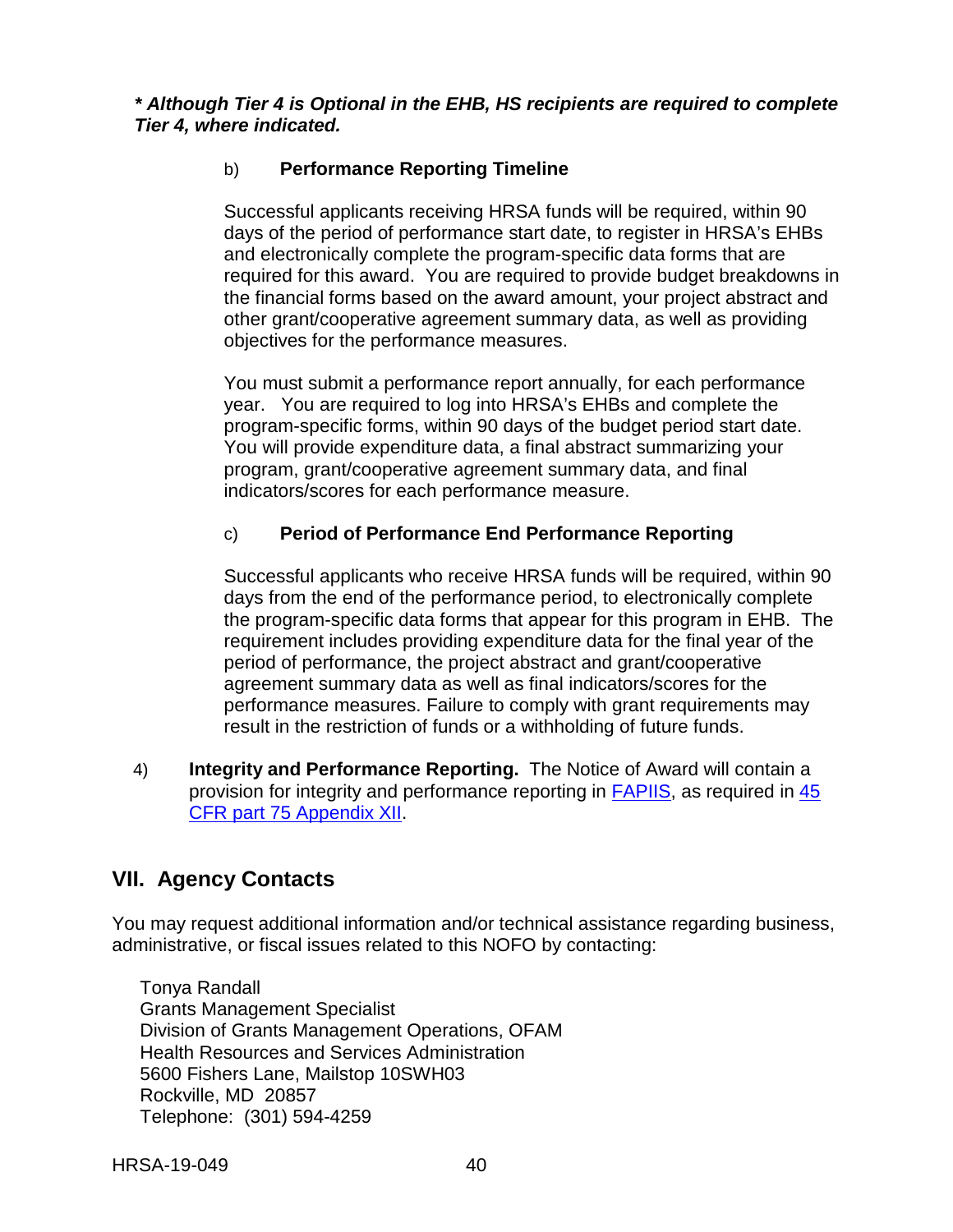***\* Although Tier 4 is Optional in the EHB, HS recipients are required to complete Tier 4, where indicated.***

b) **Performance Reporting Timeline**

Successful applicants receiving HRSA funds will be required, within 90 days of the period of performance start date, to register in HRSA's EHBs and electronically complete the program-specific data forms that are required for this award. You are required to provide budget breakdowns in the financial forms based on the award amount, your project abstract and other grant/cooperative agreement summary data, as well as providing objectives for the performance measures.

You must submit a performance report annually, for each performance year. You are required to log into HRSA's EHBs and complete the program-specific forms, within 90 days of the budget period start date. You will provide expenditure data, a final abstract summarizing your program, grant/cooperative agreement summary data, and final indicators/scores for each performance measure.

c) **Period of Performance End Performance Reporting**

Successful applicants who receive HRSA funds will be required, within 90 days from the end of the performance period, to electronically complete the program-specific data forms that appear for this program in EHB. The requirement includes providing expenditure data for the final year of the period of performance, the project abstract and grant/cooperative agreement summary data as well as final indicators/scores for the performance measures. Failure to comply with grant requirements may result in the restriction of funds or a withholding of future funds.

4) **Integrity and Performance Reporting.** The Notice of Award will contain a provision for integrity and performance reporting in FAPIIS, as required in 45 CFR part 75 Appendix XII.

## VII. Agency Contacts

You may request additional information and/or technical assistance regarding business, administrative, or fiscal issues related to this NOFO by contacting:

Tonya Randall
Grants Management Specialist
Division of Grants Management Operations, OFAM
Health Resources and Services Administration
5600 Fishers Lane, Mailstop 10SWH03
Rockville, MD 20857
Telephone: (301) 594-4259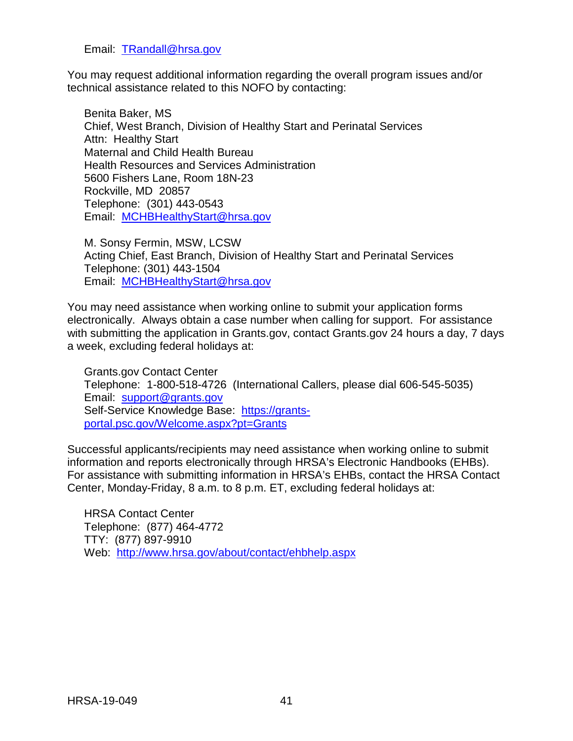Email: [TRandall@hrsa.gov](mailto:TRandall@hrsa.gov)

You may request additional information regarding the overall program issues and/or technical assistance related to this NOFO by contacting:

Benita Baker, MS  
Chief, West Branch, Division of Healthy Start and Perinatal Services  
Attn: Healthy Start  
Maternal and Child Health Bureau  
Health Resources and Services Administration  
5600 Fishers Lane, Room 18N-23  
Rockville, MD 20857  
Telephone: (301) 443-0543  
Email: [MCHBHealthyStart@hrsa.gov](mailto:MCHBHealthyStart@hrsa.gov)

M. Sonsy Fermin, MSW, LCSW  
Acting Chief, East Branch, Division of Healthy Start and Perinatal Services  
Telephone: (301) 443-1504  
Email: [MCHBHealthyStart@hrsa.gov](mailto:MCHBHealthyStart@hrsa.gov)

You may need assistance when working online to submit your application forms electronically. Always obtain a case number when calling for support. For assistance with submitting the application in Grants.gov, contact Grants.gov 24 hours a day, 7 days a week, excluding federal holidays at:

Grants.gov Contact Center  
Telephone: 1-800-518-4726 (International Callers, please dial 606-545-5035)  
Email: [support@grants.gov](mailto:support@grants.gov)  
Self-Service Knowledge Base: [https://grants-portal.psc.gov/Welcome.aspx?pt=Grants](https://grants-portal.psc.gov/Welcome.aspx?pt=Grants)

Successful applicants/recipients may need assistance when working online to submit information and reports electronically through HRSA's Electronic Handbooks (EHBs). For assistance with submitting information in HRSA's EHBs, contact the HRSA Contact Center, Monday-Friday, 8 a.m. to 8 p.m. ET, excluding federal holidays at:

HRSA Contact Center  
Telephone: (877) 464-4772  
TTY: (877) 897-9910  
Web: [http://www.hrsa.gov/about/contact/ehbhelp.aspx](http://www.hrsa.gov/about/contact/ehbhelp.aspx)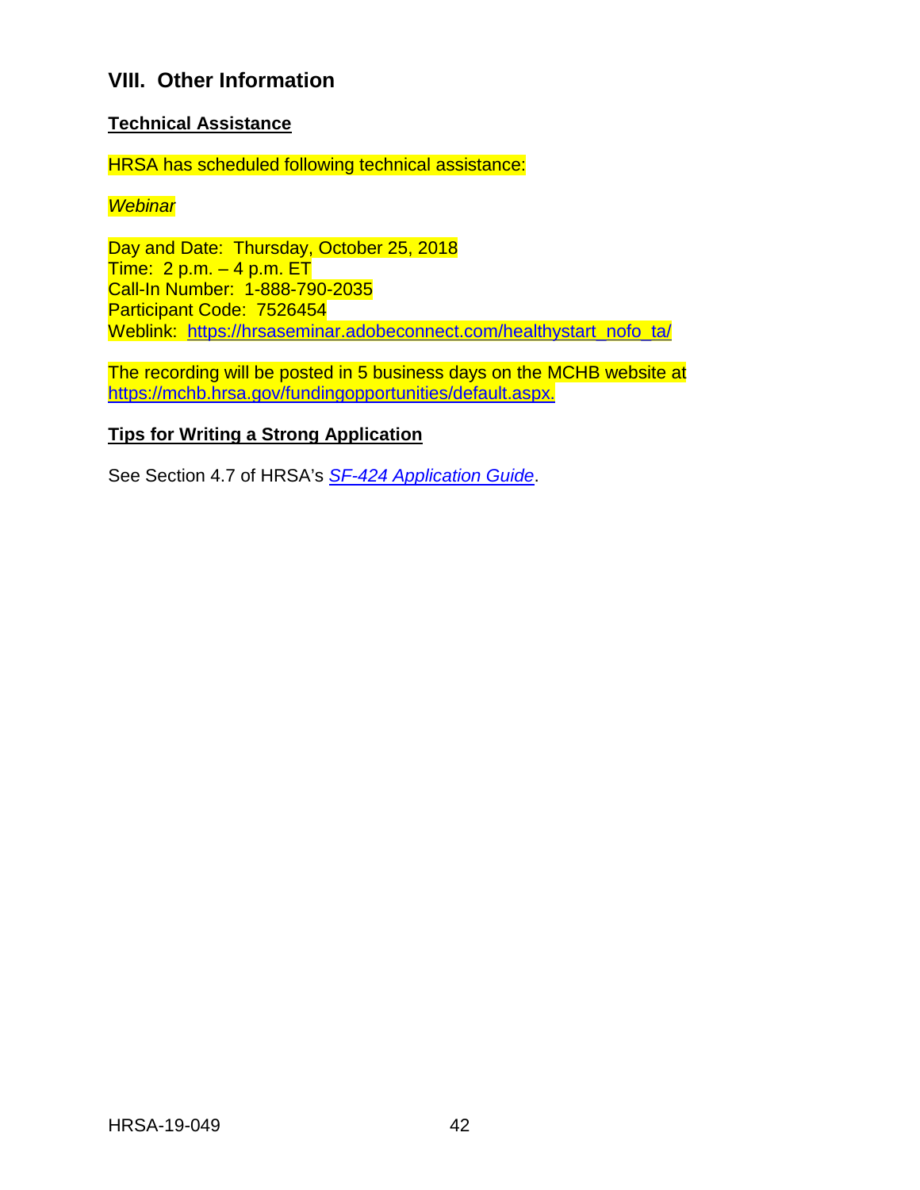## VIII. Other Information

**Technical Assistance**

HRSA has scheduled following technical assistance:

*Webinar*

Day and Date: Thursday, October 25, 2018
Time: 2 p.m. – 4 p.m. ET
Call-In Number: 1-888-790-2035
Participant Code: 7526454
Weblink: [https://hrsaseminar.adobeconnect.com/healthystart_nofo_ta/](https://hrsaseminar.adobeconnect.com/healthystart_nofo_ta/)

The recording will be posted in 5 business days on the MCHB website at [https://mchb.hrsa.gov/fundingopportunities/default.aspx.](https://mchb.hrsa.gov/fundingopportunities/default.aspx)

**Tips for Writing a Strong Application**

See Section 4.7 of HRSA's *SF-424 Application Guide*.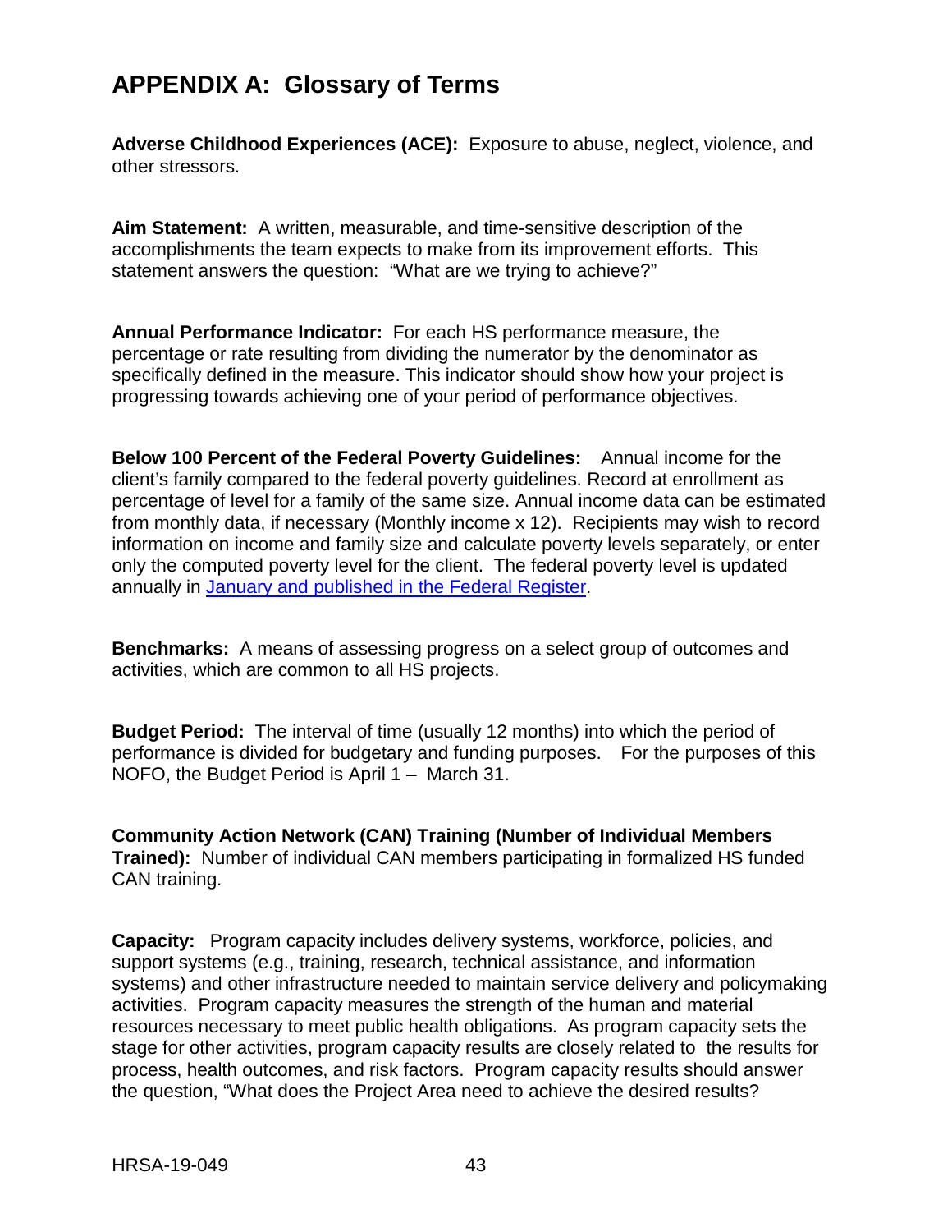# APPENDIX A: Glossary of Terms

**Adverse Childhood Experiences (ACE):** Exposure to abuse, neglect, violence, and other stressors.

**Aim Statement:** A written, measurable, and time-sensitive description of the accomplishments the team expects to make from its improvement efforts. This statement answers the question: "What are we trying to achieve?"

**Annual Performance Indicator:** For each HS performance measure, the percentage or rate resulting from dividing the numerator by the denominator as specifically defined in the measure. This indicator should show how your project is progressing towards achieving one of your period of performance objectives.

**Below 100 Percent of the Federal Poverty Guidelines:** Annual income for the client's family compared to the federal poverty guidelines. Record at enrollment as percentage of level for a family of the same size. Annual income data can be estimated from monthly data, if necessary (Monthly income x 12). Recipients may wish to record information on income and family size and calculate poverty levels separately, or enter only the computed poverty level for the client. The federal poverty level is updated annually in [January and published in the Federal Register](#).

**Benchmarks:** A means of assessing progress on a select group of outcomes and activities, which are common to all HS projects.

**Budget Period:** The interval of time (usually 12 months) into which the period of performance is divided for budgetary and funding purposes. For the purposes of this NOFO, the Budget Period is April 1 – March 31.

**Community Action Network (CAN) Training (Number of Individual Members Trained):** Number of individual CAN members participating in formalized HS funded CAN training.

**Capacity:** Program capacity includes delivery systems, workforce, policies, and support systems (e.g., training, research, technical assistance, and information systems) and other infrastructure needed to maintain service delivery and policymaking activities. Program capacity measures the strength of the human and material resources necessary to meet public health obligations. As program capacity sets the stage for other activities, program capacity results are closely related to the results for process, health outcomes, and risk factors. Program capacity results should answer the question, "What does the Project Area need to achieve the desired results?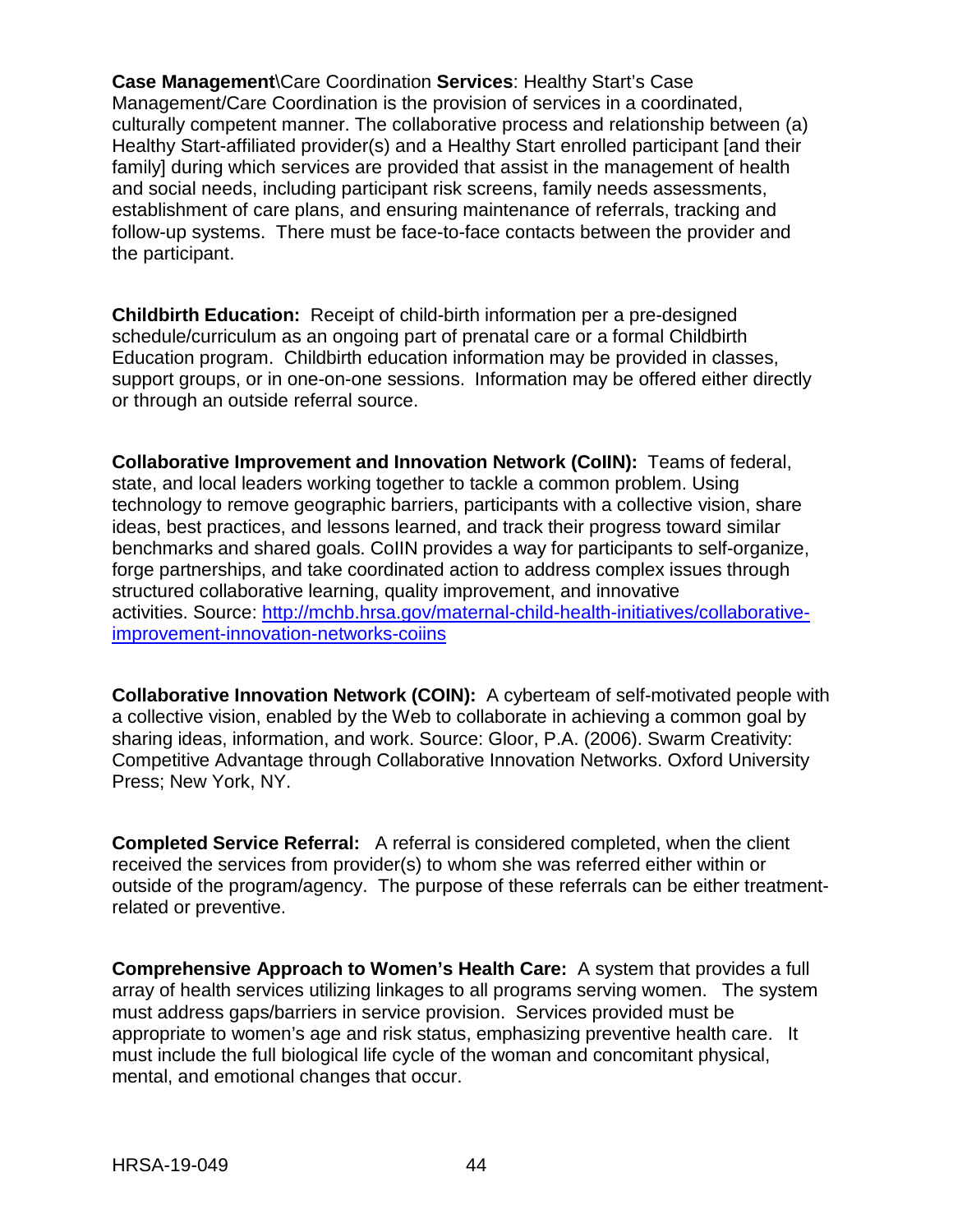**Case Management**\Care Coordination **Services**: Healthy Start's Case Management/Care Coordination is the provision of services in a coordinated, culturally competent manner. The collaborative process and relationship between (a) Healthy Start-affiliated provider(s) and a Healthy Start enrolled participant [and their family] during which services are provided that assist in the management of health and social needs, including participant risk screens, family needs assessments, establishment of care plans, and ensuring maintenance of referrals, tracking and follow-up systems. There must be face-to-face contacts between the provider and the participant.

**Childbirth Education:** Receipt of child-birth information per a pre-designed schedule/curriculum as an ongoing part of prenatal care or a formal Childbirth Education program. Childbirth education information may be provided in classes, support groups, or in one-on-one sessions. Information may be offered either directly or through an outside referral source.

**Collaborative Improvement and Innovation Network (CoIIN):** Teams of federal, state, and local leaders working together to tackle a common problem. Using technology to remove geographic barriers, participants with a collective vision, share ideas, best practices, and lessons learned, and track their progress toward similar benchmarks and shared goals. CoIIN provides a way for participants to self-organize, forge partnerships, and take coordinated action to address complex issues through structured collaborative learning, quality improvement, and innovative activities. Source: [http://mchb.hrsa.gov/maternal-child-health-initiatives/collaborative-improvement-innovation-networks-coiins](http://mchb.hrsa.gov/maternal-child-health-initiatives/collaborative-improvement-innovation-networks-coiins)

**Collaborative Innovation Network (COIN):** A cyberteam of self-motivated people with a collective vision, enabled by the Web to collaborate in achieving a common goal by sharing ideas, information, and work. Source: Gloor, P.A. (2006). Swarm Creativity: Competitive Advantage through Collaborative Innovation Networks. Oxford University Press; New York, NY.

**Completed Service Referral:** A referral is considered completed, when the client received the services from provider(s) to whom she was referred either within or outside of the program/agency. The purpose of these referrals can be either treatment-related or preventive.

**Comprehensive Approach to Women's Health Care:** A system that provides a full array of health services utilizing linkages to all programs serving women. The system must address gaps/barriers in service provision. Services provided must be appropriate to women's age and risk status, emphasizing preventive health care. It must include the full biological life cycle of the woman and concomitant physical, mental, and emotional changes that occur.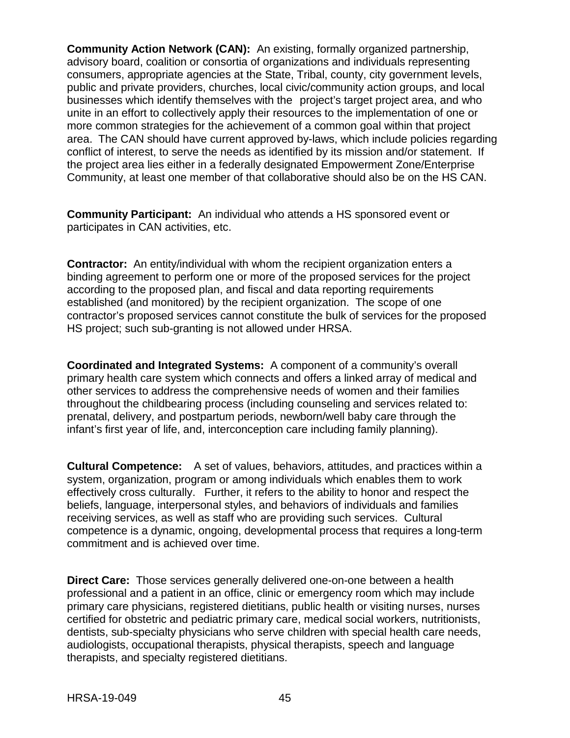**Community Action Network (CAN):** An existing, formally organized partnership, advisory board, coalition or consortia of organizations and individuals representing consumers, appropriate agencies at the State, Tribal, county, city government levels, public and private providers, churches, local civic/community action groups, and local businesses which identify themselves with the project's target project area, and who unite in an effort to collectively apply their resources to the implementation of one or more common strategies for the achievement of a common goal within that project area. The CAN should have current approved by-laws, which include policies regarding conflict of interest, to serve the needs as identified by its mission and/or statement. If the project area lies either in a federally designated Empowerment Zone/Enterprise Community, at least one member of that collaborative should also be on the HS CAN.

**Community Participant:** An individual who attends a HS sponsored event or participates in CAN activities, etc.

**Contractor:** An entity/individual with whom the recipient organization enters a binding agreement to perform one or more of the proposed services for the project according to the proposed plan, and fiscal and data reporting requirements established (and monitored) by the recipient organization. The scope of one contractor's proposed services cannot constitute the bulk of services for the proposed HS project; such sub-granting is not allowed under HRSA.

**Coordinated and Integrated Systems:** A component of a community's overall primary health care system which connects and offers a linked array of medical and other services to address the comprehensive needs of women and their families throughout the childbearing process (including counseling and services related to: prenatal, delivery, and postpartum periods, newborn/well baby care through the infant's first year of life, and, interconception care including family planning).

**Cultural Competence:** A set of values, behaviors, attitudes, and practices within a system, organization, program or among individuals which enables them to work effectively cross culturally. Further, it refers to the ability to honor and respect the beliefs, language, interpersonal styles, and behaviors of individuals and families receiving services, as well as staff who are providing such services. Cultural competence is a dynamic, ongoing, developmental process that requires a long-term commitment and is achieved over time.

**Direct Care:** Those services generally delivered one-on-one between a health professional and a patient in an office, clinic or emergency room which may include primary care physicians, registered dietitians, public health or visiting nurses, nurses certified for obstetric and pediatric primary care, medical social workers, nutritionists, dentists, sub-specialty physicians who serve children with special health care needs, audiologists, occupational therapists, physical therapists, speech and language therapists, and specialty registered dietitians.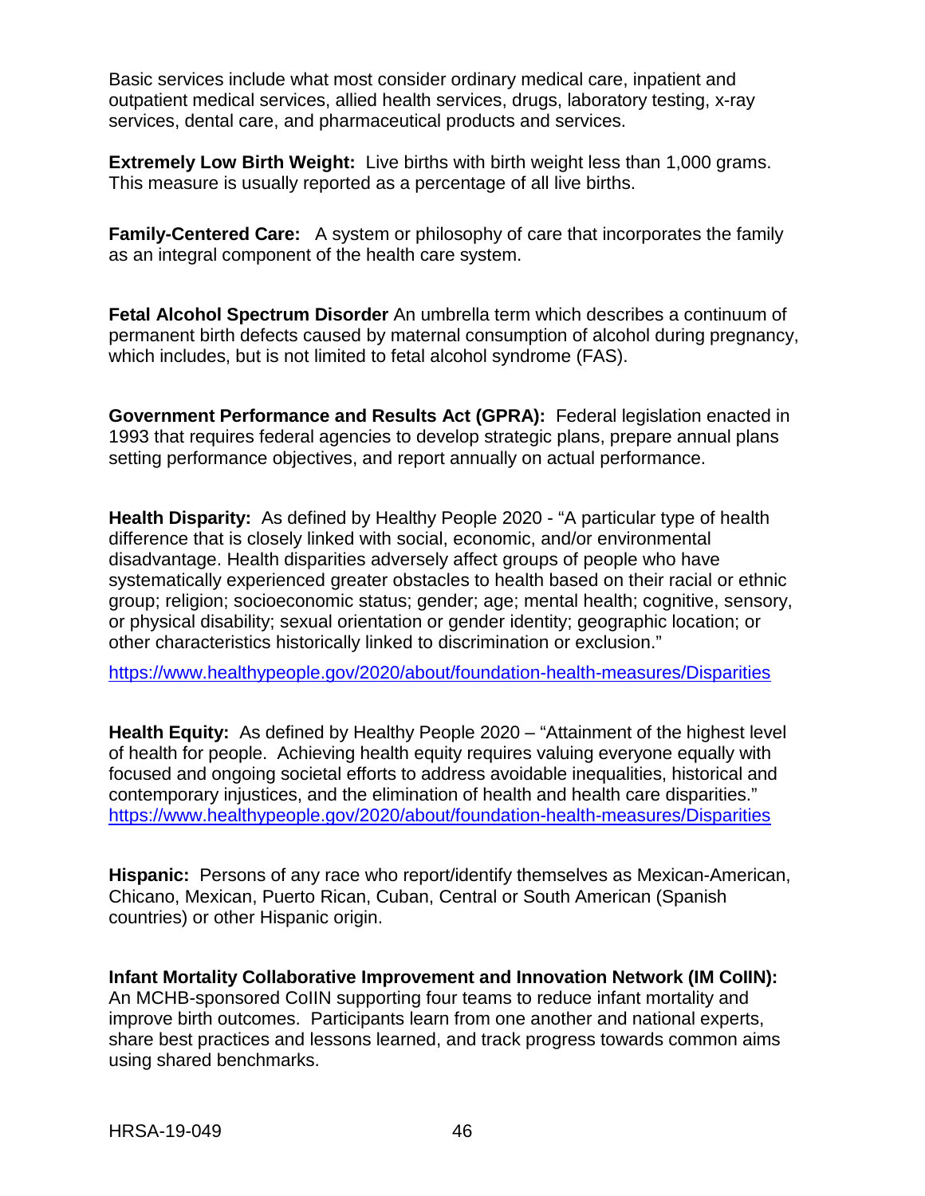Basic services include what most consider ordinary medical care, inpatient and outpatient medical services, allied health services, drugs, laboratory testing, x-ray services, dental care, and pharmaceutical products and services.

**Extremely Low Birth Weight:** Live births with birth weight less than 1,000 grams. This measure is usually reported as a percentage of all live births.

**Family-Centered Care:** A system or philosophy of care that incorporates the family as an integral component of the health care system.

**Fetal Alcohol Spectrum Disorder** An umbrella term which describes a continuum of permanent birth defects caused by maternal consumption of alcohol during pregnancy, which includes, but is not limited to fetal alcohol syndrome (FAS).

**Government Performance and Results Act (GPRA):** Federal legislation enacted in 1993 that requires federal agencies to develop strategic plans, prepare annual plans setting performance objectives, and report annually on actual performance.

**Health Disparity:** As defined by Healthy People 2020 - "A particular type of health difference that is closely linked with social, economic, and/or environmental disadvantage. Health disparities adversely affect groups of people who have systematically experienced greater obstacles to health based on their racial or ethnic group; religion; socioeconomic status; gender; age; mental health; cognitive, sensory, or physical disability; sexual orientation or gender identity; geographic location; or other characteristics historically linked to discrimination or exclusion."

https://www.healthypeople.gov/2020/about/foundation-health-measures/Disparities

**Health Equity:** As defined by Healthy People 2020 – "Attainment of the highest level of health for people. Achieving health equity requires valuing everyone equally with focused and ongoing societal efforts to address avoidable inequalities, historical and contemporary injustices, and the elimination of health and health care disparities."
https://www.healthypeople.gov/2020/about/foundation-health-measures/Disparities

**Hispanic:** Persons of any race who report/identify themselves as Mexican-American, Chicano, Mexican, Puerto Rican, Cuban, Central or South American (Spanish countries) or other Hispanic origin.

**Infant Mortality Collaborative Improvement and Innovation Network (IM CoIIN):**
An MCHB-sponsored CoIIN supporting four teams to reduce infant mortality and improve birth outcomes. Participants learn from one another and national experts, share best practices and lessons learned, and track progress towards common aims using shared benchmarks.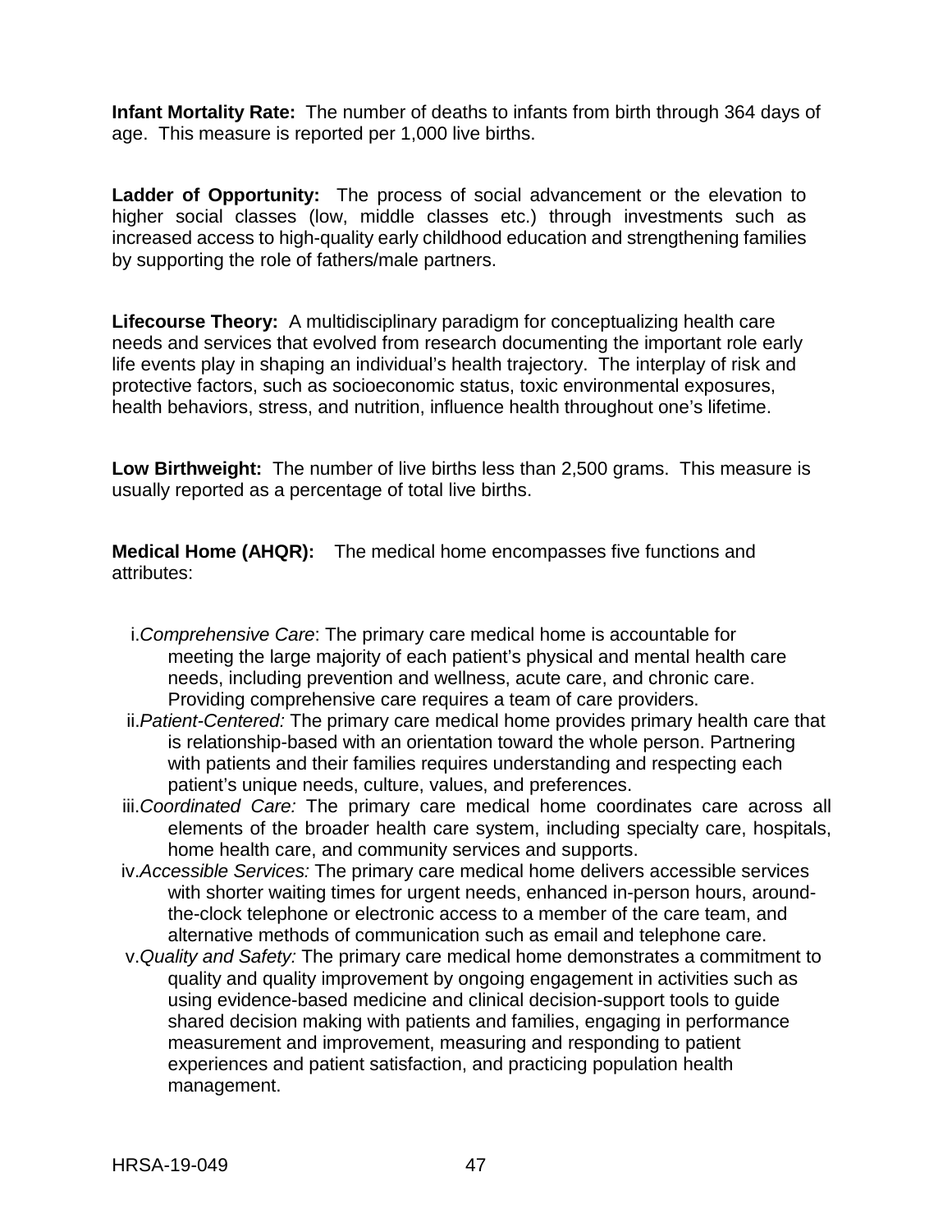**Infant Mortality Rate:** The number of deaths to infants from birth through 364 days of age. This measure is reported per 1,000 live births.

**Ladder of Opportunity:** The process of social advancement or the elevation to higher social classes (low, middle classes etc.) through investments such as increased access to high-quality early childhood education and strengthening families by supporting the role of fathers/male partners.

**Lifecourse Theory:** A multidisciplinary paradigm for conceptualizing health care needs and services that evolved from research documenting the important role early life events play in shaping an individual's health trajectory. The interplay of risk and protective factors, such as socioeconomic status, toxic environmental exposures, health behaviors, stress, and nutrition, influence health throughout one's lifetime.

**Low Birthweight:** The number of live births less than 2,500 grams. This measure is usually reported as a percentage of total live births.

**Medical Home (AHQR):** The medical home encompasses five functions and attributes:

i. *Comprehensive Care*: The primary care medical home is accountable for meeting the large majority of each patient's physical and mental health care needs, including prevention and wellness, acute care, and chronic care. Providing comprehensive care requires a team of care providers.

ii. *Patient-Centered:* The primary care medical home provides primary health care that is relationship-based with an orientation toward the whole person. Partnering with patients and their families requires understanding and respecting each patient's unique needs, culture, values, and preferences.

iii. *Coordinated Care:* The primary care medical home coordinates care across all elements of the broader health care system, including specialty care, hospitals, home health care, and community services and supports.

iv. *Accessible Services:* The primary care medical home delivers accessible services with shorter waiting times for urgent needs, enhanced in-person hours, around-the-clock telephone or electronic access to a member of the care team, and alternative methods of communication such as email and telephone care.

v. *Quality and Safety:* The primary care medical home demonstrates a commitment to quality and quality improvement by ongoing engagement in activities such as using evidence-based medicine and clinical decision-support tools to guide shared decision making with patients and families, engaging in performance measurement and improvement, measuring and responding to patient experiences and patient satisfaction, and practicing population health management.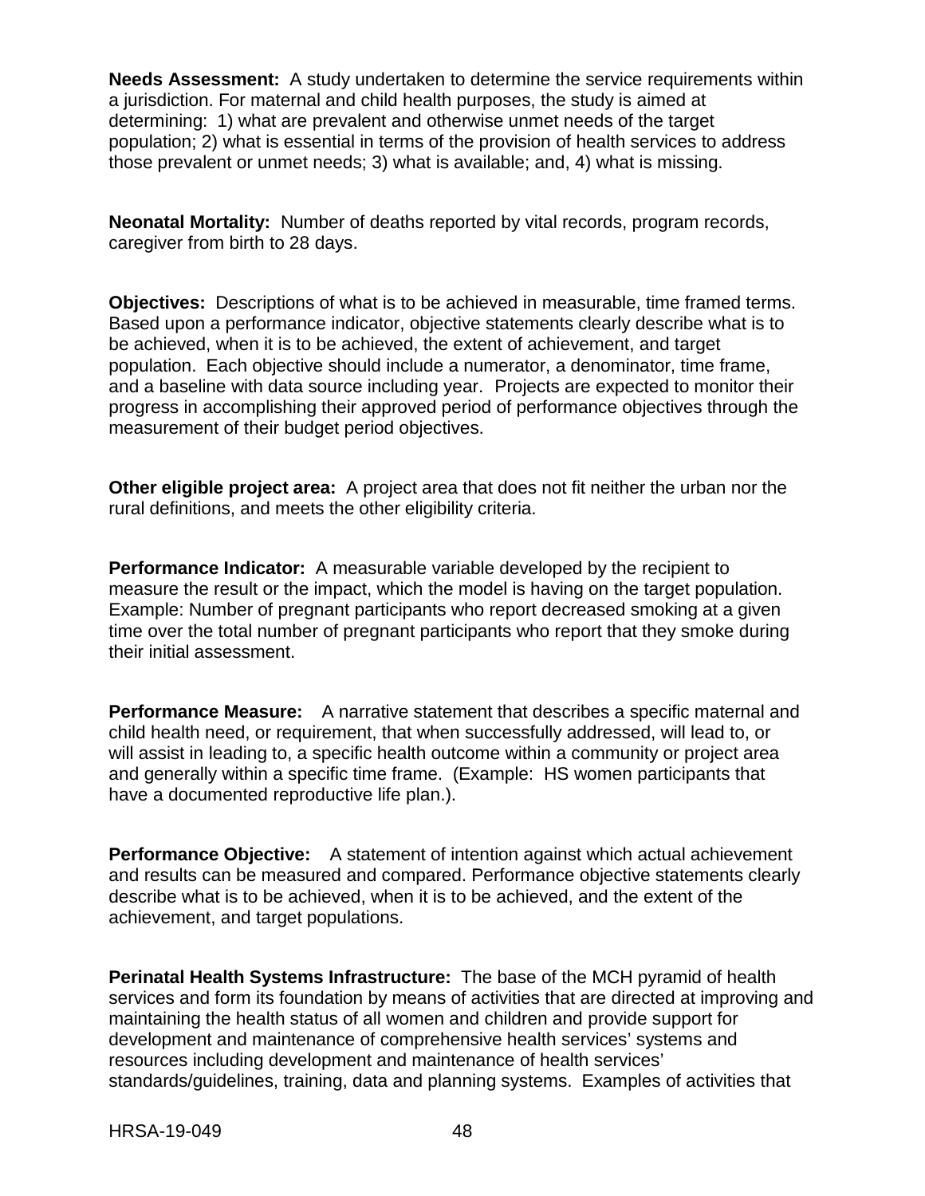**Needs Assessment:** A study undertaken to determine the service requirements within a jurisdiction. For maternal and child health purposes, the study is aimed at determining: 1) what are prevalent and otherwise unmet needs of the target population; 2) what is essential in terms of the provision of health services to address those prevalent or unmet needs; 3) what is available; and, 4) what is missing.

**Neonatal Mortality:** Number of deaths reported by vital records, program records, caregiver from birth to 28 days.

**Objectives:** Descriptions of what is to be achieved in measurable, time framed terms. Based upon a performance indicator, objective statements clearly describe what is to be achieved, when it is to be achieved, the extent of achievement, and target population. Each objective should include a numerator, a denominator, time frame, and a baseline with data source including year. Projects are expected to monitor their progress in accomplishing their approved period of performance objectives through the measurement of their budget period objectives.

**Other eligible project area:** A project area that does not fit neither the urban nor the rural definitions, and meets the other eligibility criteria.

**Performance Indicator:** A measurable variable developed by the recipient to measure the result or the impact, which the model is having on the target population. Example: Number of pregnant participants who report decreased smoking at a given time over the total number of pregnant participants who report that they smoke during their initial assessment.

**Performance Measure:** A narrative statement that describes a specific maternal and child health need, or requirement, that when successfully addressed, will lead to, or will assist in leading to, a specific health outcome within a community or project area and generally within a specific time frame. (Example: HS women participants that have a documented reproductive life plan.).

**Performance Objective:** A statement of intention against which actual achievement and results can be measured and compared. Performance objective statements clearly describe what is to be achieved, when it is to be achieved, and the extent of the achievement, and target populations.

**Perinatal Health Systems Infrastructure:** The base of the MCH pyramid of health services and form its foundation by means of activities that are directed at improving and maintaining the health status of all women and children and provide support for development and maintenance of comprehensive health services' systems and resources including development and maintenance of health services' standards/guidelines, training, data and planning systems. Examples of activities that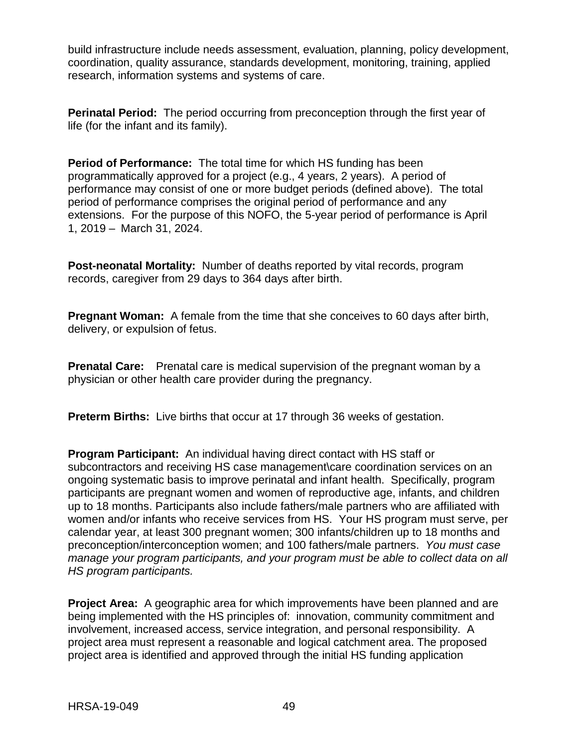build infrastructure include needs assessment, evaluation, planning, policy development, coordination, quality assurance, standards development, monitoring, training, applied research, information systems and systems of care.

**Perinatal Period:** The period occurring from preconception through the first year of life (for the infant and its family).

**Period of Performance:** The total time for which HS funding has been programmatically approved for a project (e.g., 4 years, 2 years). A period of performance may consist of one or more budget periods (defined above). The total period of performance comprises the original period of performance and any extensions. For the purpose of this NOFO, the 5-year period of performance is April 1, 2019 – March 31, 2024.

**Post-neonatal Mortality:** Number of deaths reported by vital records, program records, caregiver from 29 days to 364 days after birth.

**Pregnant Woman:** A female from the time that she conceives to 60 days after birth, delivery, or expulsion of fetus.

**Prenatal Care:** Prenatal care is medical supervision of the pregnant woman by a physician or other health care provider during the pregnancy.

**Preterm Births:** Live births that occur at 17 through 36 weeks of gestation.

**Program Participant:** An individual having direct contact with HS staff or subcontractors and receiving HS case management\care coordination services on an ongoing systematic basis to improve perinatal and infant health. Specifically, program participants are pregnant women and women of reproductive age, infants, and children up to 18 months. Participants also include fathers/male partners who are affiliated with women and/or infants who receive services from HS. Your HS program must serve, per calendar year, at least 300 pregnant women; 300 infants/children up to 18 months and preconception/interconception women; and 100 fathers/male partners. *You must case manage your program participants, and your program must be able to collect data on all HS program participants.*

**Project Area:** A geographic area for which improvements have been planned and are being implemented with the HS principles of: innovation, community commitment and involvement, increased access, service integration, and personal responsibility. A project area must represent a reasonable and logical catchment area. The proposed project area is identified and approved through the initial HS funding application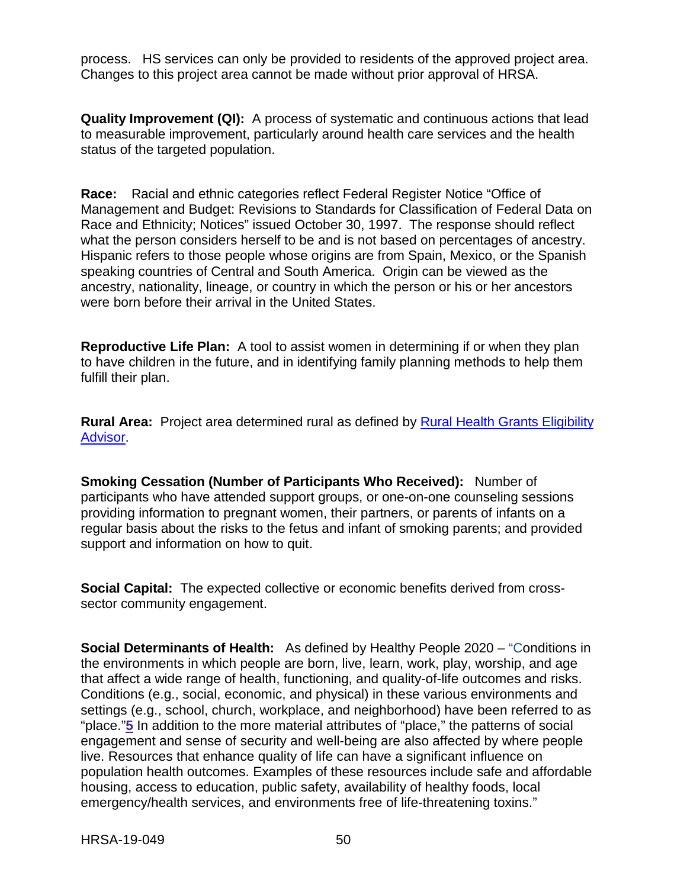process. HS services can only be provided to residents of the approved project area. Changes to this project area cannot be made without prior approval of HRSA.

**Quality Improvement (QI):** A process of systematic and continuous actions that lead to measurable improvement, particularly around health care services and the health status of the targeted population.

**Race:** Racial and ethnic categories reflect Federal Register Notice "Office of Management and Budget: Revisions to Standards for Classification of Federal Data on Race and Ethnicity; Notices" issued October 30, 1997. The response should reflect what the person considers herself to be and is not based on percentages of ancestry. Hispanic refers to those people whose origins are from Spain, Mexico, or the Spanish speaking countries of Central and South America. Origin can be viewed as the ancestry, nationality, lineage, or country in which the person or his or her ancestors were born before their arrival in the United States.

**Reproductive Life Plan:** A tool to assist women in determining if or when they plan to have children in the future, and in identifying family planning methods to help them fulfill their plan.

**Rural Area:** Project area determined rural as defined by [Rural Health Grants Eligibility Advisor](Rural Health Grants Eligibility Advisor).

**Smoking Cessation (Number of Participants Who Received):** Number of participants who have attended support groups, or one-on-one counseling sessions providing information to pregnant women, their partners, or parents of infants on a regular basis about the risks to the fetus and infant of smoking parents; and provided support and information on how to quit.

**Social Capital:** The expected collective or economic benefits derived from cross-sector community engagement.

**Social Determinants of Health:** As defined by Healthy People 2020 – "Conditions in the environments in which people are born, live, learn, work, play, worship, and age that affect a wide range of health, functioning, and quality-of-life outcomes and risks. Conditions (e.g., social, economic, and physical) in these various environments and settings (e.g., school, church, workplace, and neighborhood) have been referred to as "place."[5] In addition to the more material attributes of "place," the patterns of social engagement and sense of security and well-being are also affected by where people live. Resources that enhance quality of life can have a significant influence on population health outcomes. Examples of these resources include safe and affordable housing, access to education, public safety, availability of healthy foods, local emergency/health services, and environments free of life-threatening toxins."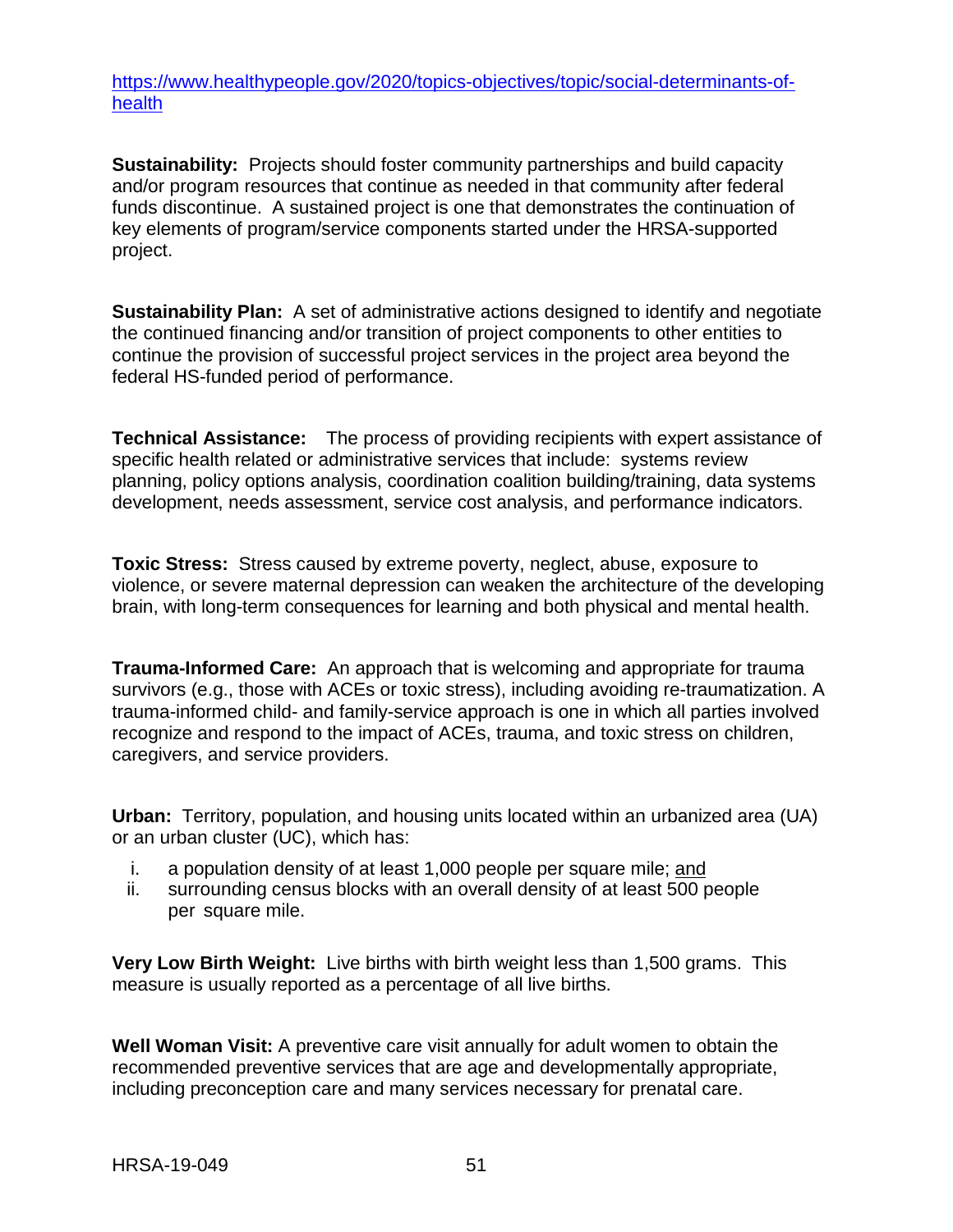https://www.healthypeople.gov/2020/topics-objectives/topic/social-determinants-of-health

**Sustainability:** Projects should foster community partnerships and build capacity and/or program resources that continue as needed in that community after federal funds discontinue. A sustained project is one that demonstrates the continuation of key elements of program/service components started under the HRSA-supported project.

**Sustainability Plan:** A set of administrative actions designed to identify and negotiate the continued financing and/or transition of project components to other entities to continue the provision of successful project services in the project area beyond the federal HS-funded period of performance.

**Technical Assistance:** The process of providing recipients with expert assistance of specific health related or administrative services that include: systems review planning, policy options analysis, coordination coalition building/training, data systems development, needs assessment, service cost analysis, and performance indicators.

**Toxic Stress:** Stress caused by extreme poverty, neglect, abuse, exposure to violence, or severe maternal depression can weaken the architecture of the developing brain, with long-term consequences for learning and both physical and mental health.

**Trauma-Informed Care:** An approach that is welcoming and appropriate for trauma survivors (e.g., those with ACEs or toxic stress), including avoiding re-traumatization. A trauma-informed child- and family-service approach is one in which all parties involved recognize and respond to the impact of ACEs, trauma, and toxic stress on children, caregivers, and service providers.

**Urban:** Territory, population, and housing units located within an urbanized area (UA) or an urban cluster (UC), which has:

i. a population density of at least 1,000 people per square mile; and
ii. surrounding census blocks with an overall density of at least 500 people per square mile.

**Very Low Birth Weight:** Live births with birth weight less than 1,500 grams. This measure is usually reported as a percentage of all live births.

**Well Woman Visit:** A preventive care visit annually for adult women to obtain the recommended preventive services that are age and developmentally appropriate, including preconception care and many services necessary for prenatal care.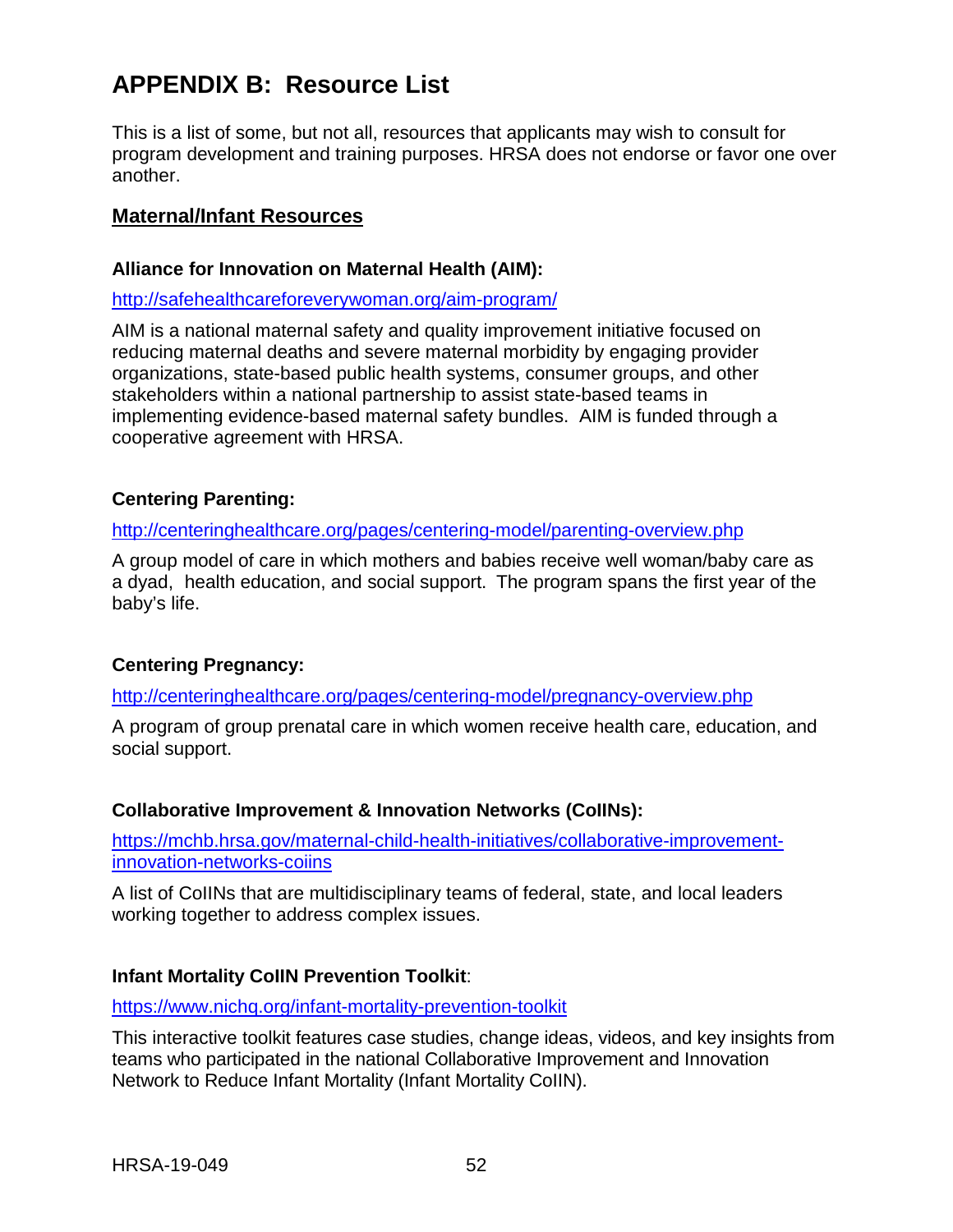# APPENDIX B: Resource List

This is a list of some, but not all, resources that applicants may wish to consult for program development and training purposes. HRSA does not endorse or favor one over another.

## Maternal/Infant Resources

### Alliance for Innovation on Maternal Health (AIM):

http://safehealthcareforeverywoman.org/aim-program/

AIM is a national maternal safety and quality improvement initiative focused on reducing maternal deaths and severe maternal morbidity by engaging provider organizations, state-based public health systems, consumer groups, and other stakeholders within a national partnership to assist state-based teams in implementing evidence-based maternal safety bundles. AIM is funded through a cooperative agreement with HRSA.

### Centering Parenting:

http://centeringhealthcare.org/pages/centering-model/parenting-overview.php

A group model of care in which mothers and babies receive well woman/baby care as a dyad, health education, and social support. The program spans the first year of the baby's life.

### Centering Pregnancy:

http://centeringhealthcare.org/pages/centering-model/pregnancy-overview.php

A program of group prenatal care in which women receive health care, education, and social support.

### Collaborative Improvement & Innovation Networks (CoIINs):

https://mchb.hrsa.gov/maternal-child-health-initiatives/collaborative-improvement-innovation-networks-coiins

A list of CoIINs that are multidisciplinary teams of federal, state, and local leaders working together to address complex issues.

### Infant Mortality CoIIN Prevention Toolkit:

https://www.nichq.org/infant-mortality-prevention-toolkit

This interactive toolkit features case studies, change ideas, videos, and key insights from teams who participated in the national Collaborative Improvement and Innovation Network to Reduce Infant Mortality (Infant Mortality CoIIN).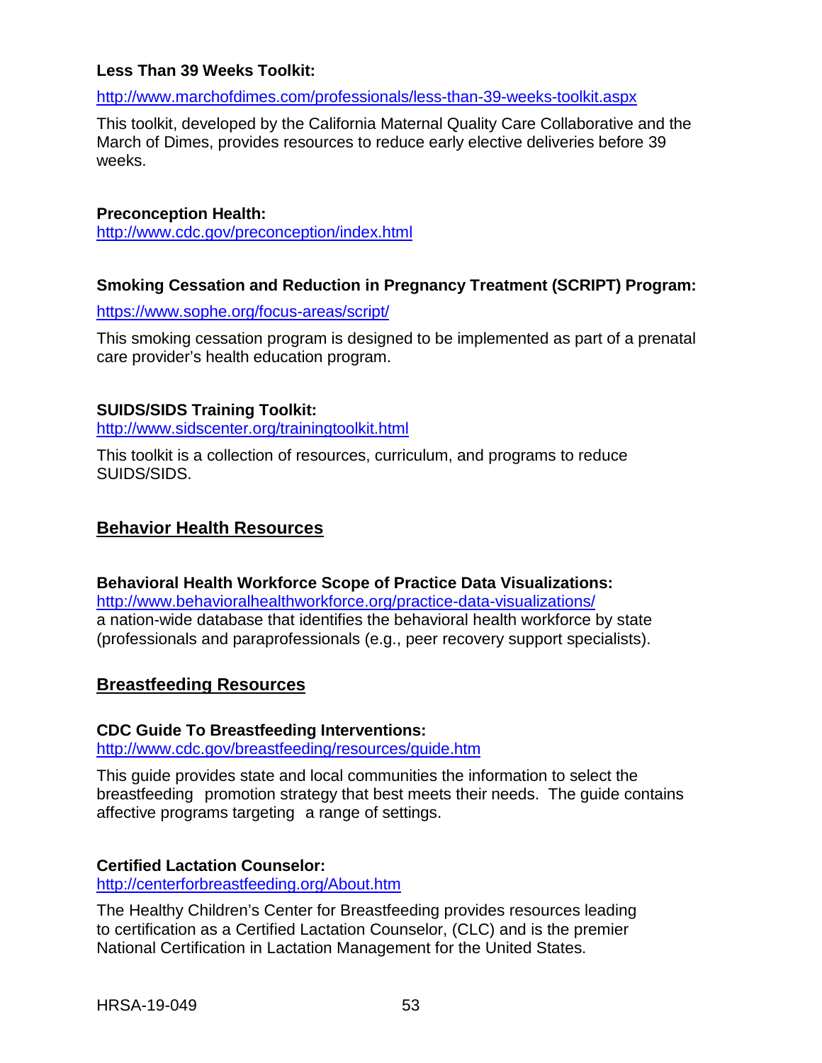**Less Than 39 Weeks Toolkit:**

http://www.marchofdimes.com/professionals/less-than-39-weeks-toolkit.aspx

This toolkit, developed by the California Maternal Quality Care Collaborative and the March of Dimes, provides resources to reduce early elective deliveries before 39 weeks.

**Preconception Health:**
http://www.cdc.gov/preconception/index.html

**Smoking Cessation and Reduction in Pregnancy Treatment (SCRIPT) Program:**

https://www.sophe.org/focus-areas/script/

This smoking cessation program is designed to be implemented as part of a prenatal care provider's health education program.

**SUIDS/SIDS Training Toolkit:**
http://www.sidscenter.org/trainingtoolkit.html

This toolkit is a collection of resources, curriculum, and programs to reduce SUIDS/SIDS.

## Behavior Health Resources

**Behavioral Health Workforce Scope of Practice Data Visualizations:**
http://www.behavioralhealthworkforce.org/practice-data-visualizations/
a nation-wide database that identifies the behavioral health workforce by state (professionals and paraprofessionals (e.g., peer recovery support specialists).

## Breastfeeding Resources

**CDC Guide To Breastfeeding Interventions:**
http://www.cdc.gov/breastfeeding/resources/guide.htm

This guide provides state and local communities the information to select the breastfeeding promotion strategy that best meets their needs. The guide contains affective programs targeting a range of settings.

**Certified Lactation Counselor:**
http://centerforbreastfeeding.org/About.htm

The Healthy Children's Center for Breastfeeding provides resources leading to certification as a Certified Lactation Counselor, (CLC) and is the premier National Certification in Lactation Management for the United States.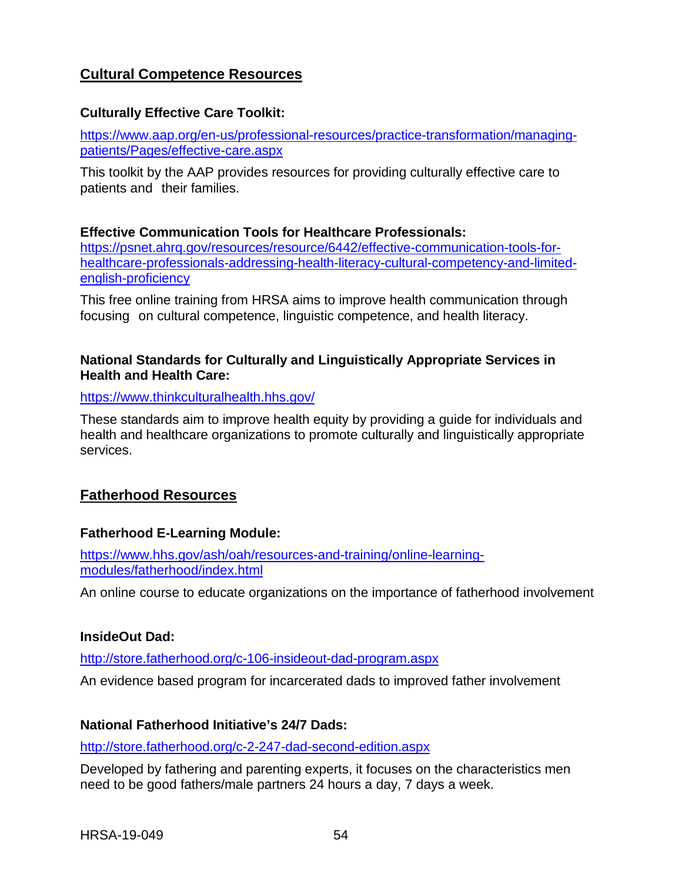## Cultural Competence Resources

**Culturally Effective Care Toolkit:**

https://www.aap.org/en-us/professional-resources/practice-transformation/managing-patients/Pages/effective-care.aspx

This toolkit by the AAP provides resources for providing culturally effective care to patients and their families.

**Effective Communication Tools for Healthcare Professionals:**
https://psnet.ahrq.gov/resources/resource/6442/effective-communication-tools-for-healthcare-professionals-addressing-health-literacy-cultural-competency-and-limited-english-proficiency

This free online training from HRSA aims to improve health communication through focusing on cultural competence, linguistic competence, and health literacy.

**National Standards for Culturally and Linguistically Appropriate Services in Health and Health Care:**

https://www.thinkculturalhealth.hhs.gov/

These standards aim to improve health equity by providing a guide for individuals and health and healthcare organizations to promote culturally and linguistically appropriate services.

## Fatherhood Resources

**Fatherhood E-Learning Module:**

https://www.hhs.gov/ash/oah/resources-and-training/online-learning-modules/fatherhood/index.html

An online course to educate organizations on the importance of fatherhood involvement

**InsideOut Dad:**

http://store.fatherhood.org/c-106-insideout-dad-program.aspx

An evidence based program for incarcerated dads to improved father involvement

**National Fatherhood Initiative's 24/7 Dads:**

http://store.fatherhood.org/c-2-247-dad-second-edition.aspx

Developed by fathering and parenting experts, it focuses on the characteristics men need to be good fathers/male partners 24 hours a day, 7 days a week.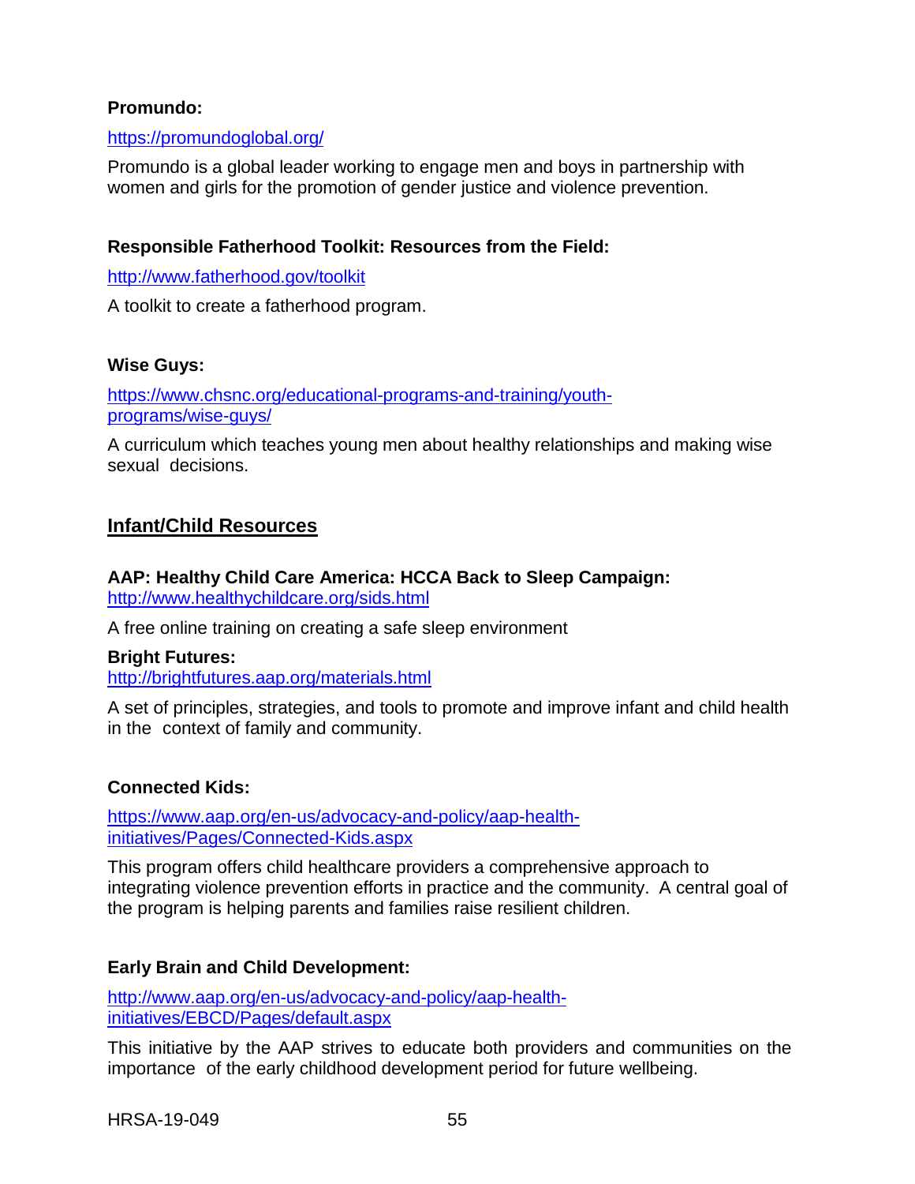**Promundo:**

https://promundoglobal.org/

Promundo is a global leader working to engage men and boys in partnership with women and girls for the promotion of gender justice and violence prevention.

**Responsible Fatherhood Toolkit: Resources from the Field:**

http://www.fatherhood.gov/toolkit

A toolkit to create a fatherhood program.

**Wise Guys:**

https://www.chsnc.org/educational-programs-and-training/youth-programs/wise-guys/

A curriculum which teaches young men about healthy relationships and making wise sexual decisions.

## Infant/Child Resources

**AAP: Healthy Child Care America: HCCA Back to Sleep Campaign:**
http://www.healthychildcare.org/sids.html

A free online training on creating a safe sleep environment

**Bright Futures:**
http://brightfutures.aap.org/materials.html

A set of principles, strategies, and tools to promote and improve infant and child health in the context of family and community.

**Connected Kids:**

https://www.aap.org/en-us/advocacy-and-policy/aap-health-initiatives/Pages/Connected-Kids.aspx

This program offers child healthcare providers a comprehensive approach to integrating violence prevention efforts in practice and the community. A central goal of the program is helping parents and families raise resilient children.

**Early Brain and Child Development:**

http://www.aap.org/en-us/advocacy-and-policy/aap-health-initiatives/EBCD/Pages/default.aspx

This initiative by the AAP strives to educate both providers and communities on the importance of the early childhood development period for future wellbeing.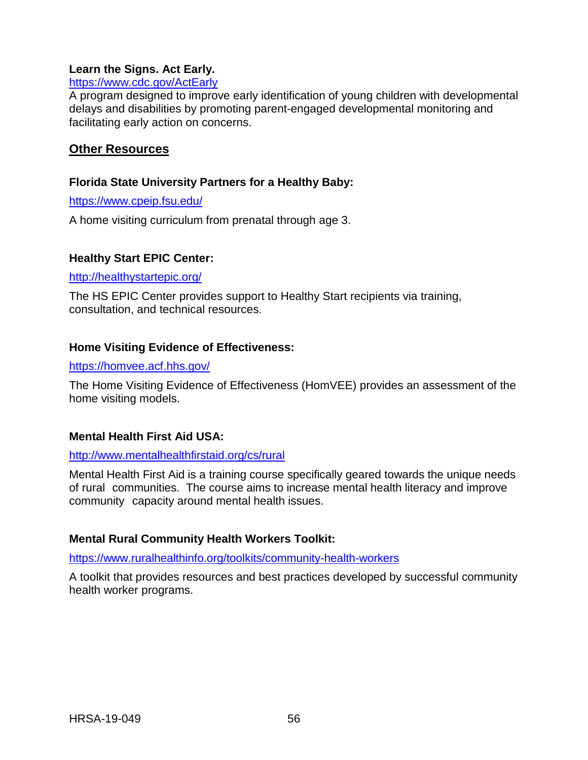**Learn the Signs. Act Early.**
https://www.cdc.gov/ActEarly
A program designed to improve early identification of young children with developmental delays and disabilities by promoting parent-engaged developmental monitoring and facilitating early action on concerns.

## Other Resources

**Florida State University Partners for a Healthy Baby:**

https://www.cpeip.fsu.edu/

A home visiting curriculum from prenatal through age 3.

**Healthy Start EPIC Center:**

http://healthystartepic.org/

The HS EPIC Center provides support to Healthy Start recipients via training, consultation, and technical resources.

**Home Visiting Evidence of Effectiveness:**

https://homvee.acf.hhs.gov/

The Home Visiting Evidence of Effectiveness (HomVEE) provides an assessment of the home visiting models.

**Mental Health First Aid USA:**

http://www.mentalhealthfirstaid.org/cs/rural

Mental Health First Aid is a training course specifically geared towards the unique needs of rural communities. The course aims to increase mental health literacy and improve community capacity around mental health issues.

**Mental Rural Community Health Workers Toolkit:**

https://www.ruralhealthinfo.org/toolkits/community-health-workers

A toolkit that provides resources and best practices developed by successful community health worker programs.